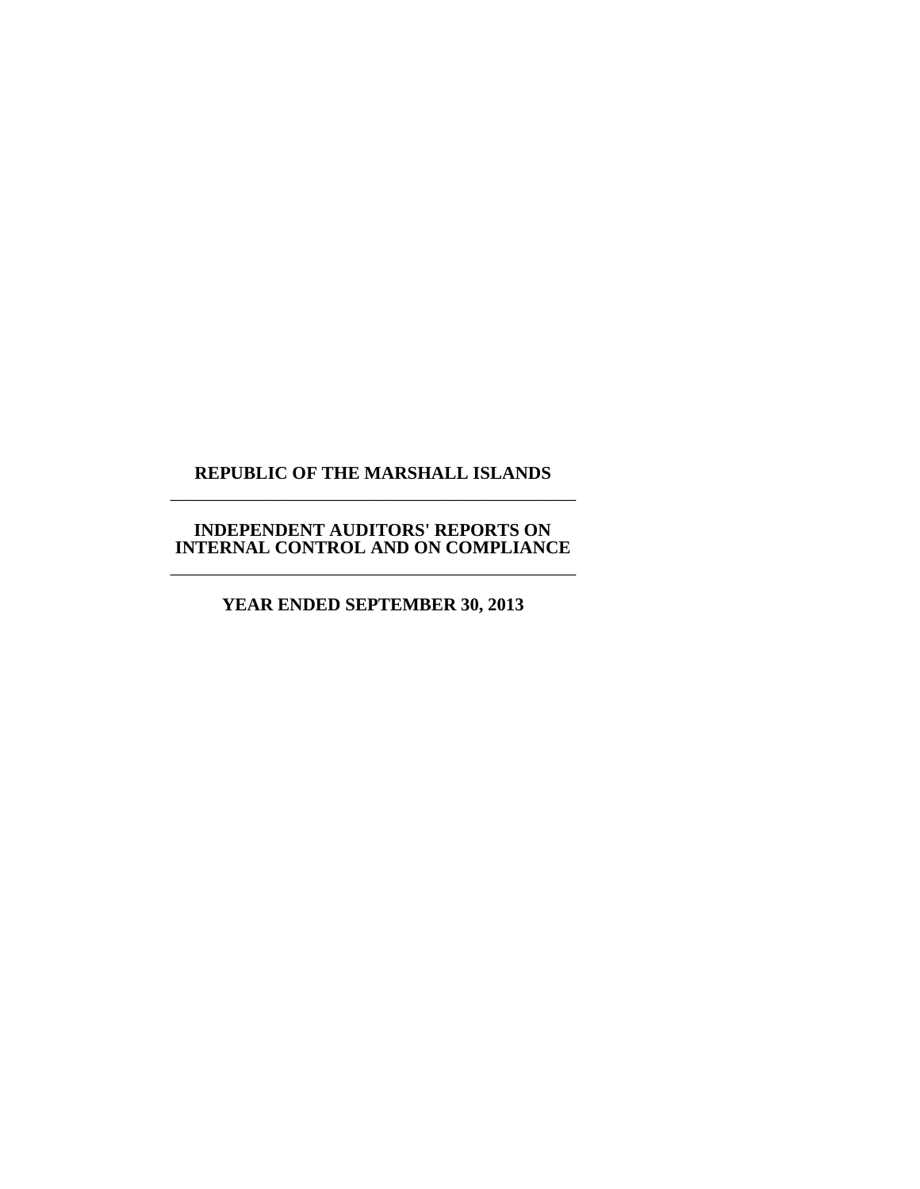# REPUBLIC OF THE MARSHALL ISLANDS

---

## INDEPENDENT AUDITORS' REPORTS ON INTERNAL CONTROL AND ON COMPLIANCE

---

### YEAR ENDED SEPTEMBER 30, 2013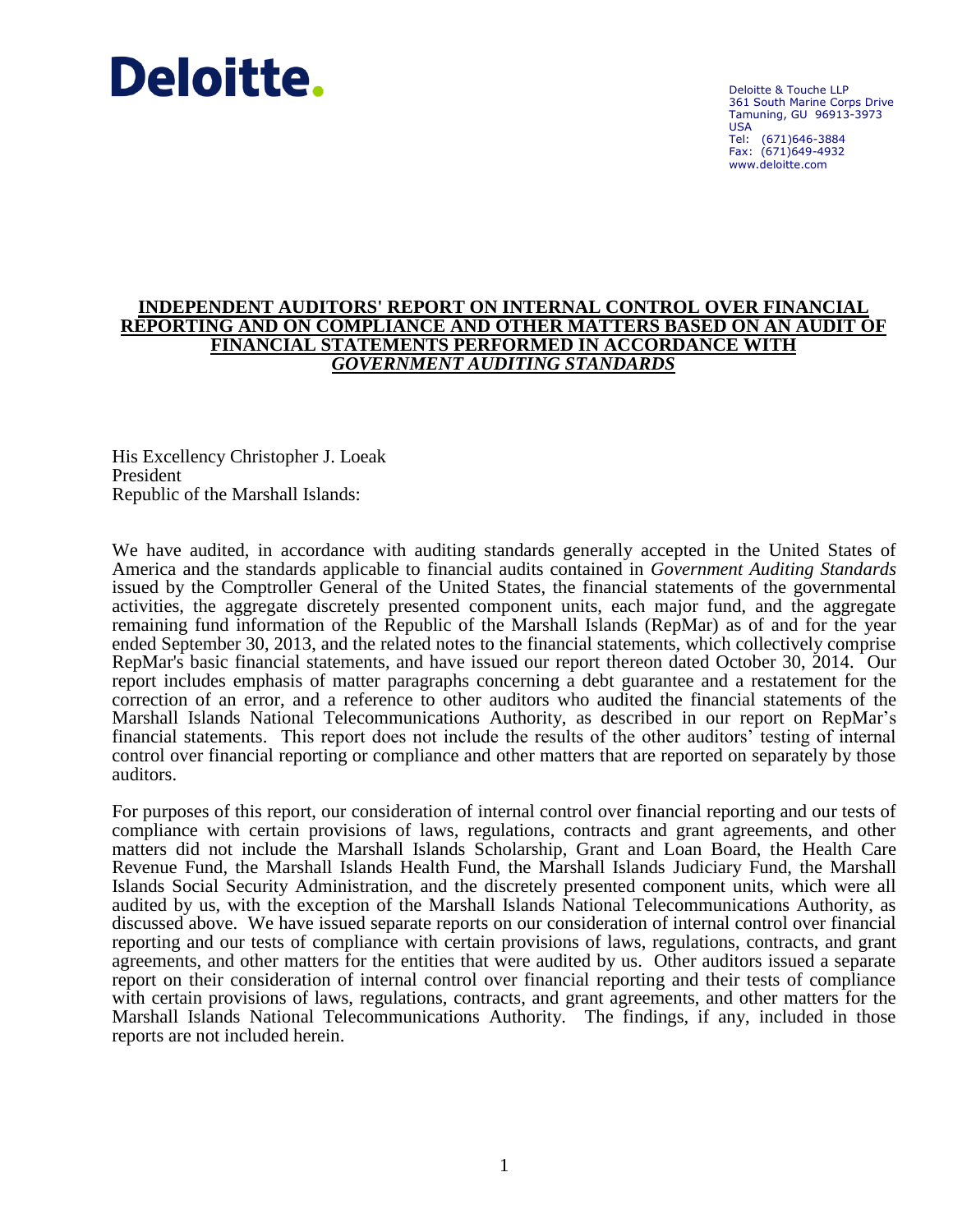Deloitte.

Deloitte & Touche LLP
361 South Marine Corps Drive
Tamuning, GU 96913-3973
USA
Tel: (671)646-3884
Fax: (671)649-4932
www.deloitte.com

## INDEPENDENT AUDITORS' REPORT ON INTERNAL CONTROL OVER FINANCIAL REPORTING AND ON COMPLIANCE AND OTHER MATTERS BASED ON AN AUDIT OF FINANCIAL STATEMENTS PERFORMED IN ACCORDANCE WITH *GOVERNMENT AUDITING STANDARDS*

His Excellency Christopher J. Loeak
President
Republic of the Marshall Islands:

We have audited, in accordance with auditing standards generally accepted in the United States of America and the standards applicable to financial audits contained in *Government Auditing Standards* issued by the Comptroller General of the United States, the financial statements of the governmental activities, the aggregate discretely presented component units, each major fund, and the aggregate remaining fund information of the Republic of the Marshall Islands (RepMar) as of and for the year ended September 30, 2013, and the related notes to the financial statements, which collectively comprise RepMar's basic financial statements, and have issued our report thereon dated October 30, 2014. Our report includes emphasis of matter paragraphs concerning a debt guarantee and a restatement for the correction of an error, and a reference to other auditors who audited the financial statements of the Marshall Islands National Telecommunications Authority, as described in our report on RepMar's financial statements. This report does not include the results of the other auditors' testing of internal control over financial reporting or compliance and other matters that are reported on separately by those auditors.

For purposes of this report, our consideration of internal control over financial reporting and our tests of compliance with certain provisions of laws, regulations, contracts and grant agreements, and other matters did not include the Marshall Islands Scholarship, Grant and Loan Board, the Health Care Revenue Fund, the Marshall Islands Health Fund, the Marshall Islands Judiciary Fund, the Marshall Islands Social Security Administration, and the discretely presented component units, which were all audited by us, with the exception of the Marshall Islands National Telecommunications Authority, as discussed above. We have issued separate reports on our consideration of internal control over financial reporting and our tests of compliance with certain provisions of laws, regulations, contracts, and grant agreements, and other matters for the entities that were audited by us. Other auditors issued a separate report on their consideration of internal control over financial reporting and their tests of compliance with certain provisions of laws, regulations, contracts, and grant agreements, and other matters for the Marshall Islands National Telecommunications Authority. The findings, if any, included in those reports are not included herein.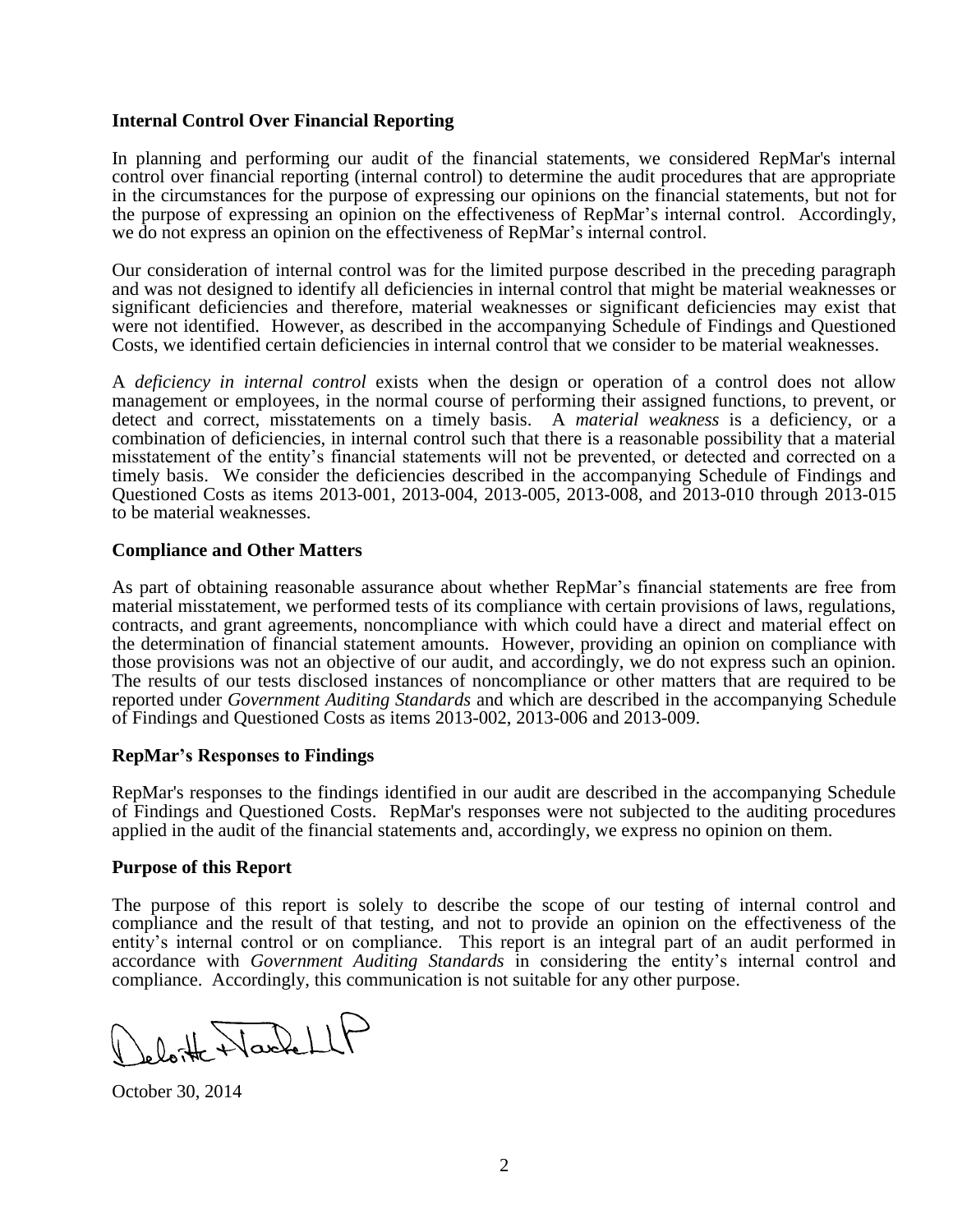## Internal Control Over Financial Reporting

In planning and performing our audit of the financial statements, we considered RepMar's internal control over financial reporting (internal control) to determine the audit procedures that are appropriate in the circumstances for the purpose of expressing our opinions on the financial statements, but not for the purpose of expressing an opinion on the effectiveness of RepMar's internal control. Accordingly, we do not express an opinion on the effectiveness of RepMar's internal control.

Our consideration of internal control was for the limited purpose described in the preceding paragraph and was not designed to identify all deficiencies in internal control that might be material weaknesses or significant deficiencies and therefore, material weaknesses or significant deficiencies may exist that were not identified. However, as described in the accompanying Schedule of Findings and Questioned Costs, we identified certain deficiencies in internal control that we consider to be material weaknesses.

A *deficiency in internal control* exists when the design or operation of a control does not allow management or employees, in the normal course of performing their assigned functions, to prevent, or detect and correct, misstatements on a timely basis. A *material weakness* is a deficiency, or a combination of deficiencies, in internal control such that there is a reasonable possibility that a material misstatement of the entity's financial statements will not be prevented, or detected and corrected on a timely basis. We consider the deficiencies described in the accompanying Schedule of Findings and Questioned Costs as items 2013-001, 2013-004, 2013-005, 2013-008, and 2013-010 through 2013-015 to be material weaknesses.

## Compliance and Other Matters

As part of obtaining reasonable assurance about whether RepMar's financial statements are free from material misstatement, we performed tests of its compliance with certain provisions of laws, regulations, contracts, and grant agreements, noncompliance with which could have a direct and material effect on the determination of financial statement amounts. However, providing an opinion on compliance with those provisions was not an objective of our audit, and accordingly, we do not express such an opinion. The results of our tests disclosed instances of noncompliance or other matters that are required to be reported under *Government Auditing Standards* and which are described in the accompanying Schedule of Findings and Questioned Costs as items 2013-002, 2013-006 and 2013-009.

## RepMar's Responses to Findings

RepMar's responses to the findings identified in our audit are described in the accompanying Schedule of Findings and Questioned Costs. RepMar's responses were not subjected to the auditing procedures applied in the audit of the financial statements and, accordingly, we express no opinion on them.

## Purpose of this Report

The purpose of this report is solely to describe the scope of our testing of internal control and compliance and the result of that testing, and not to provide an opinion on the effectiveness of the entity's internal control or on compliance. This report is an integral part of an audit performed in accordance with *Government Auditing Standards* in considering the entity's internal control and compliance. Accordingly, this communication is not suitable for any other purpose.

Deloitte & Touche LLP

October 30, 2014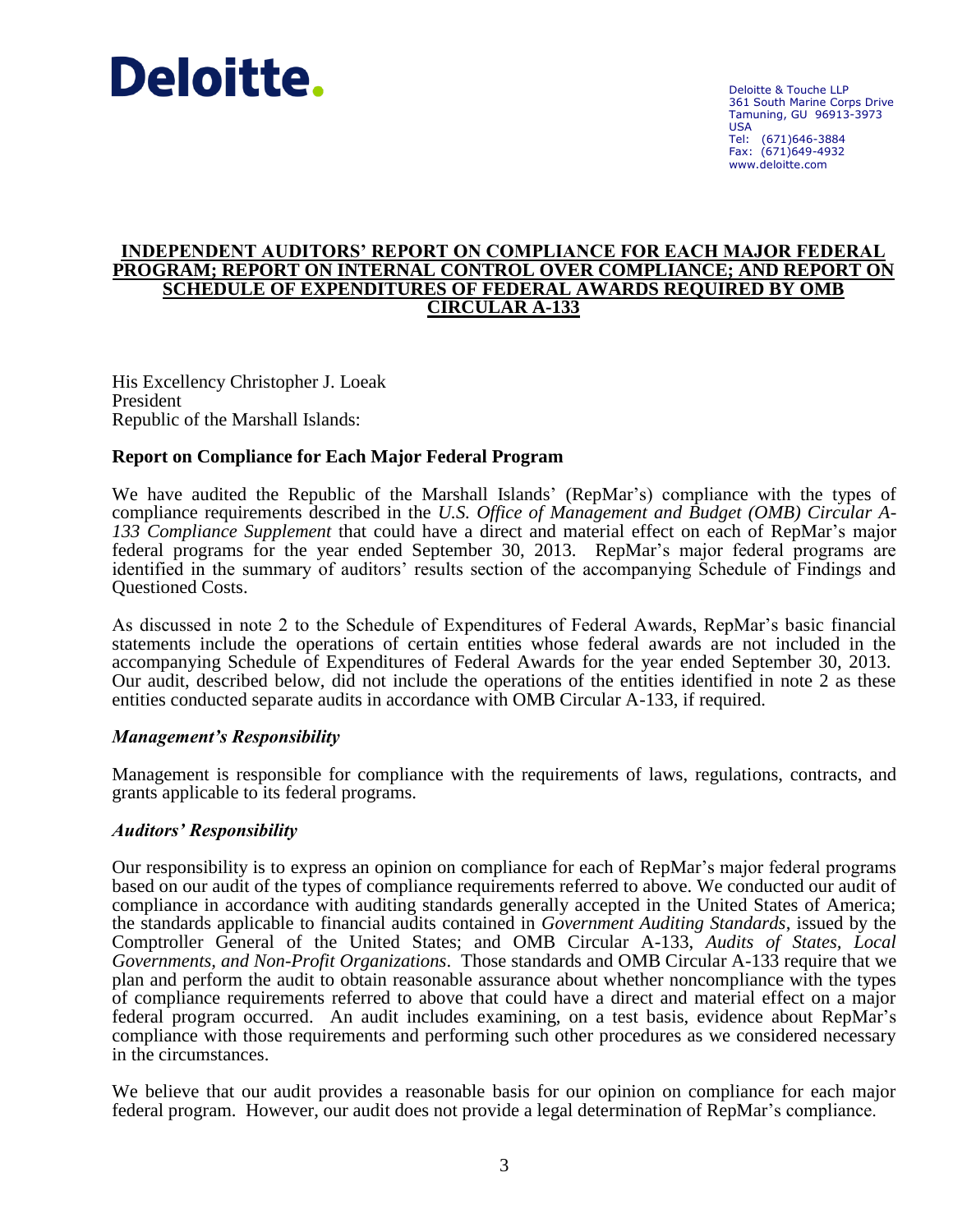Deloitte.

Deloitte & Touche LLP
361 South Marine Corps Drive
Tamuning, GU 96913-3973
USA
Tel: (671)646-3884
Fax: (671)649-4932
www.deloitte.com

# INDEPENDENT AUDITORS' REPORT ON COMPLIANCE FOR EACH MAJOR FEDERAL PROGRAM; REPORT ON INTERNAL CONTROL OVER COMPLIANCE; AND REPORT ON SCHEDULE OF EXPENDITURES OF FEDERAL AWARDS REQUIRED BY OMB CIRCULAR A-133

His Excellency Christopher J. Loeak
President
Republic of the Marshall Islands:

## Report on Compliance for Each Major Federal Program

We have audited the Republic of the Marshall Islands' (RepMar's) compliance with the types of compliance requirements described in the *U.S. Office of Management and Budget (OMB) Circular A-133 Compliance Supplement* that could have a direct and material effect on each of RepMar's major federal programs for the year ended September 30, 2013. RepMar's major federal programs are identified in the summary of auditors' results section of the accompanying Schedule of Findings and Questioned Costs.

As discussed in note 2 to the Schedule of Expenditures of Federal Awards, RepMar's basic financial statements include the operations of certain entities whose federal awards are not included in the accompanying Schedule of Expenditures of Federal Awards for the year ended September 30, 2013. Our audit, described below, did not include the operations of the entities identified in note 2 as these entities conducted separate audits in accordance with OMB Circular A-133, if required.

### *Management's Responsibility*

Management is responsible for compliance with the requirements of laws, regulations, contracts, and grants applicable to its federal programs.

### *Auditors' Responsibility*

Our responsibility is to express an opinion on compliance for each of RepMar's major federal programs based on our audit of the types of compliance requirements referred to above. We conducted our audit of compliance in accordance with auditing standards generally accepted in the United States of America; the standards applicable to financial audits contained in *Government Auditing Standards*, issued by the Comptroller General of the United States; and OMB Circular A-133, *Audits of States, Local Governments, and Non-Profit Organizations*. Those standards and OMB Circular A-133 require that we plan and perform the audit to obtain reasonable assurance about whether noncompliance with the types of compliance requirements referred to above that could have a direct and material effect on a major federal program occurred. An audit includes examining, on a test basis, evidence about RepMar's compliance with those requirements and performing such other procedures as we considered necessary in the circumstances.

We believe that our audit provides a reasonable basis for our opinion on compliance for each major federal program. However, our audit does not provide a legal determination of RepMar's compliance.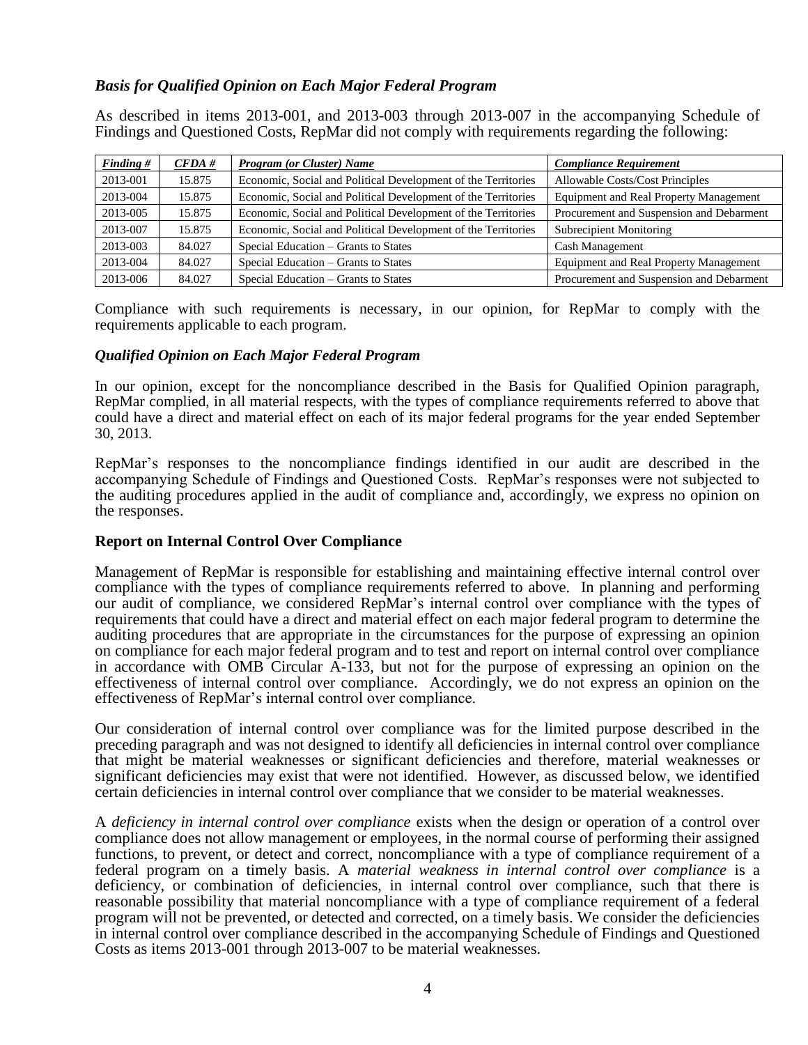### *Basis for Qualified Opinion on Each Major Federal Program*

As described in items 2013-001, and 2013-003 through 2013-007 in the accompanying Schedule of Findings and Questioned Costs, RepMar did not comply with requirements regarding the following:

| *Finding #* | *CFDA #* | *Program (or Cluster) Name* | *Compliance Requirement* |
|---|---|---|---|
| 2013-001 | 15.875 | Economic, Social and Political Development of the Territories | Allowable Costs/Cost Principles |
| 2013-004 | 15.875 | Economic, Social and Political Development of the Territories | Equipment and Real Property Management |
| 2013-005 | 15.875 | Economic, Social and Political Development of the Territories | Procurement and Suspension and Debarment |
| 2013-007 | 15.875 | Economic, Social and Political Development of the Territories | Subrecipient Monitoring |
| 2013-003 | 84.027 | Special Education – Grants to States | Cash Management |
| 2013-004 | 84.027 | Special Education – Grants to States | Equipment and Real Property Management |
| 2013-006 | 84.027 | Special Education – Grants to States | Procurement and Suspension and Debarment |

Compliance with such requirements is necessary, in our opinion, for RepMar to comply with the requirements applicable to each program.

### *Qualified Opinion on Each Major Federal Program*

In our opinion, except for the noncompliance described in the Basis for Qualified Opinion paragraph, RepMar complied, in all material respects, with the types of compliance requirements referred to above that could have a direct and material effect on each of its major federal programs for the year ended September 30, 2013.

RepMar's responses to the noncompliance findings identified in our audit are described in the accompanying Schedule of Findings and Questioned Costs. RepMar's responses were not subjected to the auditing procedures applied in the audit of compliance and, accordingly, we express no opinion on the responses.

## Report on Internal Control Over Compliance

Management of RepMar is responsible for establishing and maintaining effective internal control over compliance with the types of compliance requirements referred to above. In planning and performing our audit of compliance, we considered RepMar's internal control over compliance with the types of requirements that could have a direct and material effect on each major federal program to determine the auditing procedures that are appropriate in the circumstances for the purpose of expressing an opinion on compliance for each major federal program and to test and report on internal control over compliance in accordance with OMB Circular A-133, but not for the purpose of expressing an opinion on the effectiveness of internal control over compliance. Accordingly, we do not express an opinion on the effectiveness of RepMar's internal control over compliance.

Our consideration of internal control over compliance was for the limited purpose described in the preceding paragraph and was not designed to identify all deficiencies in internal control over compliance that might be material weaknesses or significant deficiencies and therefore, material weaknesses or significant deficiencies may exist that were not identified. However, as discussed below, we identified certain deficiencies in internal control over compliance that we consider to be material weaknesses.

A *deficiency in internal control over compliance* exists when the design or operation of a control over compliance does not allow management or employees, in the normal course of performing their assigned functions, to prevent, or detect and correct, noncompliance with a type of compliance requirement of a federal program on a timely basis. A *material weakness in internal control over compliance* is a deficiency, or combination of deficiencies, in internal control over compliance, such that there is reasonable possibility that material noncompliance with a type of compliance requirement of a federal program will not be prevented, or detected and corrected, on a timely basis. We consider the deficiencies in internal control over compliance described in the accompanying Schedule of Findings and Questioned Costs as items 2013-001 through 2013-007 to be material weaknesses.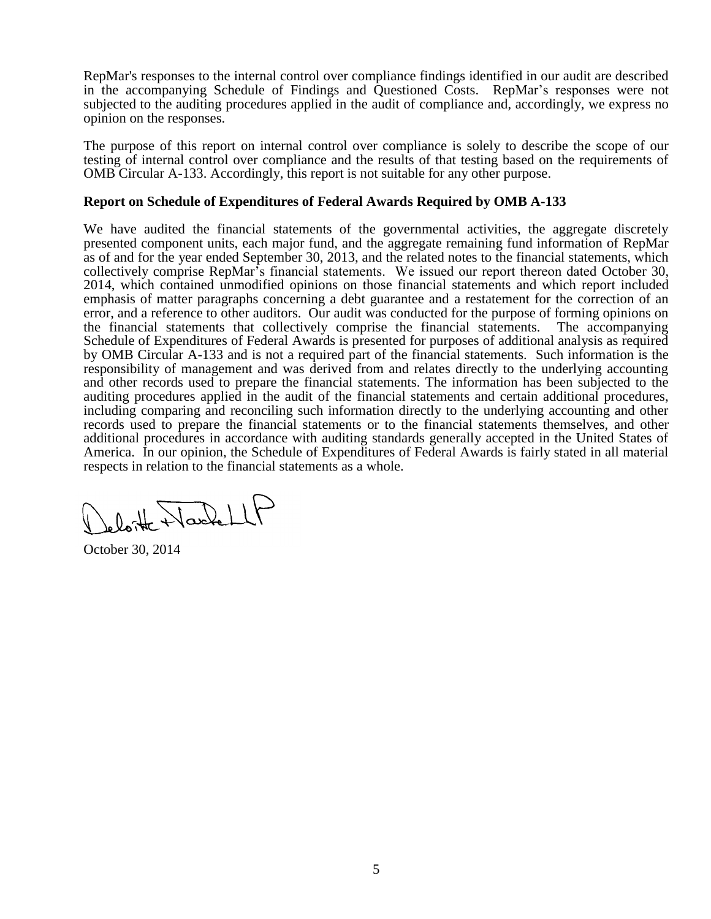RepMar's responses to the internal control over compliance findings identified in our audit are described in the accompanying Schedule of Findings and Questioned Costs. RepMar's responses were not subjected to the auditing procedures applied in the audit of compliance and, accordingly, we express no opinion on the responses.

The purpose of this report on internal control over compliance is solely to describe the scope of our testing of internal control over compliance and the results of that testing based on the requirements of OMB Circular A-133. Accordingly, this report is not suitable for any other purpose.

**Report on Schedule of Expenditures of Federal Awards Required by OMB A-133**

We have audited the financial statements of the governmental activities, the aggregate discretely presented component units, each major fund, and the aggregate remaining fund information of RepMar as of and for the year ended September 30, 2013, and the related notes to the financial statements, which collectively comprise RepMar's financial statements. We issued our report thereon dated October 30, 2014, which contained unmodified opinions on those financial statements and which report included emphasis of matter paragraphs concerning a debt guarantee and a restatement for the correction of an error, and a reference to other auditors. Our audit was conducted for the purpose of forming opinions on the financial statements that collectively comprise the financial statements. The accompanying Schedule of Expenditures of Federal Awards is presented for purposes of additional analysis as required by OMB Circular A-133 and is not a required part of the financial statements. Such information is the responsibility of management and was derived from and relates directly to the underlying accounting and other records used to prepare the financial statements. The information has been subjected to the auditing procedures applied in the audit of the financial statements and certain additional procedures, including comparing and reconciling such information directly to the underlying accounting and other records used to prepare the financial statements or to the financial statements themselves, and other additional procedures in accordance with auditing standards generally accepted in the United States of America. In our opinion, the Schedule of Expenditures of Federal Awards is fairly stated in all material respects in relation to the financial statements as a whole.

Deloitte & Touche LLP

October 30, 2014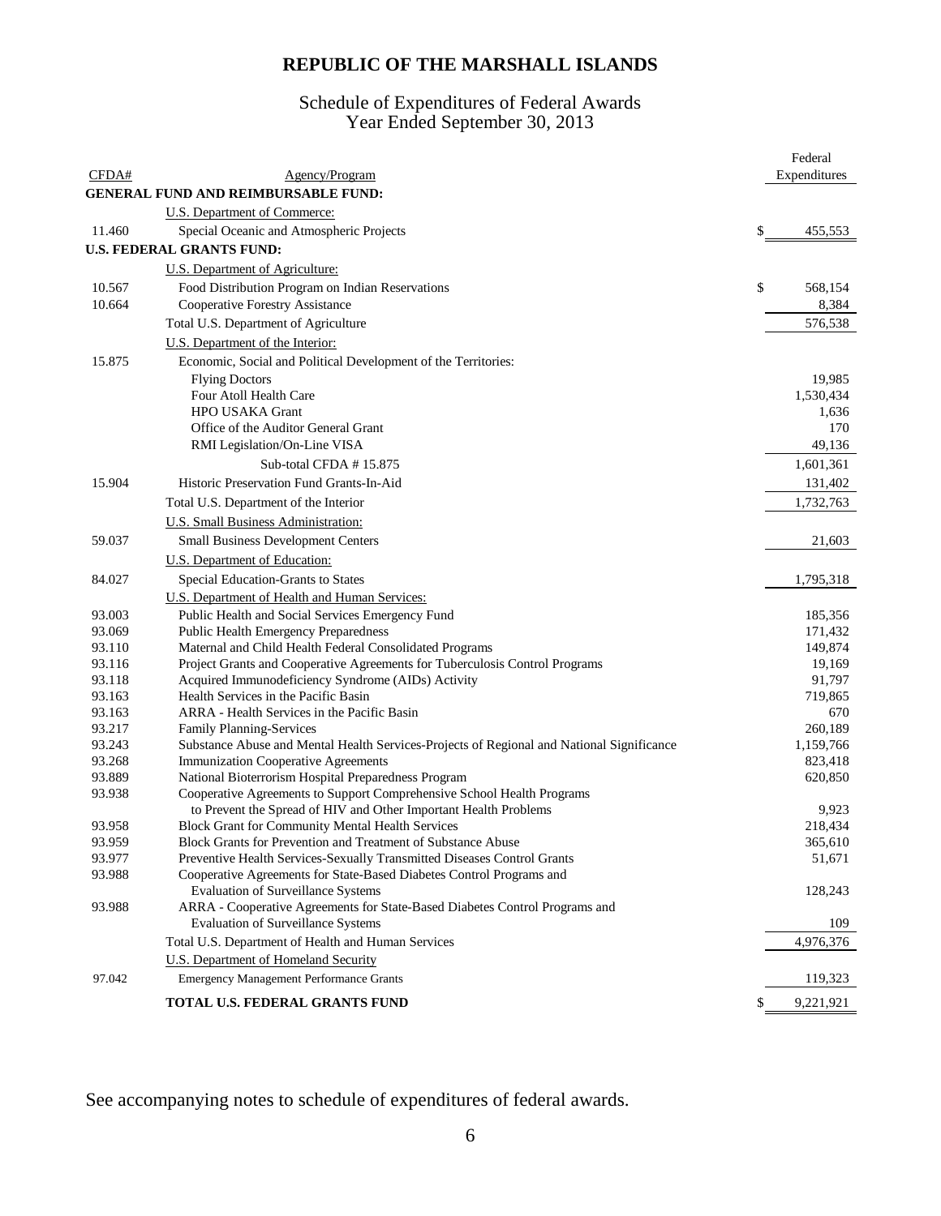# REPUBLIC OF THE MARSHALL ISLANDS

## Schedule of Expenditures of Federal Awards
## Year Ended September 30, 2013

| CFDA# | Agency/Program | Federal Expenditures |
|---|---|---|
| | **GENERAL FUND AND REIMBURSABLE FUND:** | |
| | U.S. Department of Commerce: | |
| 11.460 | Special Oceanic and Atmospheric Projects | $ 455,553 |
| | **U.S. FEDERAL GRANTS FUND:** | |
| | U.S. Department of Agriculture: | |
| 10.567 | Food Distribution Program on Indian Reservations | $ 568,154 |
| 10.664 | Cooperative Forestry Assistance | 8,384 |
| | Total U.S. Department of Agriculture | 576,538 |
| | U.S. Department of the Interior: | |
| 15.875 | Economic, Social and Political Development of the Territories: | |
| | Flying Doctors | 19,985 |
| | Four Atoll Health Care | 1,530,434 |
| | HPO USAKA Grant | 1,636 |
| | Office of the Auditor General Grant | 170 |
| | RMI Legislation/On-Line VISA | 49,136 |
| | Sub-total CFDA # 15.875 | 1,601,361 |
| 15.904 | Historic Preservation Fund Grants-In-Aid | 131,402 |
| | Total U.S. Department of the Interior | 1,732,763 |
| | U.S. Small Business Administration: | |
| 59.037 | Small Business Development Centers | 21,603 |
| | U.S. Department of Education: | |
| 84.027 | Special Education-Grants to States | 1,795,318 |
| | U.S. Department of Health and Human Services: | |
| 93.003 | Public Health and Social Services Emergency Fund | 185,356 |
| 93.069 | Public Health Emergency Preparedness | 171,432 |
| 93.110 | Maternal and Child Health Federal Consolidated Programs | 149,874 |
| 93.116 | Project Grants and Cooperative Agreements for Tuberculosis Control Programs | 19,169 |
| 93.118 | Acquired Immunodeficiency Syndrome (AIDs) Activity | 91,797 |
| 93.163 | Health Services in the Pacific Basin | 719,865 |
| 93.163 | ARRA - Health Services in the Pacific Basin | 670 |
| 93.217 | Family Planning-Services | 260,189 |
| 93.243 | Substance Abuse and Mental Health Services-Projects of Regional and National Significance | 1,159,766 |
| 93.268 | Immunization Cooperative Agreements | 823,418 |
| 93.889 | National Bioterrorism Hospital Preparedness Program | 620,850 |
| 93.938 | Cooperative Agreements to Support Comprehensive School Health Programs to Prevent the Spread of HIV and Other Important Health Problems | 9,923 |
| 93.958 | Block Grant for Community Mental Health Services | 218,434 |
| 93.959 | Block Grants for Prevention and Treatment of Substance Abuse | 365,610 |
| 93.977 | Preventive Health Services-Sexually Transmitted Diseases Control Grants | 51,671 |
| 93.988 | Cooperative Agreements for State-Based Diabetes Control Programs and Evaluation of Surveillance Systems | 128,243 |
| 93.988 | ARRA - Cooperative Agreements for State-Based Diabetes Control Programs and Evaluation of Surveillance Systems | 109 |
| | Total U.S. Department of Health and Human Services | 4,976,376 |
| | U.S. Department of Homeland Security | |
| 97.042 | Emergency Management Performance Grants | 119,323 |
| | **TOTAL U.S. FEDERAL GRANTS FUND** | $ 9,221,921 |

See accompanying notes to schedule of expenditures of federal awards.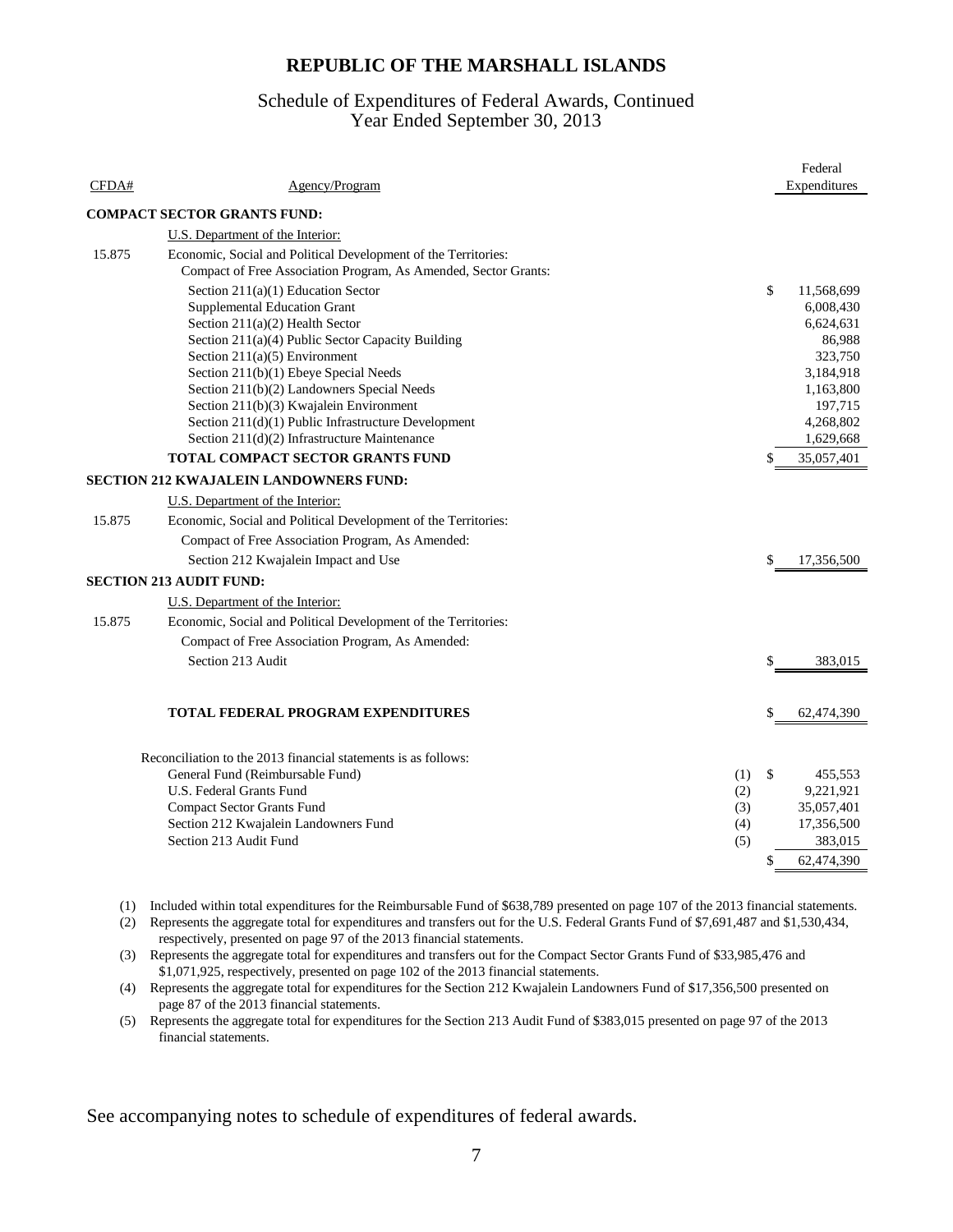# REPUBLIC OF THE MARSHALL ISLANDS

## Schedule of Expenditures of Federal Awards, Continued
## Year Ended September 30, 2013

| CFDA# | Agency/Program | Federal Expenditures |
|---|---|---|
| | **COMPACT SECTOR GRANTS FUND:** | |
| | U.S. Department of the Interior: | |
| 15.875 | Economic, Social and Political Development of the Territories: Compact of Free Association Program, As Amended, Sector Grants: | |
| | Section 211(a)(1) Education Sector | $ 11,568,699 |
| | Supplemental Education Grant | 6,008,430 |
| | Section 211(a)(2) Health Sector | 6,624,631 |
| | Section 211(a)(4) Public Sector Capacity Building | 86,988 |
| | Section 211(a)(5) Environment | 323,750 |
| | Section 211(b)(1) Ebeye Special Needs | 3,184,918 |
| | Section 211(b)(2) Landowners Special Needs | 1,163,800 |
| | Section 211(b)(3) Kwajalein Environment | 197,715 |
| | Section 211(d)(1) Public Infrastructure Development | 4,268,802 |
| | Section 211(d)(2) Infrastructure Maintenance | 1,629,668 |
| | **TOTAL COMPACT SECTOR GRANTS FUND** | $ 35,057,401 |
| | **SECTION 212 KWAJALEIN LANDOWNERS FUND:** | |
| | U.S. Department of the Interior: | |
| 15.875 | Economic, Social and Political Development of the Territories: | |
| | Compact of Free Association Program, As Amended: | |
| | Section 212 Kwajalein Impact and Use | $ 17,356,500 |
| | **SECTION 213 AUDIT FUND:** | |
| | U.S. Department of the Interior: | |
| 15.875 | Economic, Social and Political Development of the Territories: | |
| | Compact of Free Association Program, As Amended: | |
| | Section 213 Audit | $ 383,015 |
| | **TOTAL FEDERAL PROGRAM EXPENDITURES** | $ 62,474,390 |

Reconciliation to the 2013 financial statements is as follows:

| | | |
|---|---|---|
| General Fund (Reimbursable Fund) | (1) | $ 455,553 |
| U.S. Federal Grants Fund | (2) | 9,221,921 |
| Compact Sector Grants Fund | (3) | 35,057,401 |
| Section 212 Kwajalein Landowners Fund | (4) | 17,356,500 |
| Section 213 Audit Fund | (5) | 383,015 |
| | | $ 62,474,390 |

(1) Included within total expenditures for the Reimbursable Fund of $638,789 presented on page 107 of the 2013 financial statements.

(2) Represents the aggregate total for expenditures and transfers out for the U.S. Federal Grants Fund of $7,691,487 and $1,530,434, respectively, presented on page 97 of the 2013 financial statements.

(3) Represents the aggregate total for expenditures and transfers out for the Compact Sector Grants Fund of $33,985,476 and $1,071,925, respectively, presented on page 102 of the 2013 financial statements.

(4) Represents the aggregate total for expenditures for the Section 212 Kwajalein Landowners Fund of $17,356,500 presented on page 87 of the 2013 financial statements.

(5) Represents the aggregate total for expenditures for the Section 213 Audit Fund of $383,015 presented on page 97 of the 2013 financial statements.

See accompanying notes to schedule of expenditures of federal awards.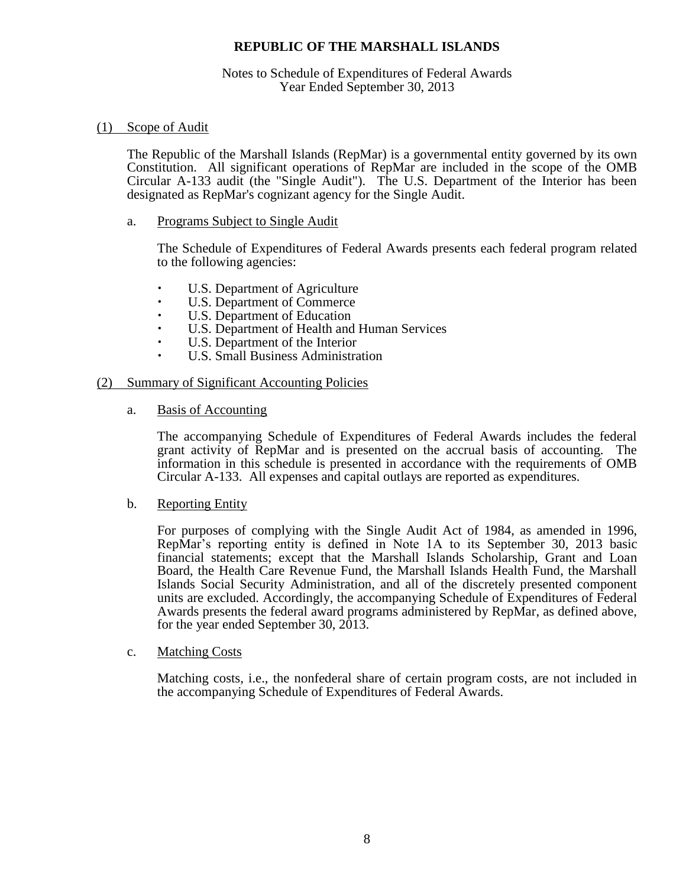# REPUBLIC OF THE MARSHALL ISLANDS

Notes to Schedule of Expenditures of Federal Awards
Year Ended September 30, 2013

## (1) Scope of Audit

The Republic of the Marshall Islands (RepMar) is a governmental entity governed by its own Constitution. All significant operations of RepMar are included in the scope of the OMB Circular A-133 audit (the "Single Audit"). The U.S. Department of the Interior has been designated as RepMar's cognizant agency for the Single Audit.

### a. Programs Subject to Single Audit

The Schedule of Expenditures of Federal Awards presents each federal program related to the following agencies:

- U.S. Department of Agriculture
- U.S. Department of Commerce
- U.S. Department of Education
- U.S. Department of Health and Human Services
- U.S. Department of the Interior
- U.S. Small Business Administration

## (2) Summary of Significant Accounting Policies

### a. Basis of Accounting

The accompanying Schedule of Expenditures of Federal Awards includes the federal grant activity of RepMar and is presented on the accrual basis of accounting. The information in this schedule is presented in accordance with the requirements of OMB Circular A-133. All expenses and capital outlays are reported as expenditures.

### b. Reporting Entity

For purposes of complying with the Single Audit Act of 1984, as amended in 1996, RepMar's reporting entity is defined in Note 1A to its September 30, 2013 basic financial statements; except that the Marshall Islands Scholarship, Grant and Loan Board, the Health Care Revenue Fund, the Marshall Islands Health Fund, the Marshall Islands Social Security Administration, and all of the discretely presented component units are excluded. Accordingly, the accompanying Schedule of Expenditures of Federal Awards presents the federal award programs administered by RepMar, as defined above, for the year ended September 30, 2013.

### c. Matching Costs

Matching costs, i.e., the nonfederal share of certain program costs, are not included in the accompanying Schedule of Expenditures of Federal Awards.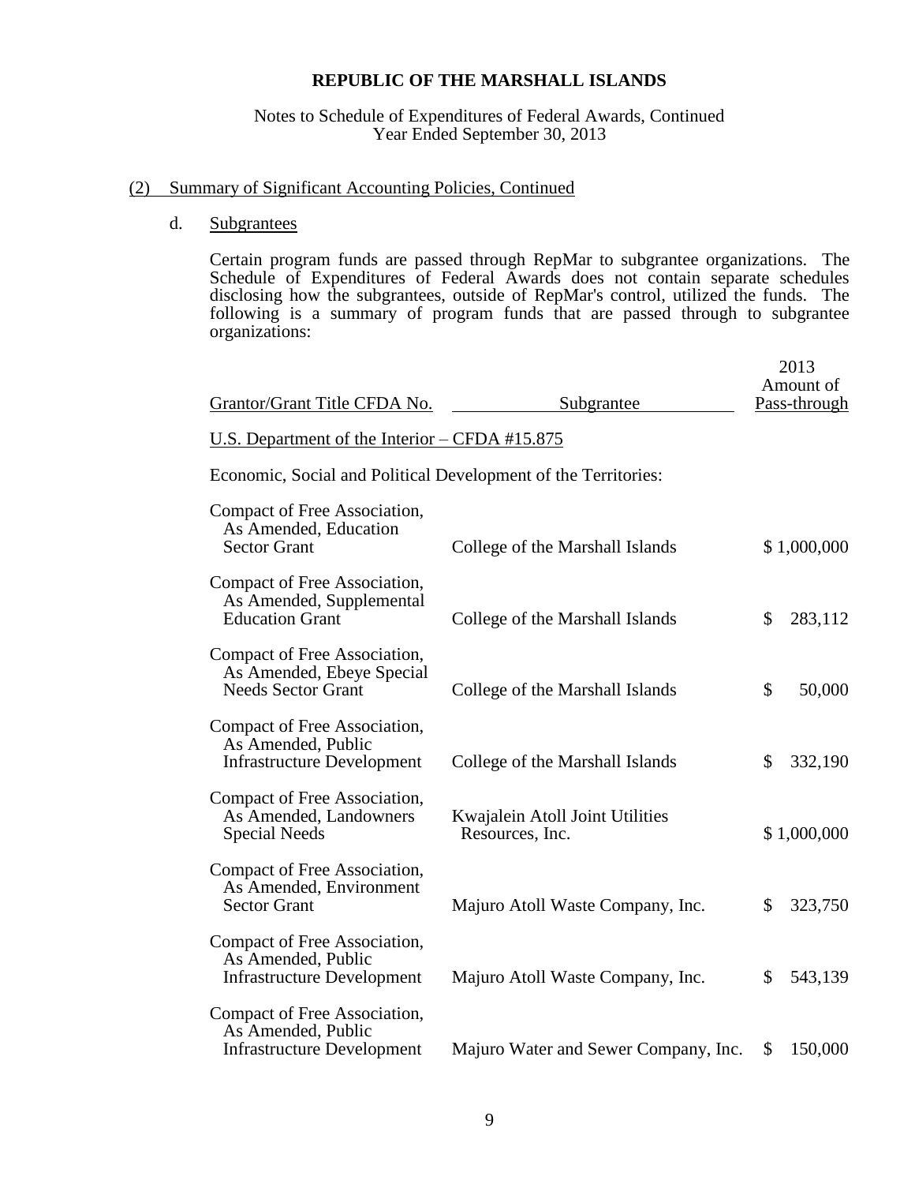# REPUBLIC OF THE MARSHALL ISLANDS

Notes to Schedule of Expenditures of Federal Awards, Continued
Year Ended September 30, 2013

## (2) Summary of Significant Accounting Policies, Continued

### d. Subgrantees

Certain program funds are passed through RepMar to subgrantee organizations. The Schedule of Expenditures of Federal Awards does not contain separate schedules disclosing how the subgrantees, outside of RepMar's control, utilized the funds. The following is a summary of program funds that are passed through to subgrantee organizations:

| Grantor/Grant Title CFDA No. | Subgrantee | 2013 Amount of Pass-through |
|---|---|---|
| U.S. Department of the Interior – CFDA #15.875 | | |
| Economic, Social and Political Development of the Territories: | | |
| Compact of Free Association, As Amended, Education Sector Grant | College of the Marshall Islands | $ 1,000,000 |
| Compact of Free Association, As Amended, Supplemental Education Grant | College of the Marshall Islands | $ 283,112 |
| Compact of Free Association, As Amended, Ebeye Special Needs Sector Grant | College of the Marshall Islands | $ 50,000 |
| Compact of Free Association, As Amended, Public Infrastructure Development | College of the Marshall Islands | $ 332,190 |
| Compact of Free Association, As Amended, Landowners Special Needs | Kwajalein Atoll Joint Utilities Resources, Inc. | $ 1,000,000 |
| Compact of Free Association, As Amended, Environment Sector Grant | Majuro Atoll Waste Company, Inc. | $ 323,750 |
| Compact of Free Association, As Amended, Public Infrastructure Development | Majuro Atoll Waste Company, Inc. | $ 543,139 |
| Compact of Free Association, As Amended, Public Infrastructure Development | Majuro Water and Sewer Company, Inc. | $ 150,000 |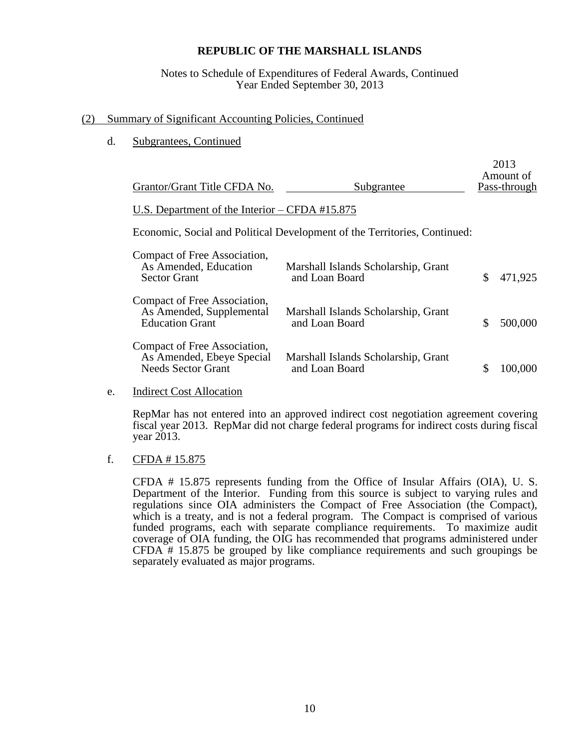# REPUBLIC OF THE MARSHALL ISLANDS

Notes to Schedule of Expenditures of Federal Awards, Continued
Year Ended September 30, 2013

## (2) Summary of Significant Accounting Policies, Continued

### d. Subgrantees, Continued

| Grantor/Grant Title CFDA No. | Subgrantee | 2013 Amount of Pass-through |
|---|---|---|
| U.S. Department of the Interior – CFDA #15.875 | | |
| Economic, Social and Political Development of the Territories, Continued: | | |
| Compact of Free Association, As Amended, Education Sector Grant | Marshall Islands Scholarship, Grant and Loan Board | $ 471,925 |
| Compact of Free Association, As Amended, Supplemental Education Grant | Marshall Islands Scholarship, Grant and Loan Board | $ 500,000 |
| Compact of Free Association, As Amended, Ebeye Special Needs Sector Grant | Marshall Islands Scholarship, Grant and Loan Board | $ 100,000 |

### e. Indirect Cost Allocation

RepMar has not entered into an approved indirect cost negotiation agreement covering fiscal year 2013. RepMar did not charge federal programs for indirect costs during fiscal year 2013.

### f. CFDA # 15.875

CFDA # 15.875 represents funding from the Office of Insular Affairs (OIA), U. S. Department of the Interior. Funding from this source is subject to varying rules and regulations since OIA administers the Compact of Free Association (the Compact), which is a treaty, and is not a federal program. The Compact is comprised of various funded programs, each with separate compliance requirements. To maximize audit coverage of OIA funding, the OIG has recommended that programs administered under CFDA # 15.875 be grouped by like compliance requirements and such groupings be separately evaluated as major programs.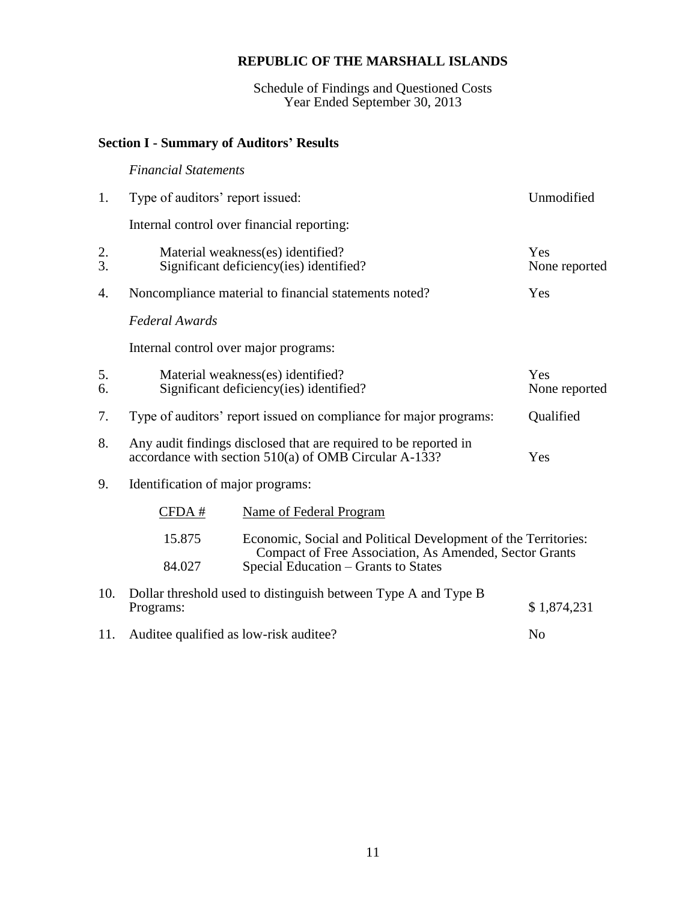# REPUBLIC OF THE MARSHALL ISLANDS

Schedule of Findings and Questioned Costs
Year Ended September 30, 2013

## Section I - Summary of Auditors' Results

*Financial Statements*

1. Type of auditors' report issued: Unmodified

   Internal control over financial reporting:

2. Material weakness(es) identified? Yes
3. Significant deficiency(ies) identified? None reported
4. Noncompliance material to financial statements noted? Yes

*Federal Awards*

Internal control over major programs:

5. Material weakness(es) identified? Yes
6. Significant deficiency(ies) identified? None reported
7. Type of auditors' report issued on compliance for major programs: Qualified
8. Any audit findings disclosed that are required to be reported in accordance with section 510(a) of OMB Circular A-133? Yes
9. Identification of major programs:

| CFDA # | Name of Federal Program |
|---|---|
| 15.875 | Economic, Social and Political Development of the Territories: Compact of Free Association, As Amended, Sector Grants |
| 84.027 | Special Education – Grants to States |

10. Dollar threshold used to distinguish between Type A and Type B Programs: $ 1,874,231
11. Auditee qualified as low-risk auditee? No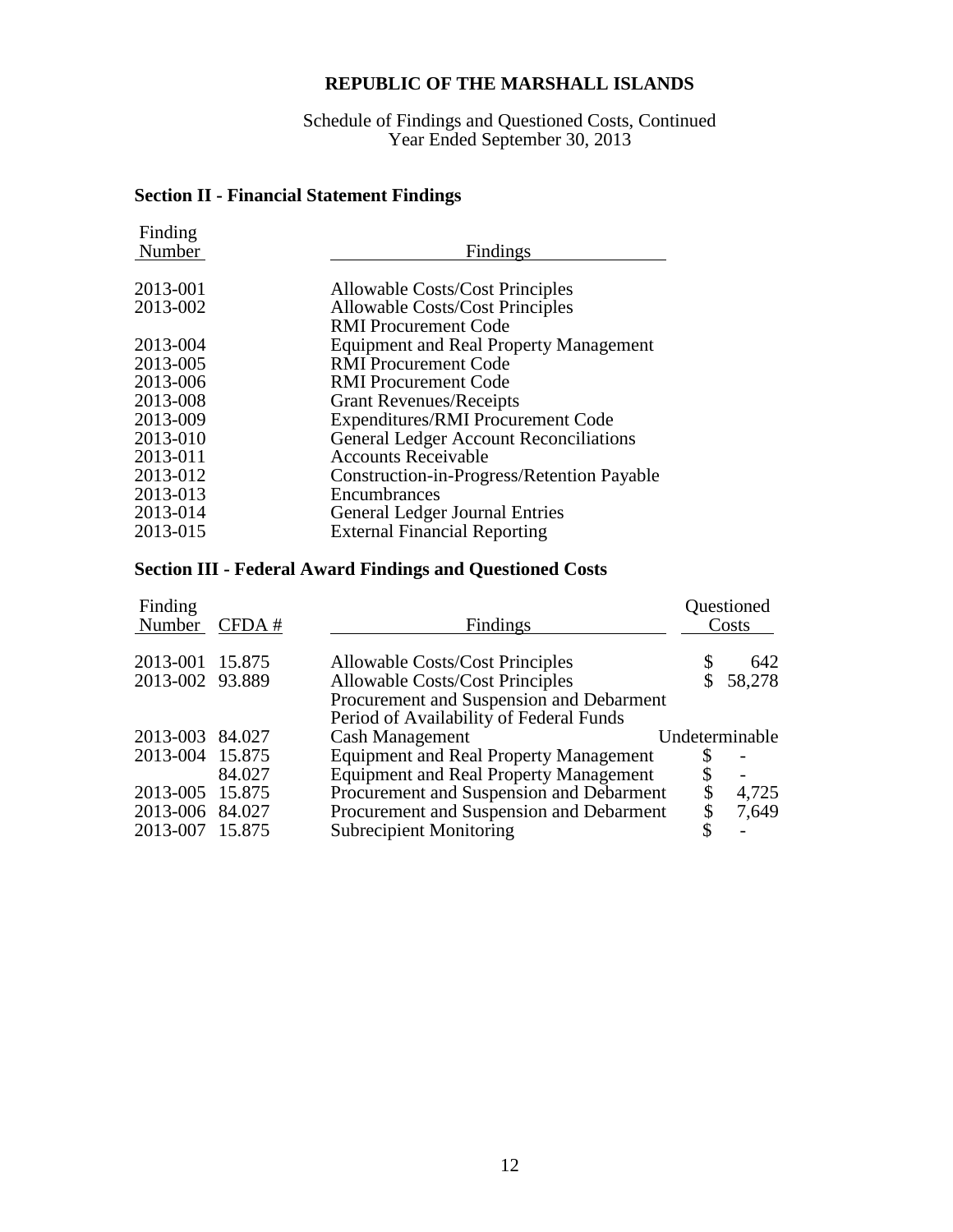# REPUBLIC OF THE MARSHALL ISLANDS

Schedule of Findings and Questioned Costs, Continued
Year Ended September 30, 2013

## Section II - Financial Statement Findings

| Finding Number | Findings |
|---|---|
| 2013-001 | Allowable Costs/Cost Principles |
| 2013-002 | Allowable Costs/Cost Principles<br>RMI Procurement Code |
| 2013-004 | Equipment and Real Property Management |
| 2013-005 | RMI Procurement Code |
| 2013-006 | RMI Procurement Code |
| 2013-008 | Grant Revenues/Receipts |
| 2013-009 | Expenditures/RMI Procurement Code |
| 2013-010 | General Ledger Account Reconciliations |
| 2013-011 | Accounts Receivable |
| 2013-012 | Construction-in-Progress/Retention Payable |
| 2013-013 | Encumbrances |
| 2013-014 | General Ledger Journal Entries |
| 2013-015 | External Financial Reporting |

## Section III - Federal Award Findings and Questioned Costs

| Finding Number | CFDA # | Findings | Questioned Costs |
|---|---|---|---|
| 2013-001 | 15.875 | Allowable Costs/Cost Principles | $ 642 |
| 2013-002 | 93.889 | Allowable Costs/Cost Principles<br>Procurement and Suspension and Debarment<br>Period of Availability of Federal Funds | $ 58,278 |
| 2013-003 | 84.027 | Cash Management | Undeterminable |
| 2013-004 | 15.875 | Equipment and Real Property Management | $ - |
| | 84.027 | Equipment and Real Property Management | $ - |
| 2013-005 | 15.875 | Procurement and Suspension and Debarment | $ 4,725 |
| 2013-006 | 84.027 | Procurement and Suspension and Debarment | $ 7,649 |
| 2013-007 | 15.875 | Subrecipient Monitoring | $ - |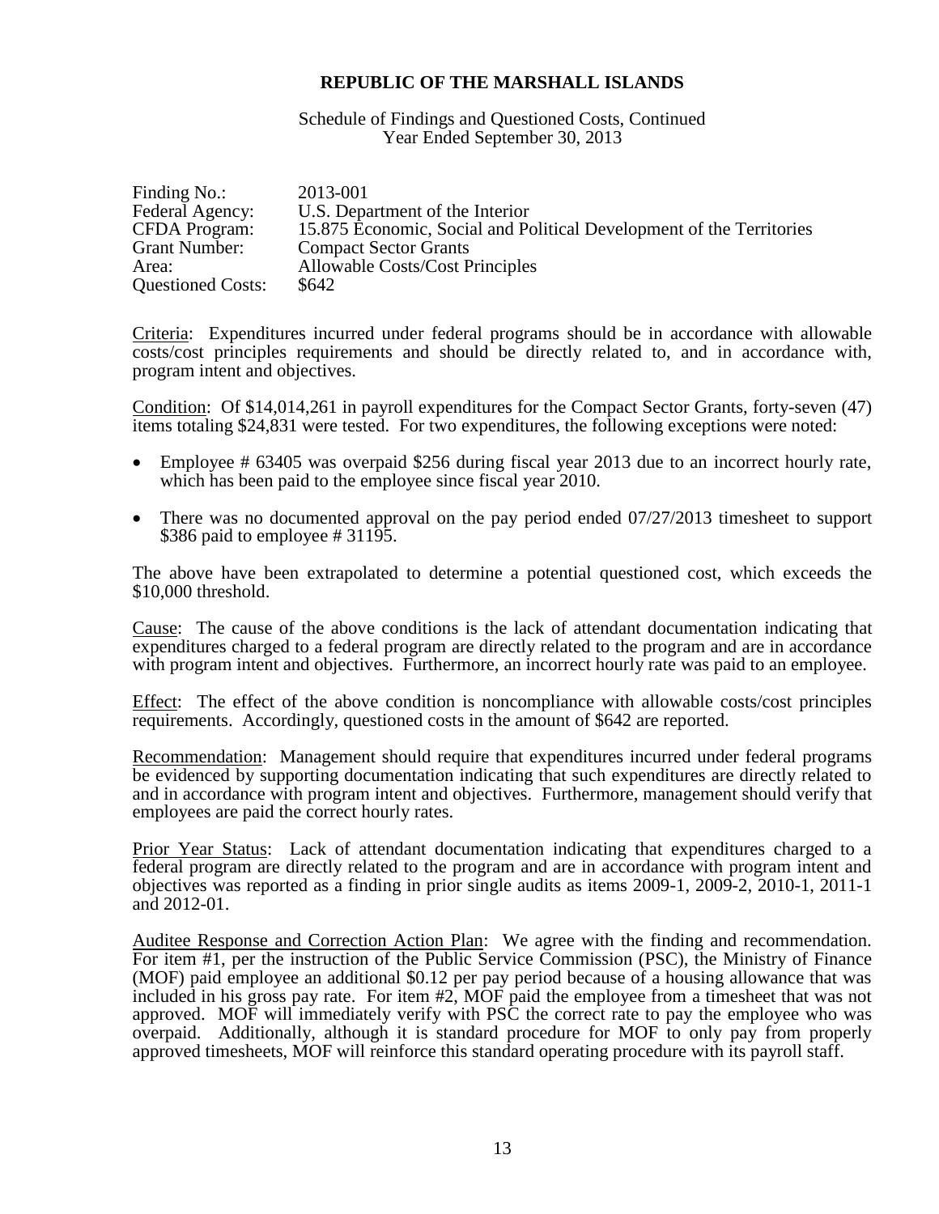**REPUBLIC OF THE MARSHALL ISLANDS**

Schedule of Findings and Questioned Costs, Continued
Year Ended September 30, 2013

| | |
|---|---|
| Finding No.: | 2013-001 |
| Federal Agency: | U.S. Department of the Interior |
| CFDA Program: | 15.875 Economic, Social and Political Development of the Territories |
| Grant Number: | Compact Sector Grants |
| Area: | Allowable Costs/Cost Principles |
| Questioned Costs: | \$642 |

Criteria: Expenditures incurred under federal programs should be in accordance with allowable costs/cost principles requirements and should be directly related to, and in accordance with, program intent and objectives.

Condition: Of \$14,014,261 in payroll expenditures for the Compact Sector Grants, forty-seven (47) items totaling \$24,831 were tested. For two expenditures, the following exceptions were noted:

- Employee # 63405 was overpaid \$256 during fiscal year 2013 due to an incorrect hourly rate, which has been paid to the employee since fiscal year 2010.
- There was no documented approval on the pay period ended 07/27/2013 timesheet to support \$386 paid to employee # 31195.

The above have been extrapolated to determine a potential questioned cost, which exceeds the \$10,000 threshold.

Cause: The cause of the above conditions is the lack of attendant documentation indicating that expenditures charged to a federal program are directly related to the program and are in accordance with program intent and objectives. Furthermore, an incorrect hourly rate was paid to an employee.

Effect: The effect of the above condition is noncompliance with allowable costs/cost principles requirements. Accordingly, questioned costs in the amount of \$642 are reported.

Recommendation: Management should require that expenditures incurred under federal programs be evidenced by supporting documentation indicating that such expenditures are directly related to and in accordance with program intent and objectives. Furthermore, management should verify that employees are paid the correct hourly rates.

Prior Year Status: Lack of attendant documentation indicating that expenditures charged to a federal program are directly related to the program and are in accordance with program intent and objectives was reported as a finding in prior single audits as items 2009-1, 2009-2, 2010-1, 2011-1 and 2012-01.

Auditee Response and Correction Action Plan: We agree with the finding and recommendation. For item #1, per the instruction of the Public Service Commission (PSC), the Ministry of Finance (MOF) paid employee an additional \$0.12 per pay period because of a housing allowance that was included in his gross pay rate. For item #2, MOF paid the employee from a timesheet that was not approved. MOF will immediately verify with PSC the correct rate to pay the employee who was overpaid. Additionally, although it is standard procedure for MOF to only pay from properly approved timesheets, MOF will reinforce this standard operating procedure with its payroll staff.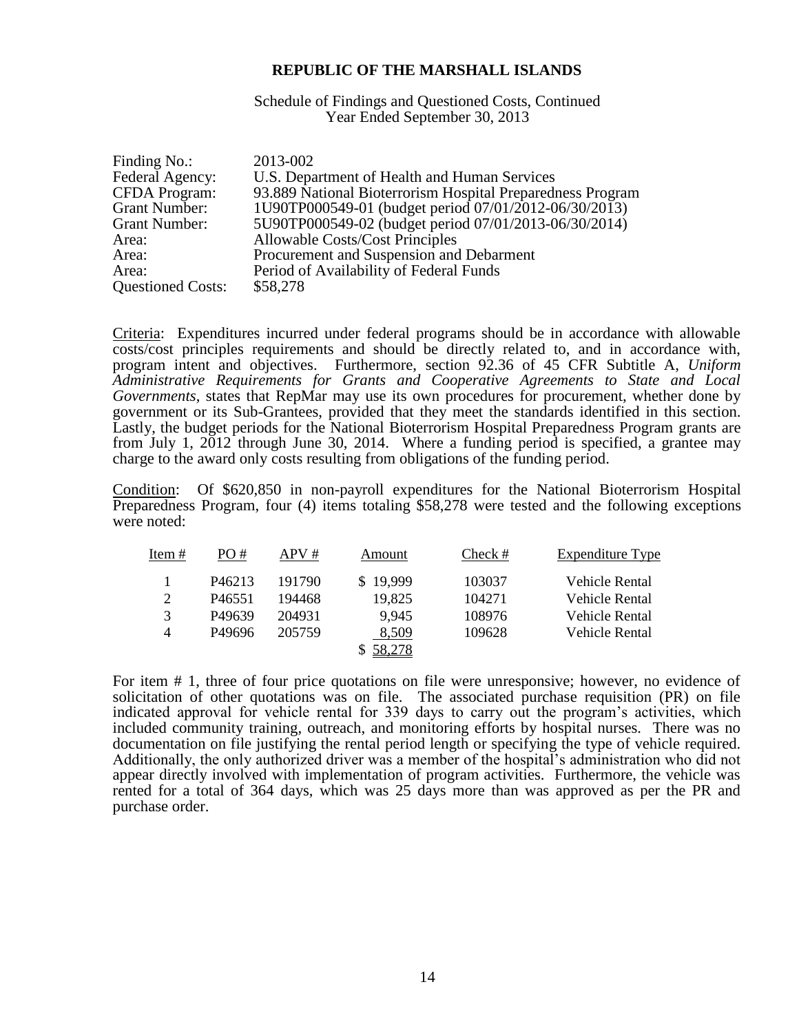**REPUBLIC OF THE MARSHALL ISLANDS**

Schedule of Findings and Questioned Costs, Continued
Year Ended September 30, 2013

| | |
|---|---|
| Finding No.: | 2013-002 |
| Federal Agency: | U.S. Department of Health and Human Services |
| CFDA Program: | 93.889 National Bioterrorism Hospital Preparedness Program |
| Grant Number: | 1U90TP000549-01 (budget period 07/01/2012-06/30/2013) |
| Grant Number: | 5U90TP000549-02 (budget period 07/01/2013-06/30/2014) |
| Area: | Allowable Costs/Cost Principles |
| Area: | Procurement and Suspension and Debarment |
| Area: | Period of Availability of Federal Funds |
| Questioned Costs: | \$58,278 |

Criteria: Expenditures incurred under federal programs should be in accordance with allowable costs/cost principles requirements and should be directly related to, and in accordance with, program intent and objectives. Furthermore, section 92.36 of 45 CFR Subtitle A, *Uniform Administrative Requirements for Grants and Cooperative Agreements to State and Local Governments*, states that RepMar may use its own procedures for procurement, whether done by government or its Sub-Grantees, provided that they meet the standards identified in this section. Lastly, the budget periods for the National Bioterrorism Hospital Preparedness Program grants are from July 1, 2012 through June 30, 2014. Where a funding period is specified, a grantee may charge to the award only costs resulting from obligations of the funding period.

Condition: Of \$620,850 in non-payroll expenditures for the National Bioterrorism Hospital Preparedness Program, four (4) items totaling \$58,278 were tested and the following exceptions were noted:

| Item # | PO # | APV # | Amount | Check # | Expenditure Type |
|---|---|---|---|---|---|
| 1 | P46213 | 191790 | \$ 19,999 | 103037 | Vehicle Rental |
| 2 | P46551 | 194468 | 19,825 | 104271 | Vehicle Rental |
| 3 | P49639 | 204931 | 9,945 | 108976 | Vehicle Rental |
| 4 | P49696 | 205759 | 8,509 | 109628 | Vehicle Rental |
| | | | \$ 58,278 | | |

For item # 1, three of four price quotations on file were unresponsive; however, no evidence of solicitation of other quotations was on file. The associated purchase requisition (PR) on file indicated approval for vehicle rental for 339 days to carry out the program's activities, which included community training, outreach, and monitoring efforts by hospital nurses. There was no documentation on file justifying the rental period length or specifying the type of vehicle required. Additionally, the only authorized driver was a member of the hospital's administration who did not appear directly involved with implementation of program activities. Furthermore, the vehicle was rented for a total of 364 days, which was 25 days more than was approved as per the PR and purchase order.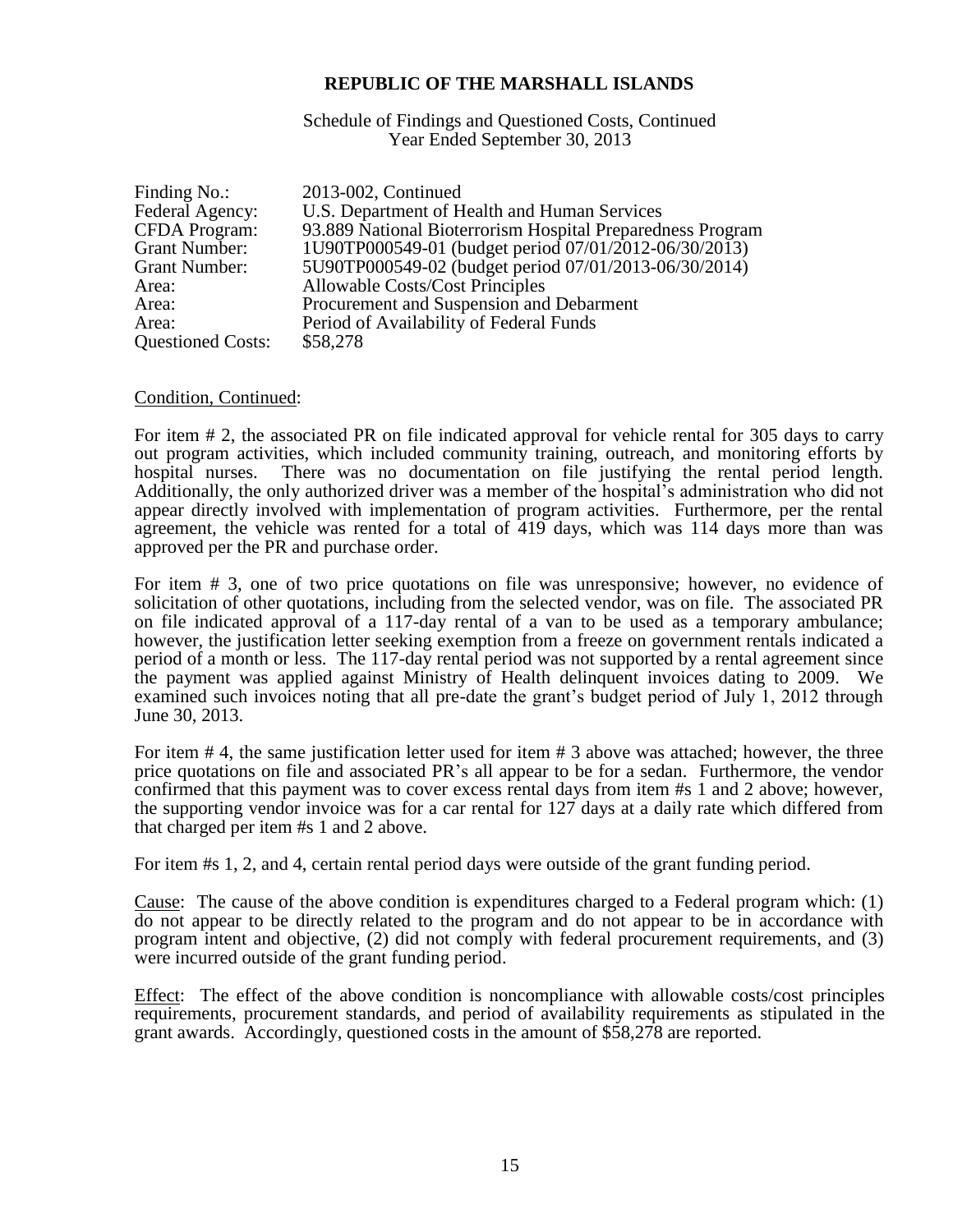**REPUBLIC OF THE MARSHALL ISLANDS**

Schedule of Findings and Questioned Costs, Continued
Year Ended September 30, 2013

| | |
|---|---|
| Finding No.: | 2013-002, Continued |
| Federal Agency: | U.S. Department of Health and Human Services |
| CFDA Program: | 93.889 National Bioterrorism Hospital Preparedness Program |
| Grant Number: | 1U90TP000549-01 (budget period 07/01/2012-06/30/2013) |
| Grant Number: | 5U90TP000549-02 (budget period 07/01/2013-06/30/2014) |
| Area: | Allowable Costs/Cost Principles |
| Area: | Procurement and Suspension and Debarment |
| Area: | Period of Availability of Federal Funds |
| Questioned Costs: | \$58,278 |

Condition, Continued:

For item # 2, the associated PR on file indicated approval for vehicle rental for 305 days to carry out program activities, which included community training, outreach, and monitoring efforts by hospital nurses. There was no documentation on file justifying the rental period length. Additionally, the only authorized driver was a member of the hospital's administration who did not appear directly involved with implementation of program activities. Furthermore, per the rental agreement, the vehicle was rented for a total of 419 days, which was 114 days more than was approved per the PR and purchase order.

For item # 3, one of two price quotations on file was unresponsive; however, no evidence of solicitation of other quotations, including from the selected vendor, was on file. The associated PR on file indicated approval of a 117-day rental of a van to be used as a temporary ambulance; however, the justification letter seeking exemption from a freeze on government rentals indicated a period of a month or less. The 117-day rental period was not supported by a rental agreement since the payment was applied against Ministry of Health delinquent invoices dating to 2009. We examined such invoices noting that all pre-date the grant's budget period of July 1, 2012 through June 30, 2013.

For item # 4, the same justification letter used for item # 3 above was attached; however, the three price quotations on file and associated PR's all appear to be for a sedan. Furthermore, the vendor confirmed that this payment was to cover excess rental days from item #s 1 and 2 above; however, the supporting vendor invoice was for a car rental for 127 days at a daily rate which differed from that charged per item #s 1 and 2 above.

For item #s 1, 2, and 4, certain rental period days were outside of the grant funding period.

Cause: The cause of the above condition is expenditures charged to a Federal program which: (1) do not appear to be directly related to the program and do not appear to be in accordance with program intent and objective, (2) did not comply with federal procurement requirements, and (3) were incurred outside of the grant funding period.

Effect: The effect of the above condition is noncompliance with allowable costs/cost principles requirements, procurement standards, and period of availability requirements as stipulated in the grant awards. Accordingly, questioned costs in the amount of \$58,278 are reported.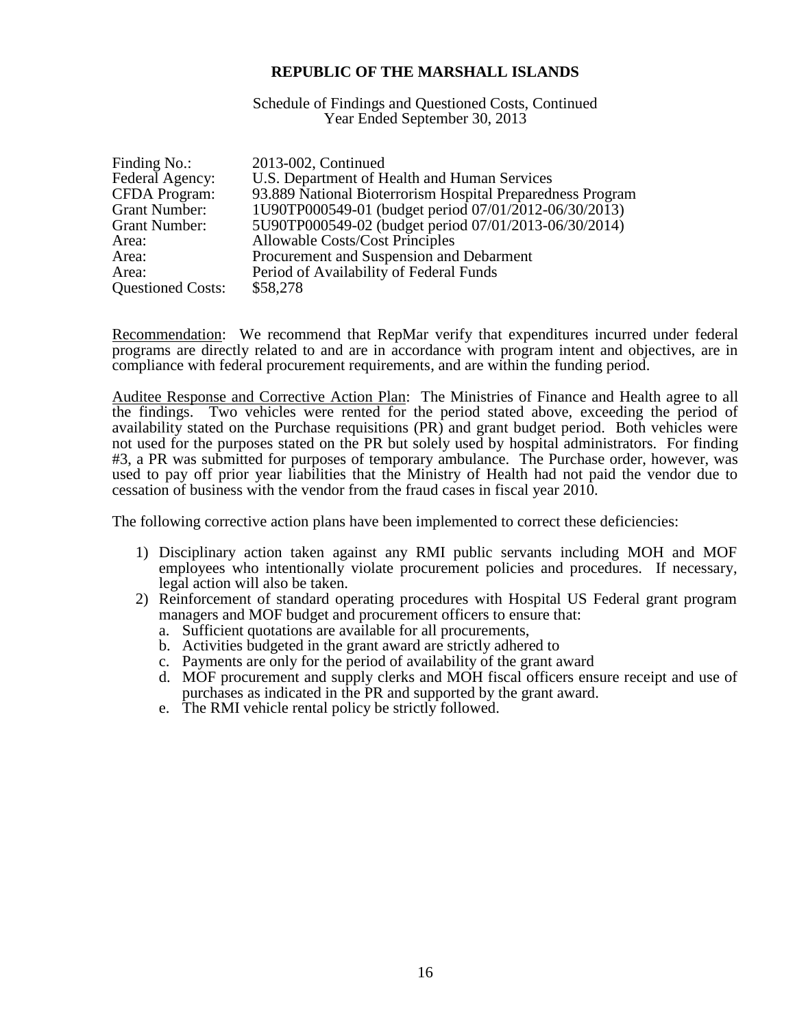**REPUBLIC OF THE MARSHALL ISLANDS**

Schedule of Findings and Questioned Costs, Continued
Year Ended September 30, 2013

| | |
|---|---|
| Finding No.: | 2013-002, Continued |
| Federal Agency: | U.S. Department of Health and Human Services |
| CFDA Program: | 93.889 National Bioterrorism Hospital Preparedness Program |
| Grant Number: | 1U90TP000549-01 (budget period 07/01/2012-06/30/2013) |
| Grant Number: | 5U90TP000549-02 (budget period 07/01/2013-06/30/2014) |
| Area: | Allowable Costs/Cost Principles |
| Area: | Procurement and Suspension and Debarment |
| Area: | Period of Availability of Federal Funds |
| Questioned Costs: | $58,278 |

Recommendation: We recommend that RepMar verify that expenditures incurred under federal programs are directly related to and are in accordance with program intent and objectives, are in compliance with federal procurement requirements, and are within the funding period.

Auditee Response and Corrective Action Plan: The Ministries of Finance and Health agree to all the findings. Two vehicles were rented for the period stated above, exceeding the period of availability stated on the Purchase requisitions (PR) and grant budget period. Both vehicles were not used for the purposes stated on the PR but solely used by hospital administrators. For finding #3, a PR was submitted for purposes of temporary ambulance. The Purchase order, however, was used to pay off prior year liabilities that the Ministry of Health had not paid the vendor due to cessation of business with the vendor from the fraud cases in fiscal year 2010.

The following corrective action plans have been implemented to correct these deficiencies:

1) Disciplinary action taken against any RMI public servants including MOH and MOF employees who intentionally violate procurement policies and procedures. If necessary, legal action will also be taken.
2) Reinforcement of standard operating procedures with Hospital US Federal grant program managers and MOF budget and procurement officers to ensure that:
   a. Sufficient quotations are available for all procurements,
   b. Activities budgeted in the grant award are strictly adhered to
   c. Payments are only for the period of availability of the grant award
   d. MOF procurement and supply clerks and MOH fiscal officers ensure receipt and use of purchases as indicated in the PR and supported by the grant award.
   e. The RMI vehicle rental policy be strictly followed.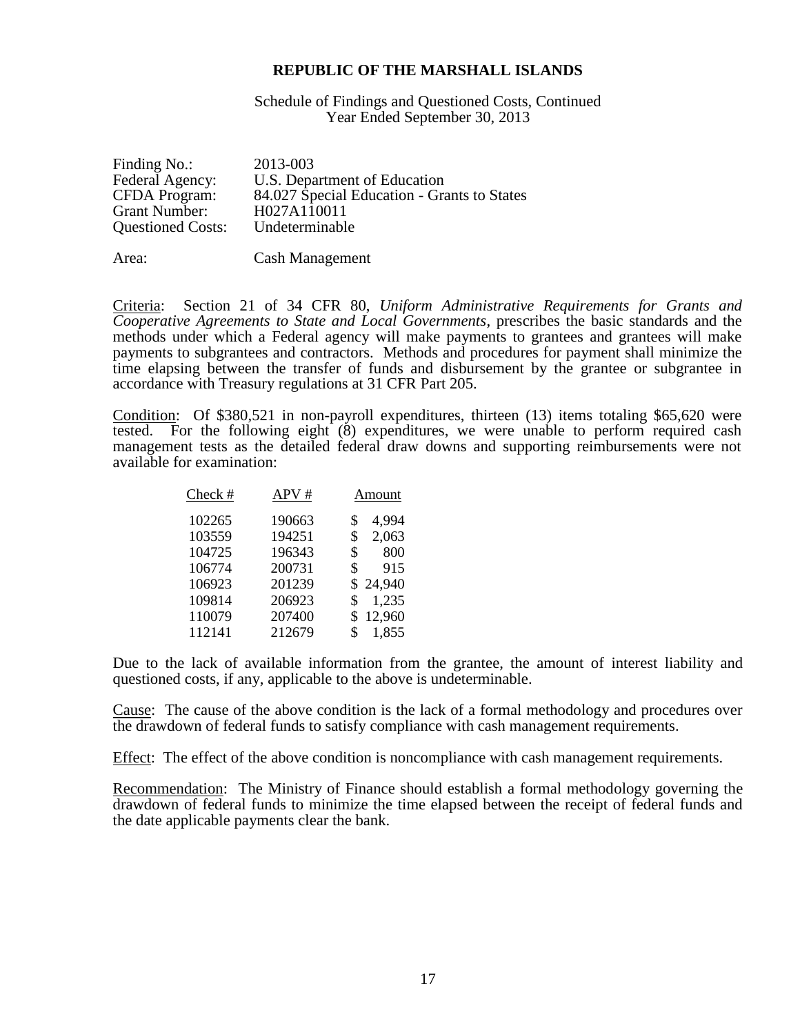# REPUBLIC OF THE MARSHALL ISLANDS

Schedule of Findings and Questioned Costs, Continued
Year Ended September 30, 2013

Finding No.: 2013-003
Federal Agency: U.S. Department of Education
CFDA Program: 84.027 Special Education - Grants to States
Grant Number: H027A110011
Questioned Costs: Undeterminable

Area: Cash Management

Criteria: Section 21 of 34 CFR 80, *Uniform Administrative Requirements for Grants and Cooperative Agreements to State and Local Governments*, prescribes the basic standards and the methods under which a Federal agency will make payments to grantees and grantees will make payments to subgrantees and contractors. Methods and procedures for payment shall minimize the time elapsing between the transfer of funds and disbursement by the grantee or subgrantee in accordance with Treasury regulations at 31 CFR Part 205.

Condition: Of $380,521 in non-payroll expenditures, thirteen (13) items totaling $65,620 were tested. For the following eight (8) expenditures, we were unable to perform required cash management tests as the detailed federal draw downs and supporting reimbursements were not available for examination:

| Check # | APV # | Amount |
|---|---|---|
| 102265 | 190663 | $ 4,994 |
| 103559 | 194251 | $ 2,063 |
| 104725 | 196343 | $ 800 |
| 106774 | 200731 | $ 915 |
| 106923 | 201239 | $ 24,940 |
| 109814 | 206923 | $ 1,235 |
| 110079 | 207400 | $ 12,960 |
| 112141 | 212679 | $ 1,855 |

Due to the lack of available information from the grantee, the amount of interest liability and questioned costs, if any, applicable to the above is undeterminable.

Cause: The cause of the above condition is the lack of a formal methodology and procedures over the drawdown of federal funds to satisfy compliance with cash management requirements.

Effect: The effect of the above condition is noncompliance with cash management requirements.

Recommendation: The Ministry of Finance should establish a formal methodology governing the drawdown of federal funds to minimize the time elapsed between the receipt of federal funds and the date applicable payments clear the bank.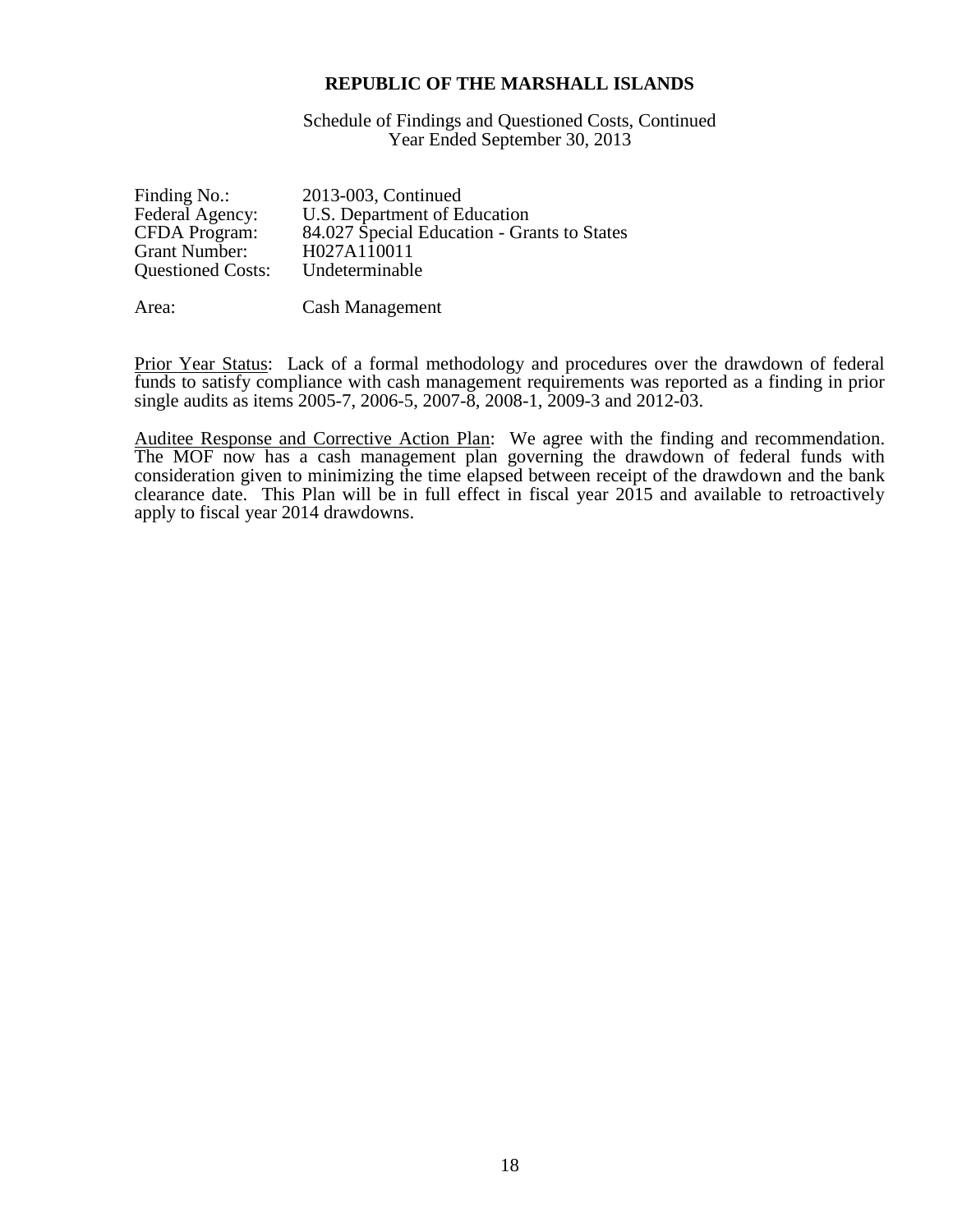**REPUBLIC OF THE MARSHALL ISLANDS**

Schedule of Findings and Questioned Costs, Continued
Year Ended September 30, 2013

Finding No.: 2013-003, Continued
Federal Agency: U.S. Department of Education
CFDA Program: 84.027 Special Education - Grants to States
Grant Number: H027A110011
Questioned Costs: Undeterminable

Area: Cash Management

Prior Year Status: Lack of a formal methodology and procedures over the drawdown of federal funds to satisfy compliance with cash management requirements was reported as a finding in prior single audits as items 2005-7, 2006-5, 2007-8, 2008-1, 2009-3 and 2012-03.

Auditee Response and Corrective Action Plan: We agree with the finding and recommendation. The MOF now has a cash management plan governing the drawdown of federal funds with consideration given to minimizing the time elapsed between receipt of the drawdown and the bank clearance date. This Plan will be in full effect in fiscal year 2015 and available to retroactively apply to fiscal year 2014 drawdowns.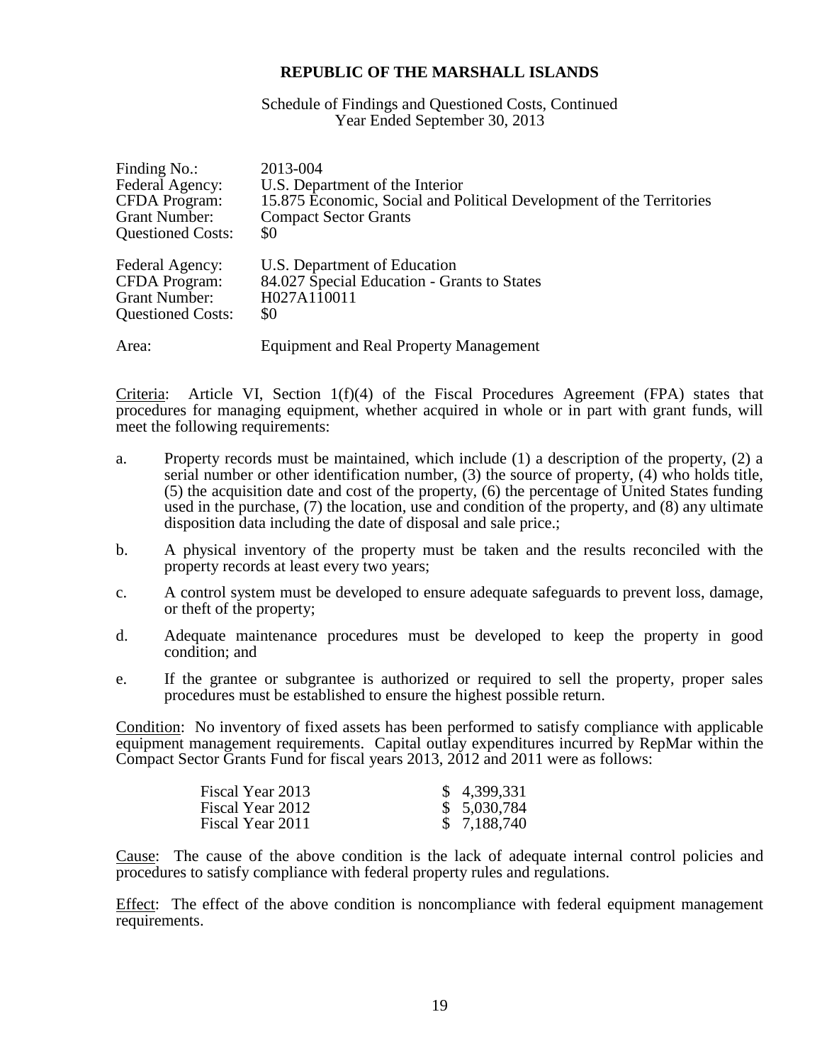**REPUBLIC OF THE MARSHALL ISLANDS**

Schedule of Findings and Questioned Costs, Continued
Year Ended September 30, 2013

| | |
|---|---|
| Finding No.: | 2013-004 |
| Federal Agency: | U.S. Department of the Interior |
| CFDA Program: | 15.875 Economic, Social and Political Development of the Territories |
| Grant Number: | Compact Sector Grants |
| Questioned Costs: | $0 |
| | |
| Federal Agency: | U.S. Department of Education |
| CFDA Program: | 84.027 Special Education - Grants to States |
| Grant Number: | H027A110011 |
| Questioned Costs: | $0 |
| | |
| Area: | Equipment and Real Property Management |

Criteria: Article VI, Section 1(f)(4) of the Fiscal Procedures Agreement (FPA) states that procedures for managing equipment, whether acquired in whole or in part with grant funds, will meet the following requirements:

a. Property records must be maintained, which include (1) a description of the property, (2) a serial number or other identification number, (3) the source of property, (4) who holds title, (5) the acquisition date and cost of the property, (6) the percentage of United States funding used in the purchase, (7) the location, use and condition of the property, and (8) any ultimate disposition data including the date of disposal and sale price.;

b. A physical inventory of the property must be taken and the results reconciled with the property records at least every two years;

c. A control system must be developed to ensure adequate safeguards to prevent loss, damage, or theft of the property;

d. Adequate maintenance procedures must be developed to keep the property in good condition; and

e. If the grantee or subgrantee is authorized or required to sell the property, proper sales procedures must be established to ensure the highest possible return.

Condition: No inventory of fixed assets has been performed to satisfy compliance with applicable equipment management requirements. Capital outlay expenditures incurred by RepMar within the Compact Sector Grants Fund for fiscal years 2013, 2012 and 2011 were as follows:

| | |
|---|---|
| Fiscal Year 2013 | $ 4,399,331 |
| Fiscal Year 2012 | $ 5,030,784 |
| Fiscal Year 2011 | $ 7,188,740 |

Cause: The cause of the above condition is the lack of adequate internal control policies and procedures to satisfy compliance with federal property rules and regulations.

Effect: The effect of the above condition is noncompliance with federal equipment management requirements.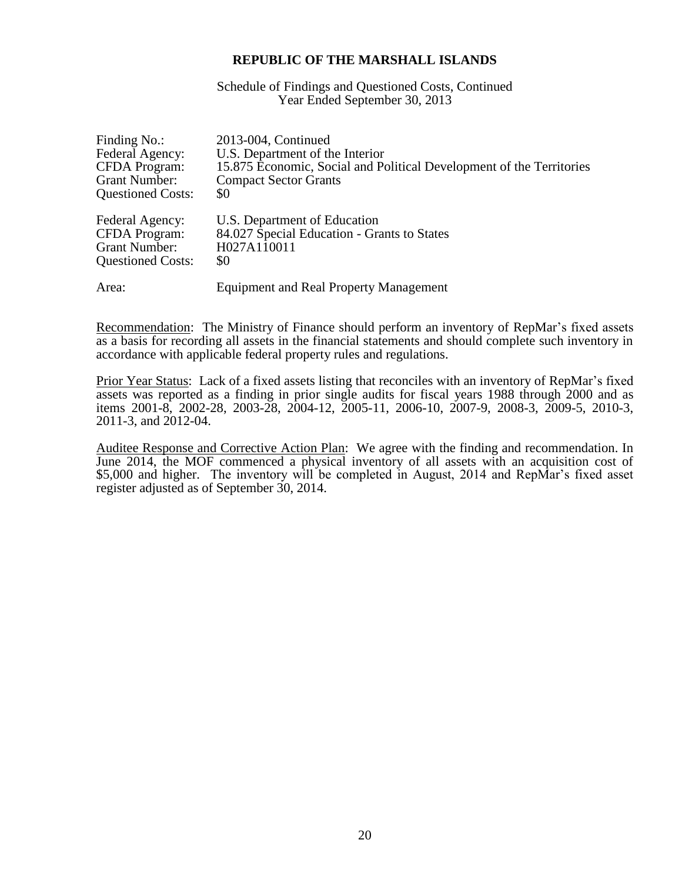# REPUBLIC OF THE MARSHALL ISLANDS

Schedule of Findings and Questioned Costs, Continued
Year Ended September 30, 2013

| | |
|---|---|
| Finding No.: | 2013-004, Continued |
| Federal Agency: | U.S. Department of the Interior |
| CFDA Program: | 15.875 Economic, Social and Political Development of the Territories |
| Grant Number: | Compact Sector Grants |
| Questioned Costs: | $0 |
| | |
| Federal Agency: | U.S. Department of Education |
| CFDA Program: | 84.027 Special Education - Grants to States |
| Grant Number: | H027A110011 |
| Questioned Costs: | $0 |
| | |
| Area: | Equipment and Real Property Management |

Recommendation: The Ministry of Finance should perform an inventory of RepMar's fixed assets as a basis for recording all assets in the financial statements and should complete such inventory in accordance with applicable federal property rules and regulations.

Prior Year Status: Lack of a fixed assets listing that reconciles with an inventory of RepMar's fixed assets was reported as a finding in prior single audits for fiscal years 1988 through 2000 and as items 2001-8, 2002-28, 2003-28, 2004-12, 2005-11, 2006-10, 2007-9, 2008-3, 2009-5, 2010-3, 2011-3, and 2012-04.

Auditee Response and Corrective Action Plan: We agree with the finding and recommendation. In June 2014, the MOF commenced a physical inventory of all assets with an acquisition cost of $5,000 and higher. The inventory will be completed in August, 2014 and RepMar's fixed asset register adjusted as of September 30, 2014.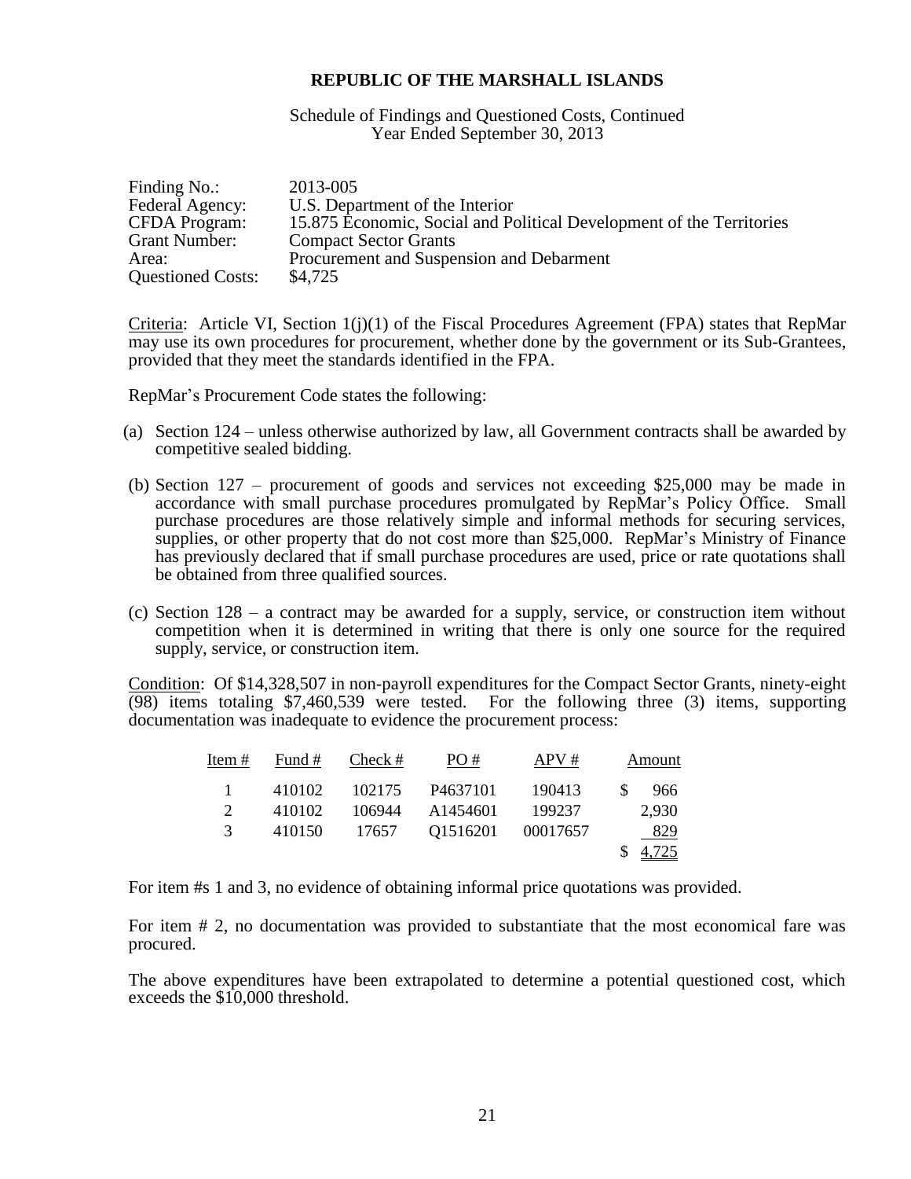**REPUBLIC OF THE MARSHALL ISLANDS**

Schedule of Findings and Questioned Costs, Continued
Year Ended September 30, 2013

| | |
|---|---|
| Finding No.: | 2013-005 |
| Federal Agency: | U.S. Department of the Interior |
| CFDA Program: | 15.875 Economic, Social and Political Development of the Territories |
| Grant Number: | Compact Sector Grants |
| Area: | Procurement and Suspension and Debarment |
| Questioned Costs: | $4,725 |

Criteria: Article VI, Section 1(j)(1) of the Fiscal Procedures Agreement (FPA) states that RepMar may use its own procedures for procurement, whether done by the government or its Sub-Grantees, provided that they meet the standards identified in the FPA.

RepMar's Procurement Code states the following:

(a) Section 124 – unless otherwise authorized by law, all Government contracts shall be awarded by competitive sealed bidding.

(b) Section 127 – procurement of goods and services not exceeding $25,000 may be made in accordance with small purchase procedures promulgated by RepMar's Policy Office. Small purchase procedures are those relatively simple and informal methods for securing services, supplies, or other property that do not cost more than $25,000. RepMar's Ministry of Finance has previously declared that if small purchase procedures are used, price or rate quotations shall be obtained from three qualified sources.

(c) Section 128 – a contract may be awarded for a supply, service, or construction item without competition when it is determined in writing that there is only one source for the required supply, service, or construction item.

Condition: Of $14,328,507 in non-payroll expenditures for the Compact Sector Grants, ninety-eight (98) items totaling $7,460,539 were tested. For the following three (3) items, supporting documentation was inadequate to evidence the procurement process:

| Item # | Fund # | Check # | PO # | APV # | Amount |
|---|---|---|---|---|---|
| 1 | 410102 | 102175 | P4637101 | 190413 | $ 966 |
| 2 | 410102 | 106944 | A1454601 | 199237 | 2,930 |
| 3 | 410150 | 17657 | Q1516201 | 00017657 | 829 |
| | | | | | $ 4,725 |

For item #s 1 and 3, no evidence of obtaining informal price quotations was provided.

For item # 2, no documentation was provided to substantiate that the most economical fare was procured.

The above expenditures have been extrapolated to determine a potential questioned cost, which exceeds the $10,000 threshold.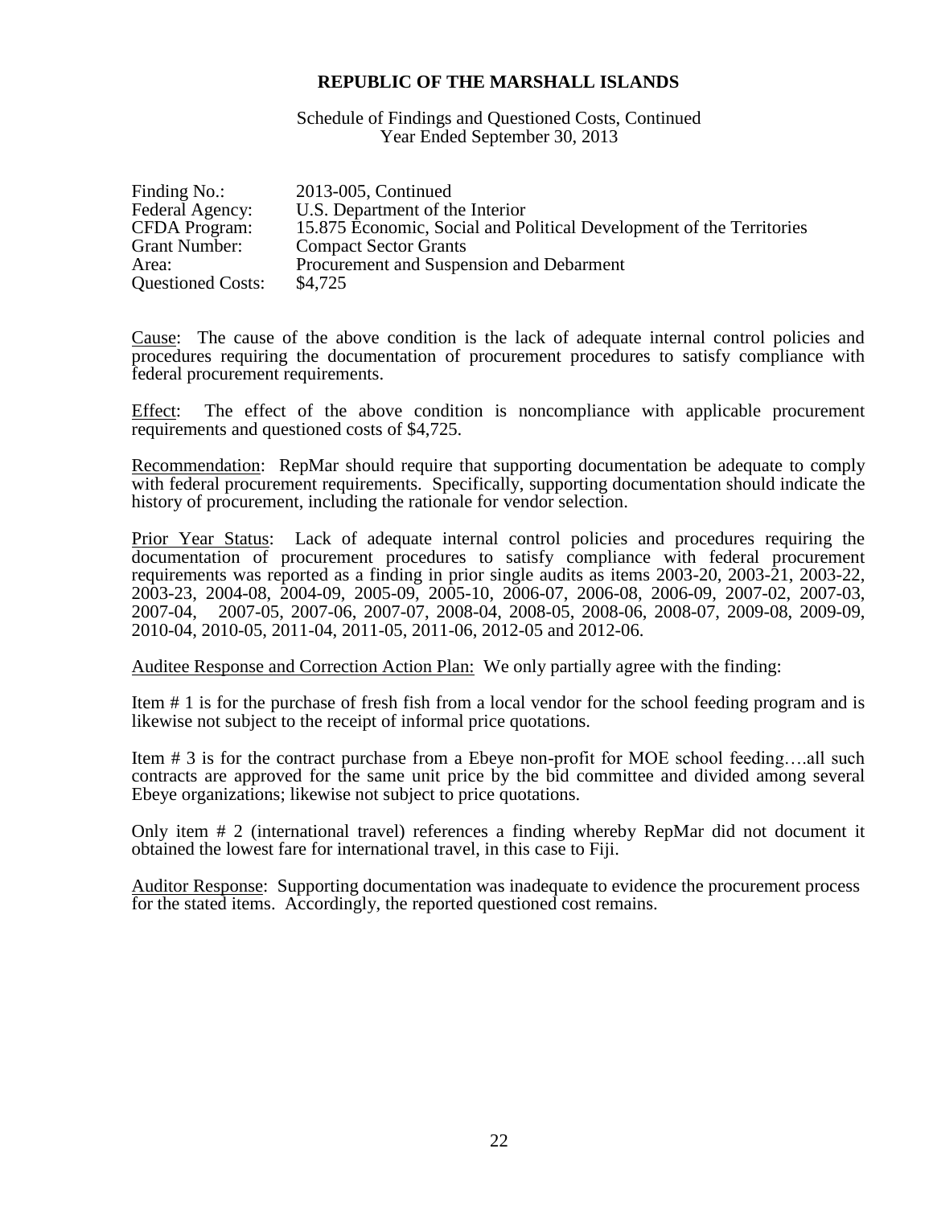**REPUBLIC OF THE MARSHALL ISLANDS**

Schedule of Findings and Questioned Costs, Continued
Year Ended September 30, 2013

| | |
|---|---|
| Finding No.: | 2013-005, Continued |
| Federal Agency: | U.S. Department of the Interior |
| CFDA Program: | 15.875 Economic, Social and Political Development of the Territories |
| Grant Number: | Compact Sector Grants |
| Area: | Procurement and Suspension and Debarment |
| Questioned Costs: | $4,725 |

Cause: The cause of the above condition is the lack of adequate internal control policies and procedures requiring the documentation of procurement procedures to satisfy compliance with federal procurement requirements.

Effect: The effect of the above condition is noncompliance with applicable procurement requirements and questioned costs of $4,725.

Recommendation: RepMar should require that supporting documentation be adequate to comply with federal procurement requirements. Specifically, supporting documentation should indicate the history of procurement, including the rationale for vendor selection.

Prior Year Status: Lack of adequate internal control policies and procedures requiring the documentation of procurement procedures to satisfy compliance with federal procurement requirements was reported as a finding in prior single audits as items 2003-20, 2003-21, 2003-22, 2003-23, 2004-08, 2004-09, 2005-09, 2005-10, 2006-07, 2006-08, 2006-09, 2007-02, 2007-03, 2007-04, 2007-05, 2007-06, 2007-07, 2008-04, 2008-05, 2008-06, 2008-07, 2009-08, 2009-09, 2010-04, 2010-05, 2011-04, 2011-05, 2011-06, 2012-05 and 2012-06.

Auditee Response and Correction Action Plan: We only partially agree with the finding:

Item # 1 is for the purchase of fresh fish from a local vendor for the school feeding program and is likewise not subject to the receipt of informal price quotations.

Item # 3 is for the contract purchase from a Ebeye non-profit for MOE school feeding….all such contracts are approved for the same unit price by the bid committee and divided among several Ebeye organizations; likewise not subject to price quotations.

Only item # 2 (international travel) references a finding whereby RepMar did not document it obtained the lowest fare for international travel, in this case to Fiji.

Auditor Response: Supporting documentation was inadequate to evidence the procurement process for the stated items. Accordingly, the reported questioned cost remains.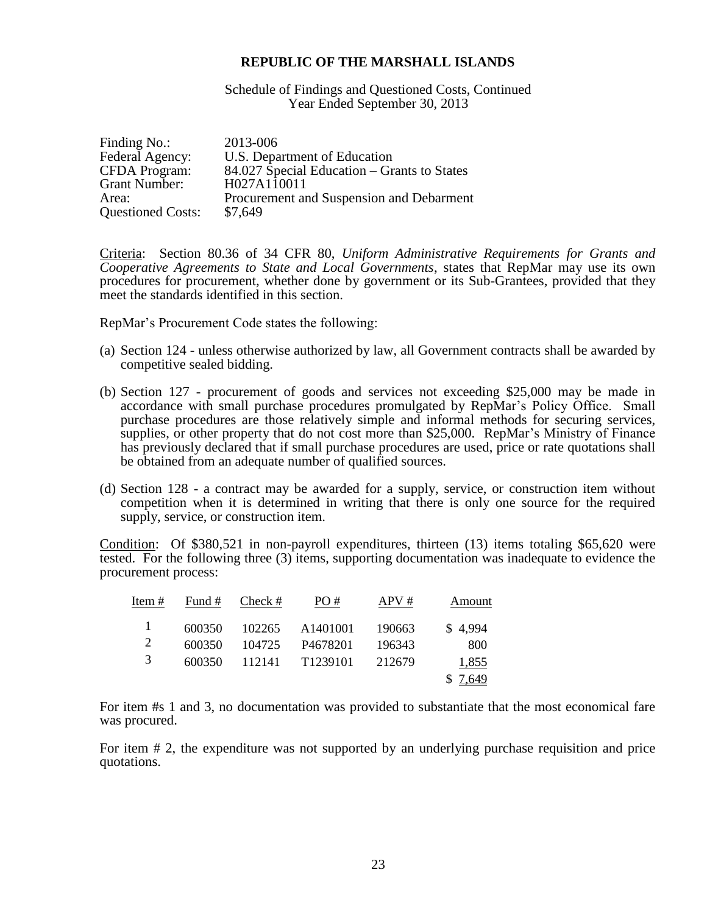**REPUBLIC OF THE MARSHALL ISLANDS**

Schedule of Findings and Questioned Costs, Continued
Year Ended September 30, 2013

| | |
|---|---|
| Finding No.: | 2013-006 |
| Federal Agency: | U.S. Department of Education |
| CFDA Program: | 84.027 Special Education – Grants to States |
| Grant Number: | H027A110011 |
| Area: | Procurement and Suspension and Debarment |
| Questioned Costs: | $7,649 |

Criteria: Section 80.36 of 34 CFR 80, *Uniform Administrative Requirements for Grants and Cooperative Agreements to State and Local Governments*, states that RepMar may use its own procedures for procurement, whether done by government or its Sub-Grantees, provided that they meet the standards identified in this section.

RepMar's Procurement Code states the following:

(a) Section 124 - unless otherwise authorized by law, all Government contracts shall be awarded by competitive sealed bidding.

(b) Section 127 - procurement of goods and services not exceeding $25,000 may be made in accordance with small purchase procedures promulgated by RepMar's Policy Office. Small purchase procedures are those relatively simple and informal methods for securing services, supplies, or other property that do not cost more than $25,000. RepMar's Ministry of Finance has previously declared that if small purchase procedures are used, price or rate quotations shall be obtained from an adequate number of qualified sources.

(d) Section 128 - a contract may be awarded for a supply, service, or construction item without competition when it is determined in writing that there is only one source for the required supply, service, or construction item.

Condition: Of $380,521 in non-payroll expenditures, thirteen (13) items totaling $65,620 were tested. For the following three (3) items, supporting documentation was inadequate to evidence the procurement process:

| Item # | Fund # | Check # | PO # | APV # | Amount |
|---|---|---|---|---|---|
| 1 | 600350 | 102265 | A1401001 | 190663 | $ 4,994 |
| 2 | 600350 | 104725 | P4678201 | 196343 | 800 |
| 3 | 600350 | 112141 | T1239101 | 212679 | 1,855 |
| | | | | | $ 7,649 |

For item #s 1 and 3, no documentation was provided to substantiate that the most economical fare was procured.

For item # 2, the expenditure was not supported by an underlying purchase requisition and price quotations.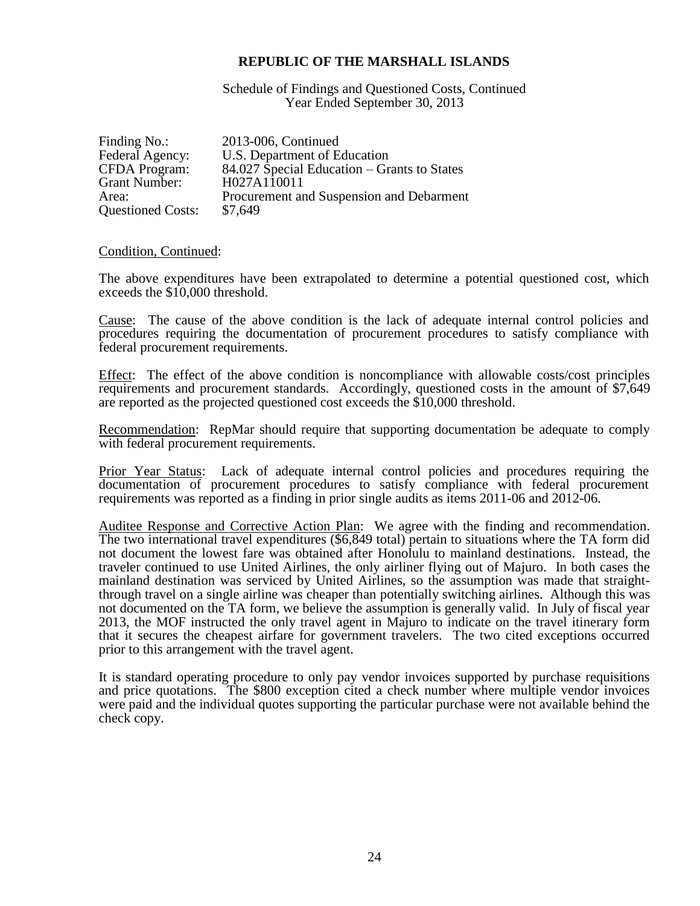**REPUBLIC OF THE MARSHALL ISLANDS**

Schedule of Findings and Questioned Costs, Continued
Year Ended September 30, 2013

| | |
|---|---|
| Finding No.: | 2013-006, Continued |
| Federal Agency: | U.S. Department of Education |
| CFDA Program: | 84.027 Special Education – Grants to States |
| Grant Number: | H027A110011 |
| Area: | Procurement and Suspension and Debarment |
| Questioned Costs: | $7,649 |

Condition, Continued:

The above expenditures have been extrapolated to determine a potential questioned cost, which exceeds the $10,000 threshold.

Cause: The cause of the above condition is the lack of adequate internal control policies and procedures requiring the documentation of procurement procedures to satisfy compliance with federal procurement requirements.

Effect: The effect of the above condition is noncompliance with allowable costs/cost principles requirements and procurement standards. Accordingly, questioned costs in the amount of $7,649 are reported as the projected questioned cost exceeds the $10,000 threshold.

Recommendation: RepMar should require that supporting documentation be adequate to comply with federal procurement requirements.

Prior Year Status: Lack of adequate internal control policies and procedures requiring the documentation of procurement procedures to satisfy compliance with federal procurement requirements was reported as a finding in prior single audits as items 2011-06 and 2012-06.

Auditee Response and Corrective Action Plan: We agree with the finding and recommendation. The two international travel expenditures ($6,849 total) pertain to situations where the TA form did not document the lowest fare was obtained after Honolulu to mainland destinations. Instead, the traveler continued to use United Airlines, the only airliner flying out of Majuro. In both cases the mainland destination was serviced by United Airlines, so the assumption was made that straight-through travel on a single airline was cheaper than potentially switching airlines. Although this was not documented on the TA form, we believe the assumption is generally valid. In July of fiscal year 2013, the MOF instructed the only travel agent in Majuro to indicate on the travel itinerary form that it secures the cheapest airfare for government travelers. The two cited exceptions occurred prior to this arrangement with the travel agent.

It is standard operating procedure to only pay vendor invoices supported by purchase requisitions and price quotations. The $800 exception cited a check number where multiple vendor invoices were paid and the individual quotes supporting the particular purchase were not available behind the check copy.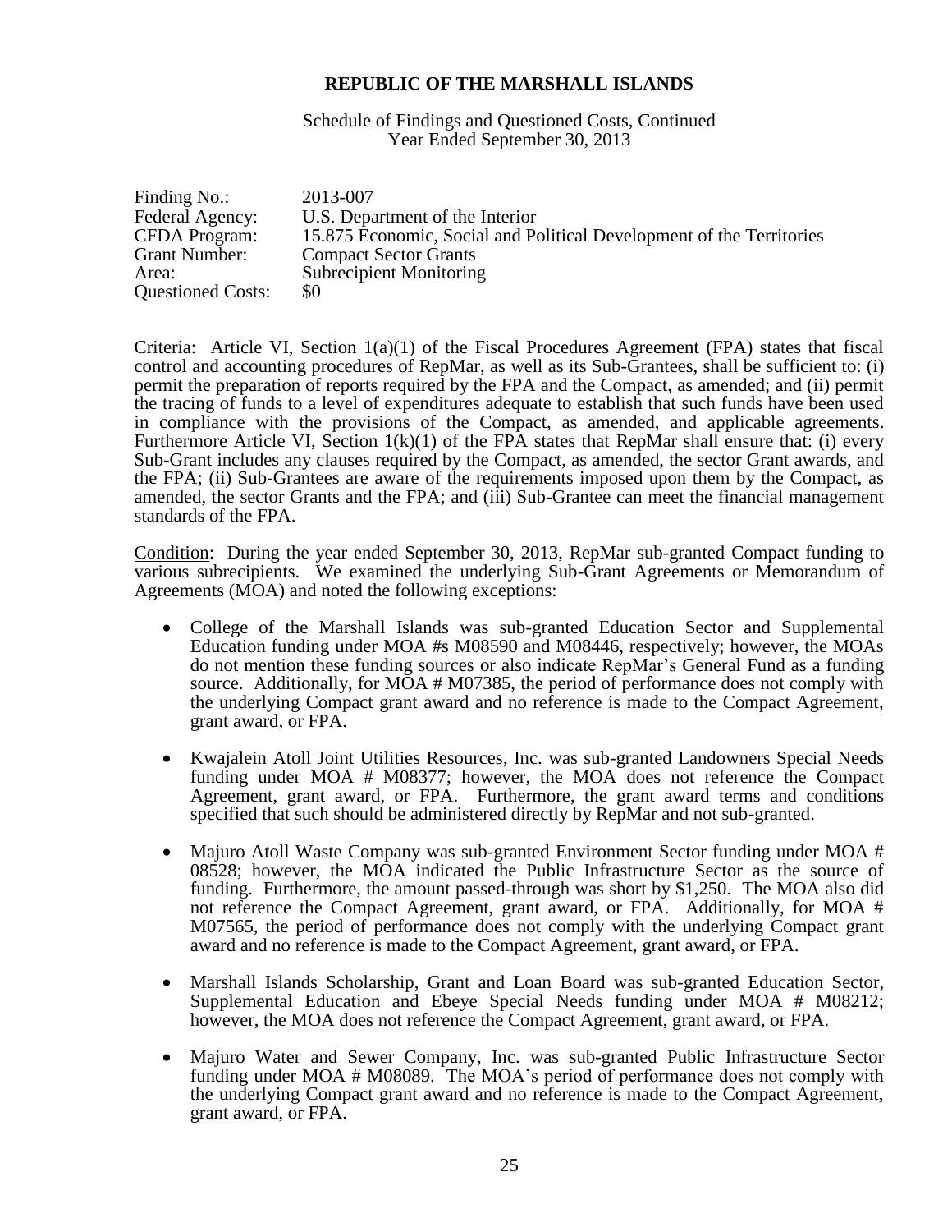**REPUBLIC OF THE MARSHALL ISLANDS**

Schedule of Findings and Questioned Costs, Continued
Year Ended September 30, 2013

| | |
|---|---|
| Finding No.: | 2013-007 |
| Federal Agency: | U.S. Department of the Interior |
| CFDA Program: | 15.875 Economic, Social and Political Development of the Territories |
| Grant Number: | Compact Sector Grants |
| Area: | Subrecipient Monitoring |
| Questioned Costs: | $0 |

Criteria: Article VI, Section 1(a)(1) of the Fiscal Procedures Agreement (FPA) states that fiscal control and accounting procedures of RepMar, as well as its Sub-Grantees, shall be sufficient to: (i) permit the preparation of reports required by the FPA and the Compact, as amended; and (ii) permit the tracing of funds to a level of expenditures adequate to establish that such funds have been used in compliance with the provisions of the Compact, as amended, and applicable agreements. Furthermore Article VI, Section 1(k)(1) of the FPA states that RepMar shall ensure that: (i) every Sub-Grant includes any clauses required by the Compact, as amended, the sector Grant awards, and the FPA; (ii) Sub-Grantees are aware of the requirements imposed upon them by the Compact, as amended, the sector Grants and the FPA; and (iii) Sub-Grantee can meet the financial management standards of the FPA.

Condition: During the year ended September 30, 2013, RepMar sub-granted Compact funding to various subrecipients. We examined the underlying Sub-Grant Agreements or Memorandum of Agreements (MOA) and noted the following exceptions:

- College of the Marshall Islands was sub-granted Education Sector and Supplemental Education funding under MOA #s M08590 and M08446, respectively; however, the MOAs do not mention these funding sources or also indicate RepMar's General Fund as a funding source. Additionally, for MOA # M07385, the period of performance does not comply with the underlying Compact grant award and no reference is made to the Compact Agreement, grant award, or FPA.

- Kwajalein Atoll Joint Utilities Resources, Inc. was sub-granted Landowners Special Needs funding under MOA # M08377; however, the MOA does not reference the Compact Agreement, grant award, or FPA. Furthermore, the grant award terms and conditions specified that such should be administered directly by RepMar and not sub-granted.

- Majuro Atoll Waste Company was sub-granted Environment Sector funding under MOA # 08528; however, the MOA indicated the Public Infrastructure Sector as the source of funding. Furthermore, the amount passed-through was short by $1,250. The MOA also did not reference the Compact Agreement, grant award, or FPA. Additionally, for MOA # M07565, the period of performance does not comply with the underlying Compact grant award and no reference is made to the Compact Agreement, grant award, or FPA.

- Marshall Islands Scholarship, Grant and Loan Board was sub-granted Education Sector, Supplemental Education and Ebeye Special Needs funding under MOA # M08212; however, the MOA does not reference the Compact Agreement, grant award, or FPA.

- Majuro Water and Sewer Company, Inc. was sub-granted Public Infrastructure Sector funding under MOA # M08089. The MOA's period of performance does not comply with the underlying Compact grant award and no reference is made to the Compact Agreement, grant award, or FPA.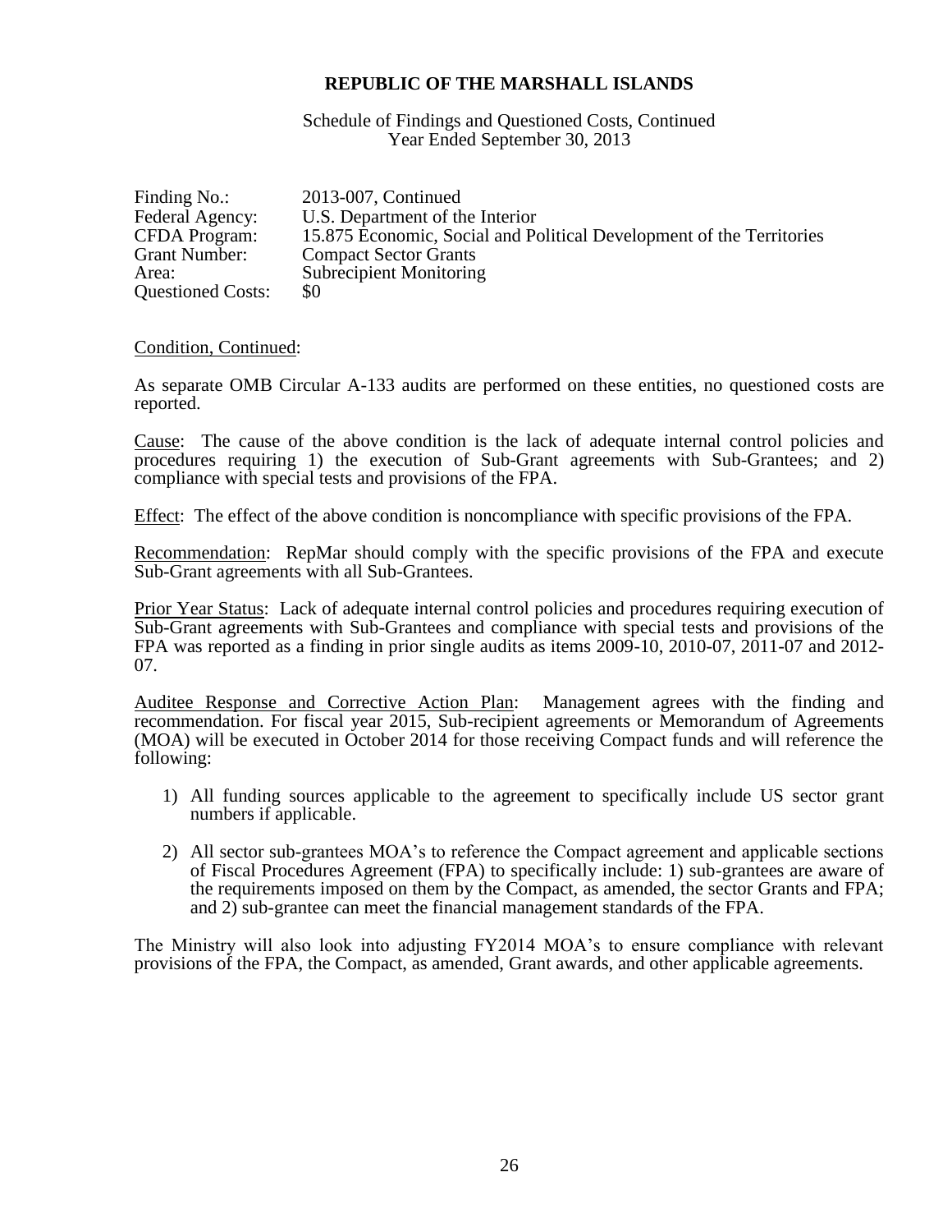**REPUBLIC OF THE MARSHALL ISLANDS**

Schedule of Findings and Questioned Costs, Continued
Year Ended September 30, 2013

| | |
|---|---|
| Finding No.: | 2013-007, Continued |
| Federal Agency: | U.S. Department of the Interior |
| CFDA Program: | 15.875 Economic, Social and Political Development of the Territories |
| Grant Number: | Compact Sector Grants |
| Area: | Subrecipient Monitoring |
| Questioned Costs: | $0 |

Condition, Continued:

As separate OMB Circular A-133 audits are performed on these entities, no questioned costs are reported.

Cause: The cause of the above condition is the lack of adequate internal control policies and procedures requiring 1) the execution of Sub-Grant agreements with Sub-Grantees; and 2) compliance with special tests and provisions of the FPA.

Effect: The effect of the above condition is noncompliance with specific provisions of the FPA.

Recommendation: RepMar should comply with the specific provisions of the FPA and execute Sub-Grant agreements with all Sub-Grantees.

Prior Year Status: Lack of adequate internal control policies and procedures requiring execution of Sub-Grant agreements with Sub-Grantees and compliance with special tests and provisions of the FPA was reported as a finding in prior single audits as items 2009-10, 2010-07, 2011-07 and 2012-07.

Auditee Response and Corrective Action Plan: Management agrees with the finding and recommendation. For fiscal year 2015, Sub-recipient agreements or Memorandum of Agreements (MOA) will be executed in October 2014 for those receiving Compact funds and will reference the following:

1) All funding sources applicable to the agreement to specifically include US sector grant numbers if applicable.

2) All sector sub-grantees MOA's to reference the Compact agreement and applicable sections of Fiscal Procedures Agreement (FPA) to specifically include: 1) sub-grantees are aware of the requirements imposed on them by the Compact, as amended, the sector Grants and FPA; and 2) sub-grantee can meet the financial management standards of the FPA.

The Ministry will also look into adjusting FY2014 MOA's to ensure compliance with relevant provisions of the FPA, the Compact, as amended, Grant awards, and other applicable agreements.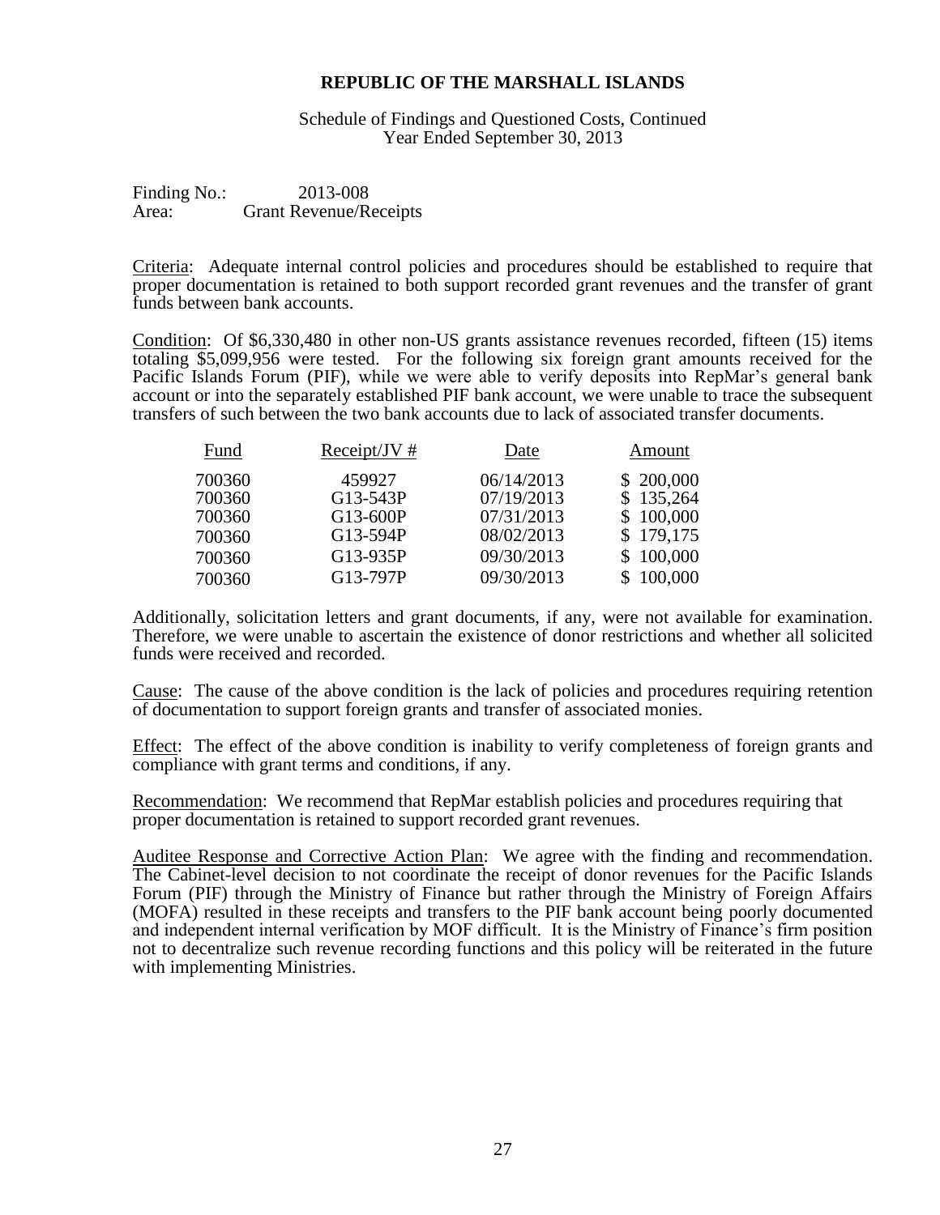# REPUBLIC OF THE MARSHALL ISLANDS

Schedule of Findings and Questioned Costs, Continued
Year Ended September 30, 2013

Finding No.: 2013-008
Area: Grant Revenue/Receipts

Criteria: Adequate internal control policies and procedures should be established to require that proper documentation is retained to both support recorded grant revenues and the transfer of grant funds between bank accounts.

Condition: Of $6,330,480 in other non-US grants assistance revenues recorded, fifteen (15) items totaling $5,099,956 were tested. For the following six foreign grant amounts received for the Pacific Islands Forum (PIF), while we were able to verify deposits into RepMar's general bank account or into the separately established PIF bank account, we were unable to trace the subsequent transfers of such between the two bank accounts due to lack of associated transfer documents.

| Fund | Receipt/JV # | Date | Amount |
|---|---|---|---|
| 700360 | 459927 | 06/14/2013 | $ 200,000 |
| 700360 | G13-543P | 07/19/2013 | $ 135,264 |
| 700360 | G13-600P | 07/31/2013 | $ 100,000 |
| 700360 | G13-594P | 08/02/2013 | $ 179,175 |
| 700360 | G13-935P | 09/30/2013 | $ 100,000 |
| 700360 | G13-797P | 09/30/2013 | $ 100,000 |

Additionally, solicitation letters and grant documents, if any, were not available for examination. Therefore, we were unable to ascertain the existence of donor restrictions and whether all solicited funds were received and recorded.

Cause: The cause of the above condition is the lack of policies and procedures requiring retention of documentation to support foreign grants and transfer of associated monies.

Effect: The effect of the above condition is inability to verify completeness of foreign grants and compliance with grant terms and conditions, if any.

Recommendation: We recommend that RepMar establish policies and procedures requiring that proper documentation is retained to support recorded grant revenues.

Auditee Response and Corrective Action Plan: We agree with the finding and recommendation. The Cabinet-level decision to not coordinate the receipt of donor revenues for the Pacific Islands Forum (PIF) through the Ministry of Finance but rather through the Ministry of Foreign Affairs (MOFA) resulted in these receipts and transfers to the PIF bank account being poorly documented and independent internal verification by MOF difficult. It is the Ministry of Finance's firm position not to decentralize such revenue recording functions and this policy will be reiterated in the future with implementing Ministries.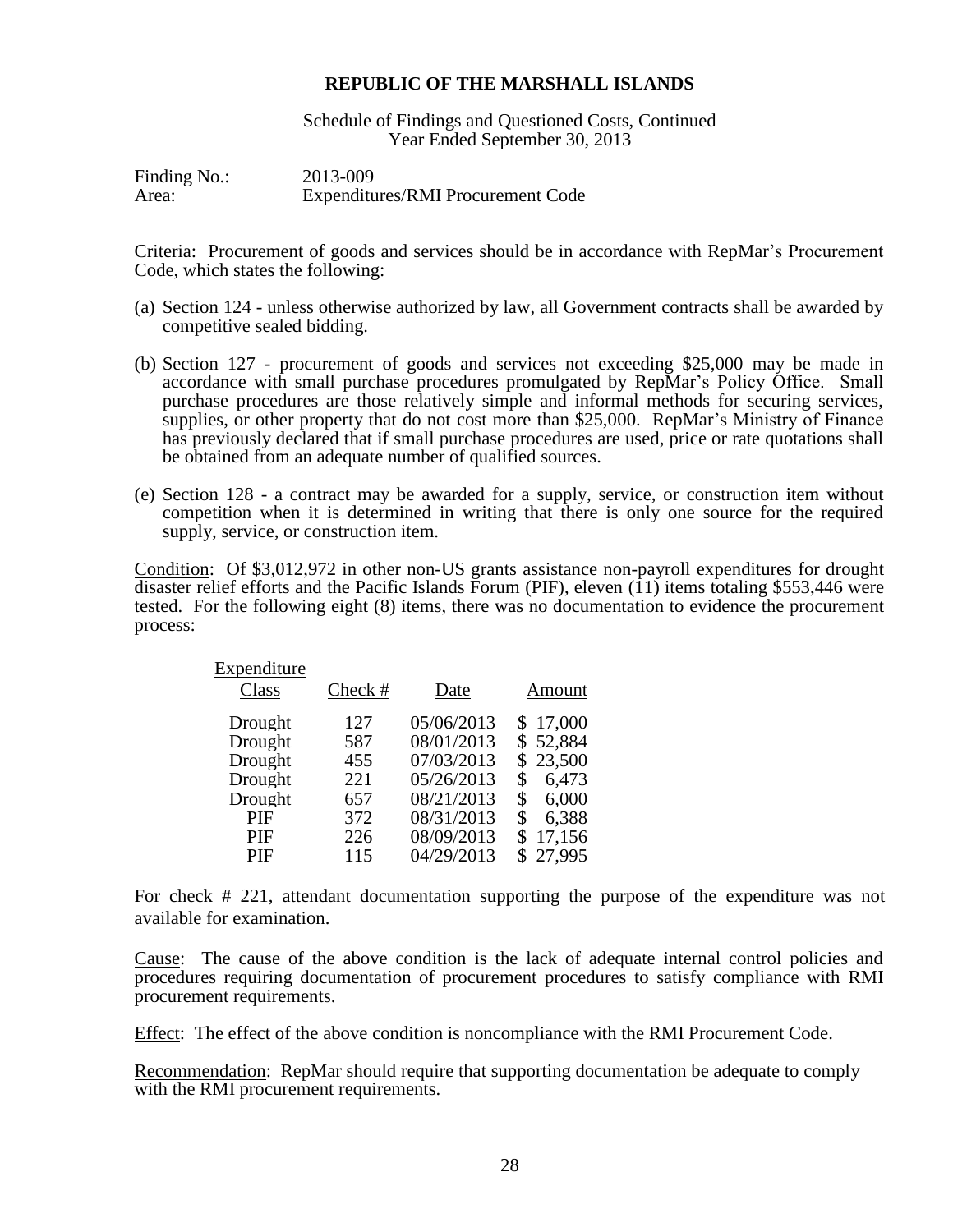# REPUBLIC OF THE MARSHALL ISLANDS

Schedule of Findings and Questioned Costs, Continued
Year Ended September 30, 2013

Finding No.: 2013-009
Area: Expenditures/RMI Procurement Code

Criteria: Procurement of goods and services should be in accordance with RepMar's Procurement Code, which states the following:

(a) Section 124 - unless otherwise authorized by law, all Government contracts shall be awarded by competitive sealed bidding.

(b) Section 127 - procurement of goods and services not exceeding $25,000 may be made in accordance with small purchase procedures promulgated by RepMar's Policy Office. Small purchase procedures are those relatively simple and informal methods for securing services, supplies, or other property that do not cost more than $25,000. RepMar's Ministry of Finance has previously declared that if small purchase procedures are used, price or rate quotations shall be obtained from an adequate number of qualified sources.

(e) Section 128 - a contract may be awarded for a supply, service, or construction item without competition when it is determined in writing that there is only one source for the required supply, service, or construction item.

Condition: Of $3,012,972 in other non-US grants assistance non-payroll expenditures for drought disaster relief efforts and the Pacific Islands Forum (PIF), eleven (11) items totaling $553,446 were tested. For the following eight (8) items, there was no documentation to evidence the procurement process:

| Expenditure Class | Check # | Date | Amount |
|---|---|---|---|
| Drought | 127 | 05/06/2013 | $ 17,000 |
| Drought | 587 | 08/01/2013 | $ 52,884 |
| Drought | 455 | 07/03/2013 | $ 23,500 |
| Drought | 221 | 05/26/2013 | $ 6,473 |
| Drought | 657 | 08/21/2013 | $ 6,000 |
| PIF | 372 | 08/31/2013 | $ 6,388 |
| PIF | 226 | 08/09/2013 | $ 17,156 |
| PIF | 115 | 04/29/2013 | $ 27,995 |

For check # 221, attendant documentation supporting the purpose of the expenditure was not available for examination.

Cause: The cause of the above condition is the lack of adequate internal control policies and procedures requiring documentation of procurement procedures to satisfy compliance with RMI procurement requirements.

Effect: The effect of the above condition is noncompliance with the RMI Procurement Code.

Recommendation: RepMar should require that supporting documentation be adequate to comply with the RMI procurement requirements.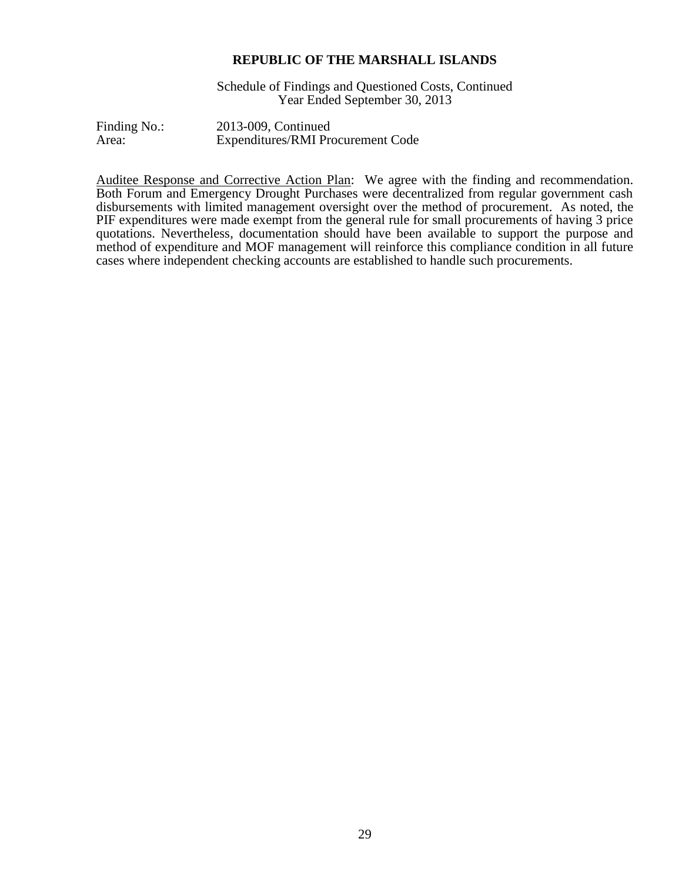**REPUBLIC OF THE MARSHALL ISLANDS**

Schedule of Findings and Questioned Costs, Continued
Year Ended September 30, 2013

Finding No.: 2013-009, Continued
Area: Expenditures/RMI Procurement Code

Auditee Response and Corrective Action Plan: We agree with the finding and recommendation. Both Forum and Emergency Drought Purchases were decentralized from regular government cash disbursements with limited management oversight over the method of procurement. As noted, the PIF expenditures were made exempt from the general rule for small procurements of having 3 price quotations. Nevertheless, documentation should have been available to support the purpose and method of expenditure and MOF management will reinforce this compliance condition in all future cases where independent checking accounts are established to handle such procurements.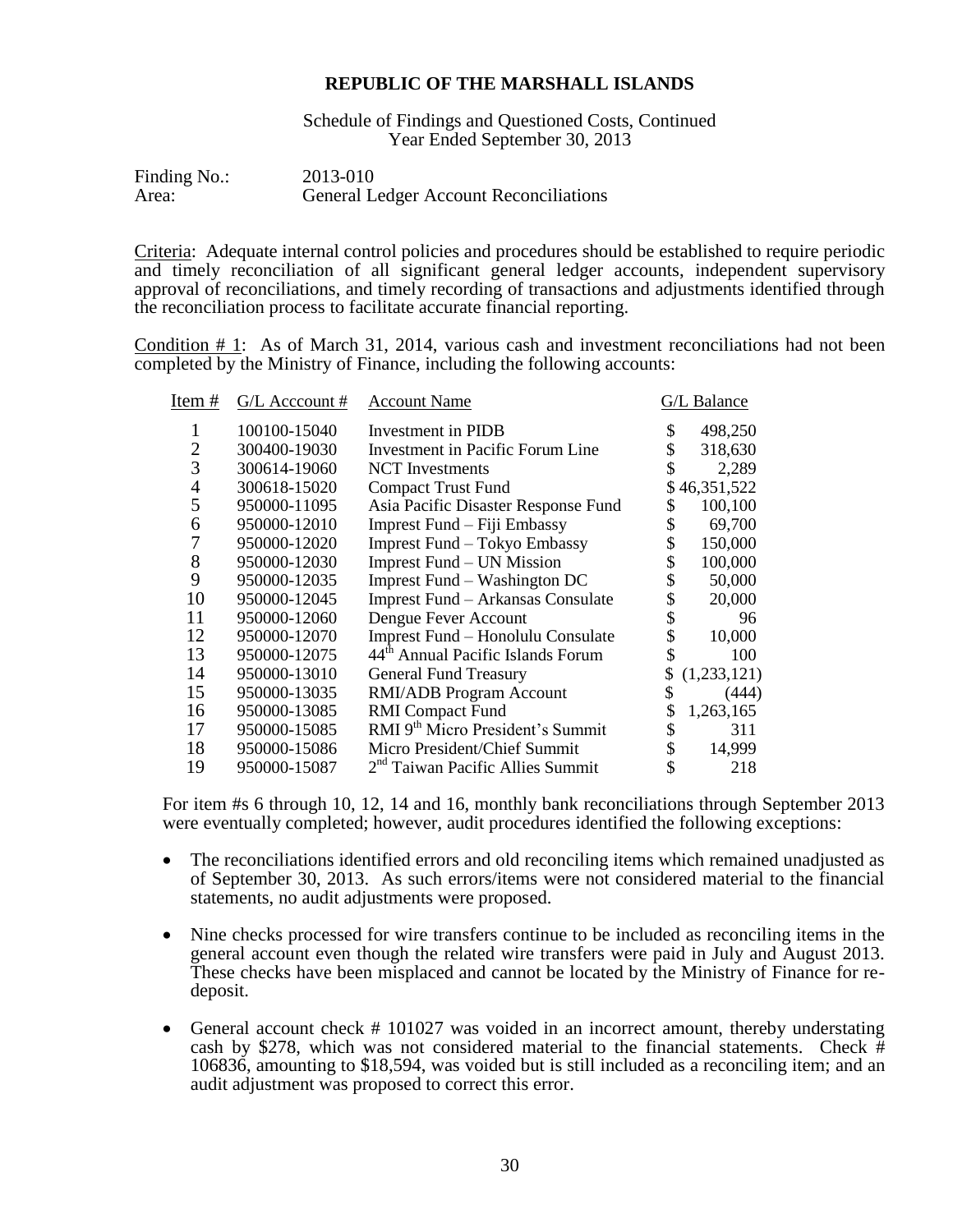**REPUBLIC OF THE MARSHALL ISLANDS**

Schedule of Findings and Questioned Costs, Continued
Year Ended September 30, 2013

Finding No.: 2013-010
Area: General Ledger Account Reconciliations

Criteria: Adequate internal control policies and procedures should be established to require periodic and timely reconciliation of all significant general ledger accounts, independent supervisory approval of reconciliations, and timely recording of transactions and adjustments identified through the reconciliation process to facilitate accurate financial reporting.

Condition # 1: As of March 31, 2014, various cash and investment reconciliations had not been completed by the Ministry of Finance, including the following accounts:

| Item # | G/L Acccount # | Account Name | G/L Balance |
|---|---|---|---|
| 1 | 100100-15040 | Investment in PIDB | $ 498,250 |
| 2 | 300400-19030 | Investment in Pacific Forum Line | $ 318,630 |
| 3 | 300614-19060 | NCT Investments | $ 2,289 |
| 4 | 300618-15020 | Compact Trust Fund | $ 46,351,522 |
| 5 | 950000-11095 | Asia Pacific Disaster Response Fund | $ 100,100 |
| 6 | 950000-12010 | Imprest Fund – Fiji Embassy | $ 69,700 |
| 7 | 950000-12020 | Imprest Fund – Tokyo Embassy | $ 150,000 |
| 8 | 950000-12030 | Imprest Fund – UN Mission | $ 100,000 |
| 9 | 950000-12035 | Imprest Fund – Washington DC | $ 50,000 |
| 10 | 950000-12045 | Imprest Fund – Arkansas Consulate | $ 20,000 |
| 11 | 950000-12060 | Dengue Fever Account | $ 96 |
| 12 | 950000-12070 | Imprest Fund – Honolulu Consulate | $ 10,000 |
| 13 | 950000-12075 | 44th Annual Pacific Islands Forum | $ 100 |
| 14 | 950000-13010 | General Fund Treasury | $ (1,233,121) |
| 15 | 950000-13035 | RMI/ADB Program Account | $ (444) |
| 16 | 950000-13085 | RMI Compact Fund | $ 1,263,165 |
| 17 | 950000-15085 | RMI 9th Micro President's Summit | $ 311 |
| 18 | 950000-15086 | Micro President/Chief Summit | $ 14,999 |
| 19 | 950000-15087 | 2nd Taiwan Pacific Allies Summit | $ 218 |

For item #s 6 through 10, 12, 14 and 16, monthly bank reconciliations through September 2013 were eventually completed; however, audit procedures identified the following exceptions:

- The reconciliations identified errors and old reconciling items which remained unadjusted as of September 30, 2013. As such errors/items were not considered material to the financial statements, no audit adjustments were proposed.

- Nine checks processed for wire transfers continue to be included as reconciling items in the general account even though the related wire transfers were paid in July and August 2013. These checks have been misplaced and cannot be located by the Ministry of Finance for re-deposit.

- General account check # 101027 was voided in an incorrect amount, thereby understating cash by $278, which was not considered material to the financial statements. Check # 106836, amounting to $18,594, was voided but is still included as a reconciling item; and an audit adjustment was proposed to correct this error.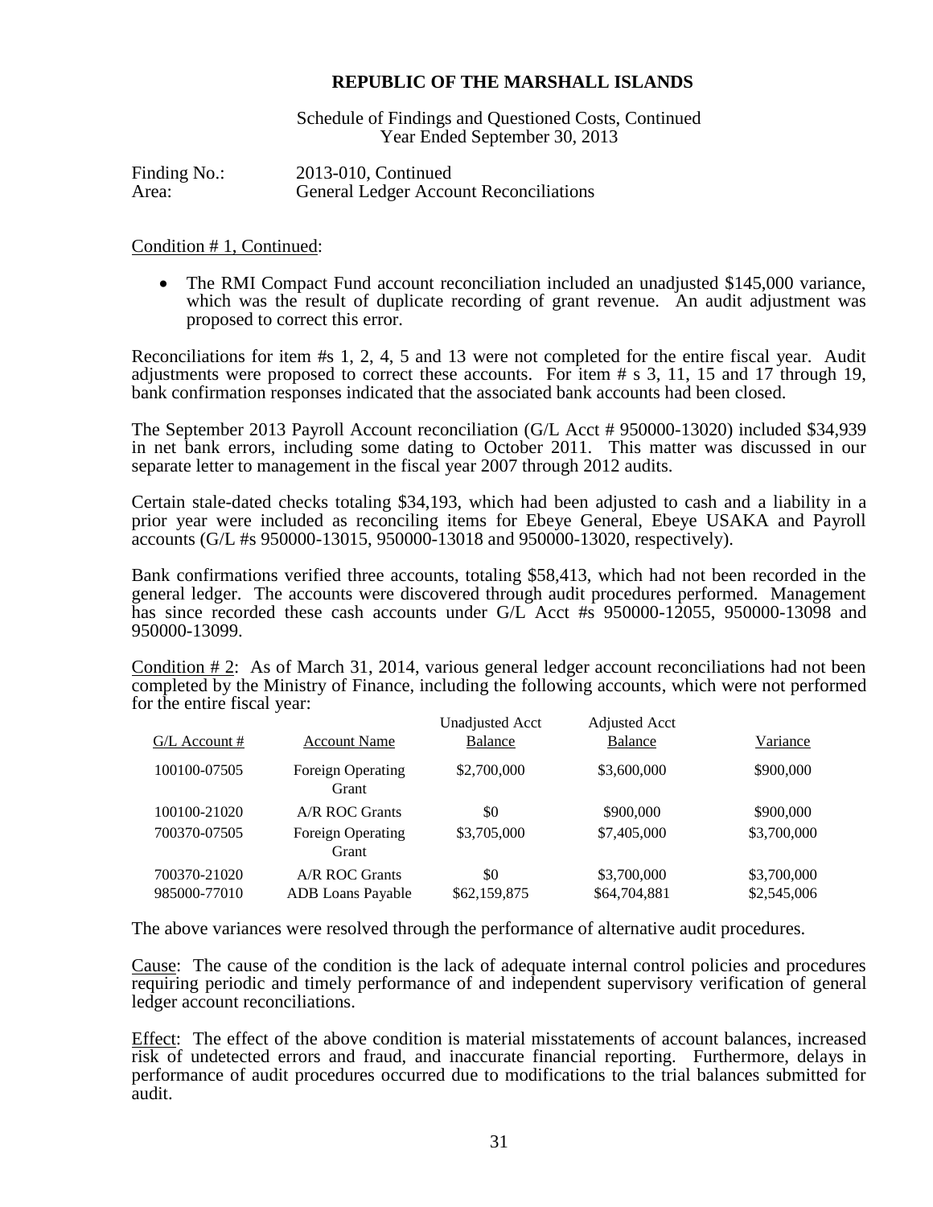**REPUBLIC OF THE MARSHALL ISLANDS**

Schedule of Findings and Questioned Costs, Continued
Year Ended September 30, 2013

Finding No.: 2013-010, Continued
Area: General Ledger Account Reconciliations

Condition # 1, Continued:

- The RMI Compact Fund account reconciliation included an unadjusted \$145,000 variance, which was the result of duplicate recording of grant revenue. An audit adjustment was proposed to correct this error.

Reconciliations for item #s 1, 2, 4, 5 and 13 were not completed for the entire fiscal year. Audit adjustments were proposed to correct these accounts. For item # s 3, 11, 15 and 17 through 19, bank confirmation responses indicated that the associated bank accounts had been closed.

The September 2013 Payroll Account reconciliation (G/L Acct # 950000-13020) included \$34,939 in net bank errors, including some dating to October 2011. This matter was discussed in our separate letter to management in the fiscal year 2007 through 2012 audits.

Certain stale-dated checks totaling \$34,193, which had been adjusted to cash and a liability in a prior year were included as reconciling items for Ebeye General, Ebeye USAKA and Payroll accounts (G/L #s 950000-13015, 950000-13018 and 950000-13020, respectively).

Bank confirmations verified three accounts, totaling \$58,413, which had not been recorded in the general ledger. The accounts were discovered through audit procedures performed. Management has since recorded these cash accounts under G/L Acct #s 950000-12055, 950000-13098 and 950000-13099.

Condition # 2: As of March 31, 2014, various general ledger account reconciliations had not been completed by the Ministry of Finance, including the following accounts, which were not performed for the entire fiscal year:

| G/L Account # | Account Name | Unadjusted Acct Balance | Adjusted Acct Balance | Variance |
|---|---|---|---|---|
| 100100-07505 | Foreign Operating Grant | \$2,700,000 | \$3,600,000 | \$900,000 |
| 100100-21020 | A/R ROC Grants | \$0 | \$900,000 | \$900,000 |
| 700370-07505 | Foreign Operating Grant | \$3,705,000 | \$7,405,000 | \$3,700,000 |
| 700370-21020 | A/R ROC Grants | \$0 | \$3,700,000 | \$3,700,000 |
| 985000-77010 | ADB Loans Payable | \$62,159,875 | \$64,704,881 | \$2,545,006 |

The above variances were resolved through the performance of alternative audit procedures.

Cause: The cause of the condition is the lack of adequate internal control policies and procedures requiring periodic and timely performance of and independent supervisory verification of general ledger account reconciliations.

Effect: The effect of the above condition is material misstatements of account balances, increased risk of undetected errors and fraud, and inaccurate financial reporting. Furthermore, delays in performance of audit procedures occurred due to modifications to the trial balances submitted for audit.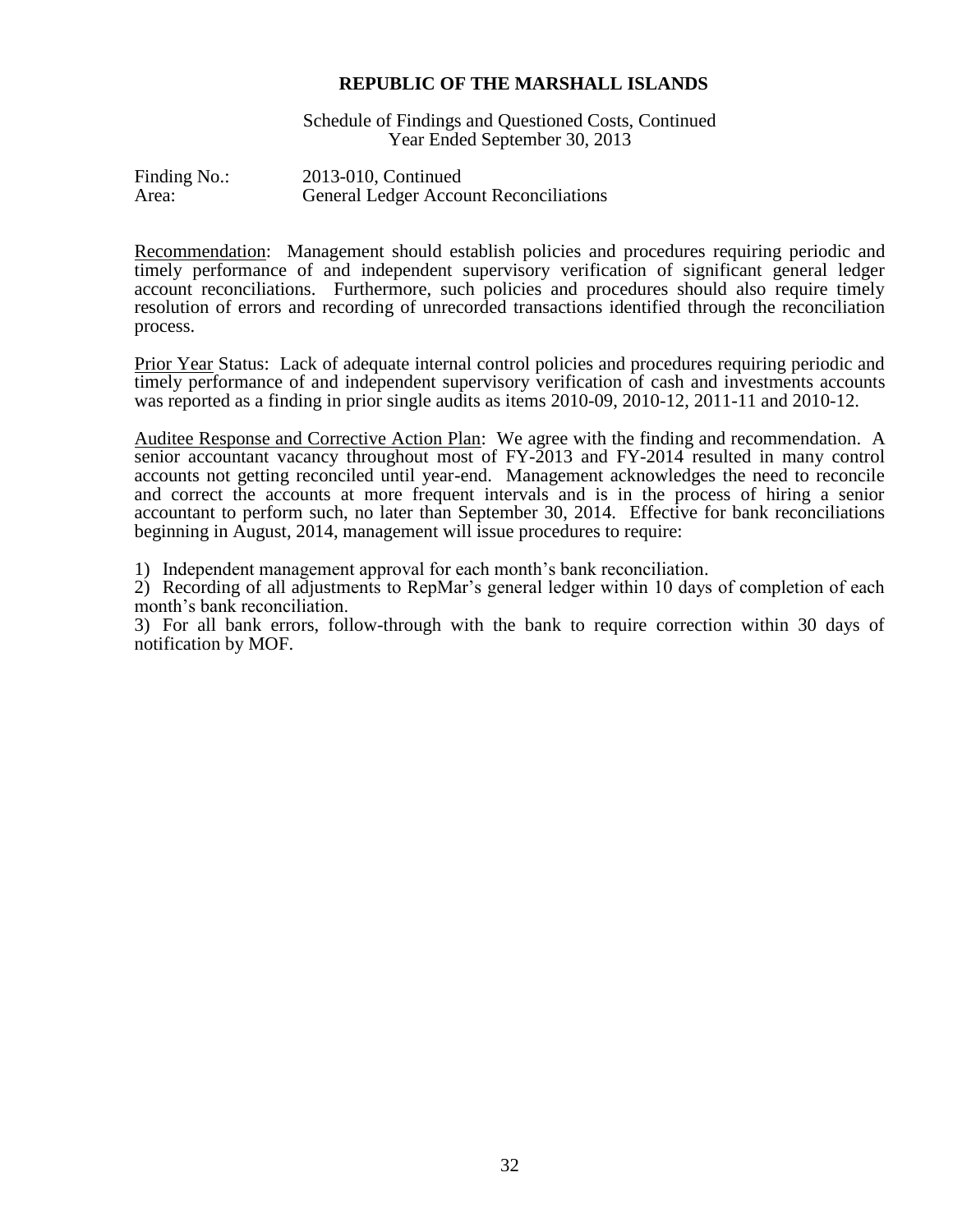**REPUBLIC OF THE MARSHALL ISLANDS**

Schedule of Findings and Questioned Costs, Continued
Year Ended September 30, 2013

Finding No.: 2013-010, Continued
Area: General Ledger Account Reconciliations

Recommendation: Management should establish policies and procedures requiring periodic and timely performance of and independent supervisory verification of significant general ledger account reconciliations. Furthermore, such policies and procedures should also require timely resolution of errors and recording of unrecorded transactions identified through the reconciliation process.

Prior Year Status: Lack of adequate internal control policies and procedures requiring periodic and timely performance of and independent supervisory verification of cash and investments accounts was reported as a finding in prior single audits as items 2010-09, 2010-12, 2011-11 and 2010-12.

Auditee Response and Corrective Action Plan: We agree with the finding and recommendation. A senior accountant vacancy throughout most of FY-2013 and FY-2014 resulted in many control accounts not getting reconciled until year-end. Management acknowledges the need to reconcile and correct the accounts at more frequent intervals and is in the process of hiring a senior accountant to perform such, no later than September 30, 2014. Effective for bank reconciliations beginning in August, 2014, management will issue procedures to require:

1) Independent management approval for each month's bank reconciliation.
2) Recording of all adjustments to RepMar's general ledger within 10 days of completion of each month's bank reconciliation.
3) For all bank errors, follow-through with the bank to require correction within 30 days of notification by MOF.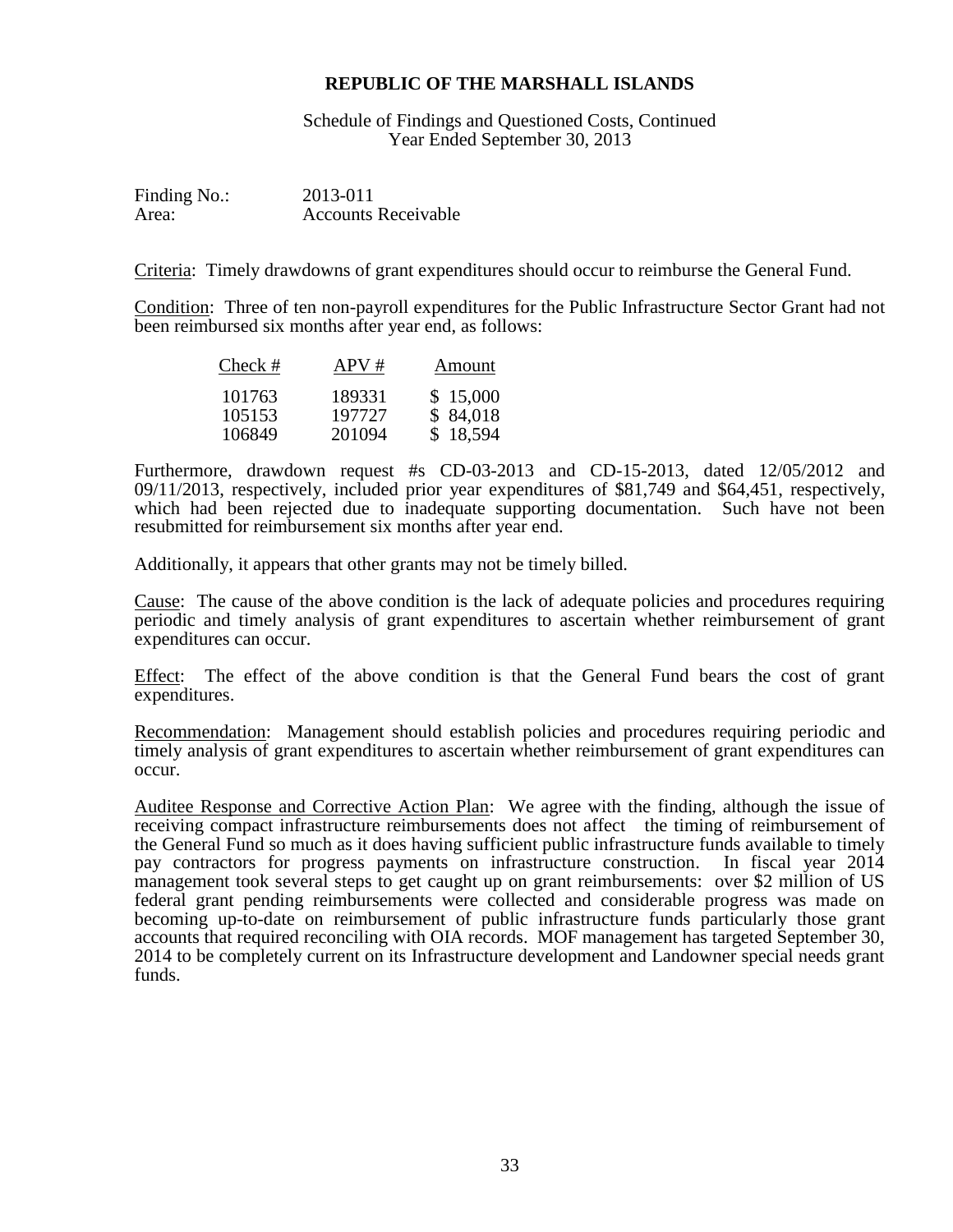# REPUBLIC OF THE MARSHALL ISLANDS

Schedule of Findings and Questioned Costs, Continued
Year Ended September 30, 2013

Finding No.: 2013-011
Area: Accounts Receivable

Criteria: Timely drawdowns of grant expenditures should occur to reimburse the General Fund.

Condition: Three of ten non-payroll expenditures for the Public Infrastructure Sector Grant had not been reimbursed six months after year end, as follows:

| Check # | APV # | Amount |
|---|---|---|
| 101763 | 189331 | \$ 15,000 |
| 105153 | 197727 | \$ 84,018 |
| 106849 | 201094 | \$ 18,594 |

Furthermore, drawdown request #s CD-03-2013 and CD-15-2013, dated 12/05/2012 and 09/11/2013, respectively, included prior year expenditures of \$81,749 and \$64,451, respectively, which had been rejected due to inadequate supporting documentation. Such have not been resubmitted for reimbursement six months after year end.

Additionally, it appears that other grants may not be timely billed.

Cause: The cause of the above condition is the lack of adequate policies and procedures requiring periodic and timely analysis of grant expenditures to ascertain whether reimbursement of grant expenditures can occur.

Effect: The effect of the above condition is that the General Fund bears the cost of grant expenditures.

Recommendation: Management should establish policies and procedures requiring periodic and timely analysis of grant expenditures to ascertain whether reimbursement of grant expenditures can occur.

Auditee Response and Corrective Action Plan: We agree with the finding, although the issue of receiving compact infrastructure reimbursements does not affect the timing of reimbursement of the General Fund so much as it does having sufficient public infrastructure funds available to timely pay contractors for progress payments on infrastructure construction. In fiscal year 2014 management took several steps to get caught up on grant reimbursements: over \$2 million of US federal grant pending reimbursements were collected and considerable progress was made on becoming up-to-date on reimbursement of public infrastructure funds particularly those grant accounts that required reconciling with OIA records. MOF management has targeted September 30, 2014 to be completely current on its Infrastructure development and Landowner special needs grant funds.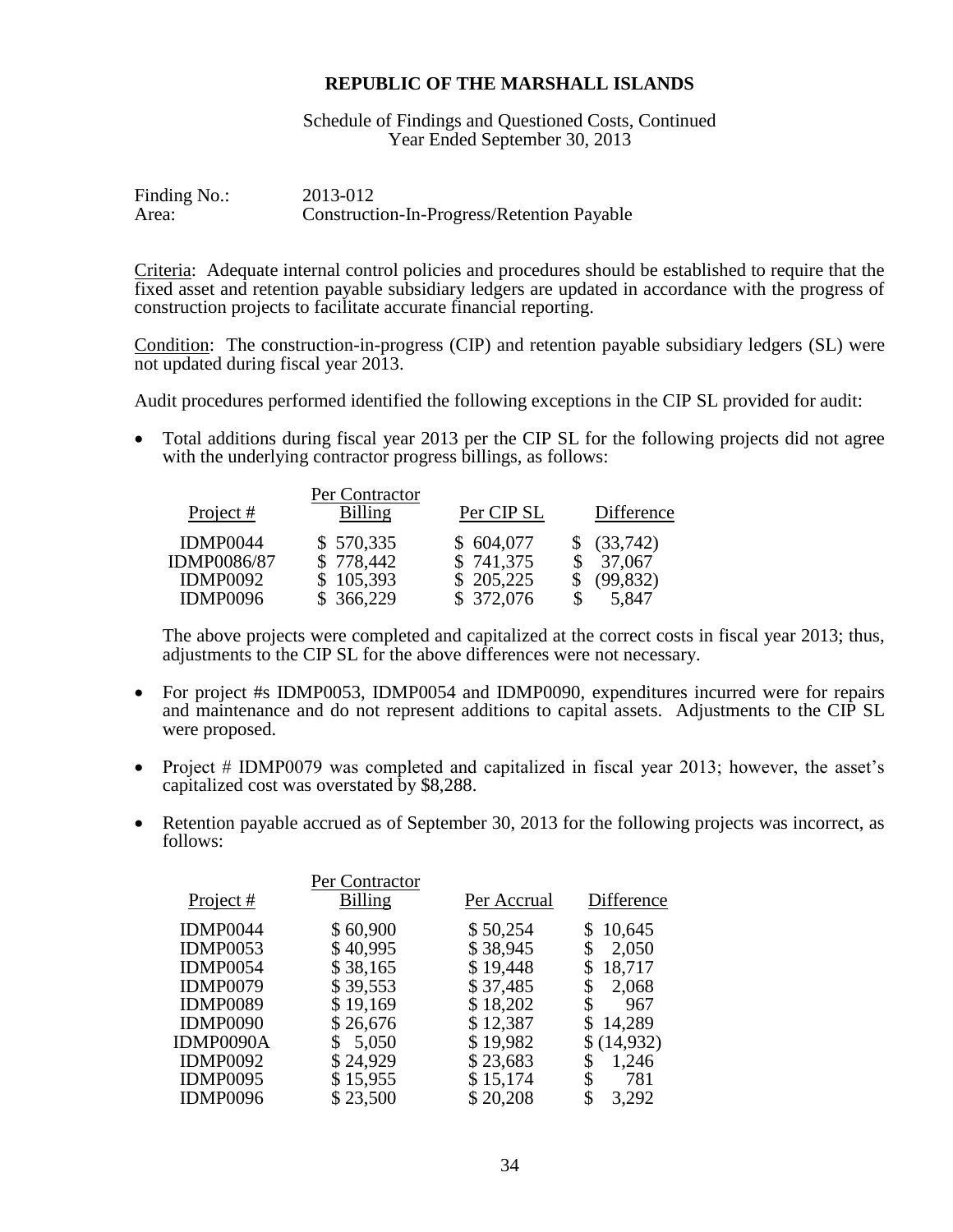**REPUBLIC OF THE MARSHALL ISLANDS**

Schedule of Findings and Questioned Costs, Continued
Year Ended September 30, 2013

Finding No.: 2013-012
Area: Construction-In-Progress/Retention Payable

Criteria: Adequate internal control policies and procedures should be established to require that the fixed asset and retention payable subsidiary ledgers are updated in accordance with the progress of construction projects to facilitate accurate financial reporting.

Condition: The construction-in-progress (CIP) and retention payable subsidiary ledgers (SL) were not updated during fiscal year 2013.

Audit procedures performed identified the following exceptions in the CIP SL provided for audit:

- Total additions during fiscal year 2013 per the CIP SL for the following projects did not agree with the underlying contractor progress billings, as follows:

| Project # | Per Contractor Billing | Per CIP SL | Difference |
|---|---|---|---|
| IDMP0044 | $ 570,335 | $ 604,077 | $ (33,742) |
| IDMP0086/87 | $ 778,442 | $ 741,375 | $ 37,067 |
| IDMP0092 | $ 105,393 | $ 205,225 | $ (99,832) |
| IDMP0096 | $ 366,229 | $ 372,076 | $ 5,847 |

  The above projects were completed and capitalized at the correct costs in fiscal year 2013; thus, adjustments to the CIP SL for the above differences were not necessary.

- For project #s IDMP0053, IDMP0054 and IDMP0090, expenditures incurred were for repairs and maintenance and do not represent additions to capital assets. Adjustments to the CIP SL were proposed.

- Project # IDMP0079 was completed and capitalized in fiscal year 2013; however, the asset's capitalized cost was overstated by $8,288.

- Retention payable accrued as of September 30, 2013 for the following projects was incorrect, as follows:

| Project # | Per Contractor Billing | Per Accrual | Difference |
|---|---|---|---|
| IDMP0044 | $ 60,900 | $ 50,254 | $ 10,645 |
| IDMP0053 | $ 40,995 | $ 38,945 | $ 2,050 |
| IDMP0054 | $ 38,165 | $ 19,448 | $ 18,717 |
| IDMP0079 | $ 39,553 | $ 37,485 | $ 2,068 |
| IDMP0089 | $ 19,169 | $ 18,202 | $ 967 |
| IDMP0090 | $ 26,676 | $ 12,387 | $ 14,289 |
| IDMP0090A | $ 5,050 | $ 19,982 | $ (14,932) |
| IDMP0092 | $ 24,929 | $ 23,683 | $ 1,246 |
| IDMP0095 | $ 15,955 | $ 15,174 | $ 781 |
| IDMP0096 | $ 23,500 | $ 20,208 | $ 3,292 |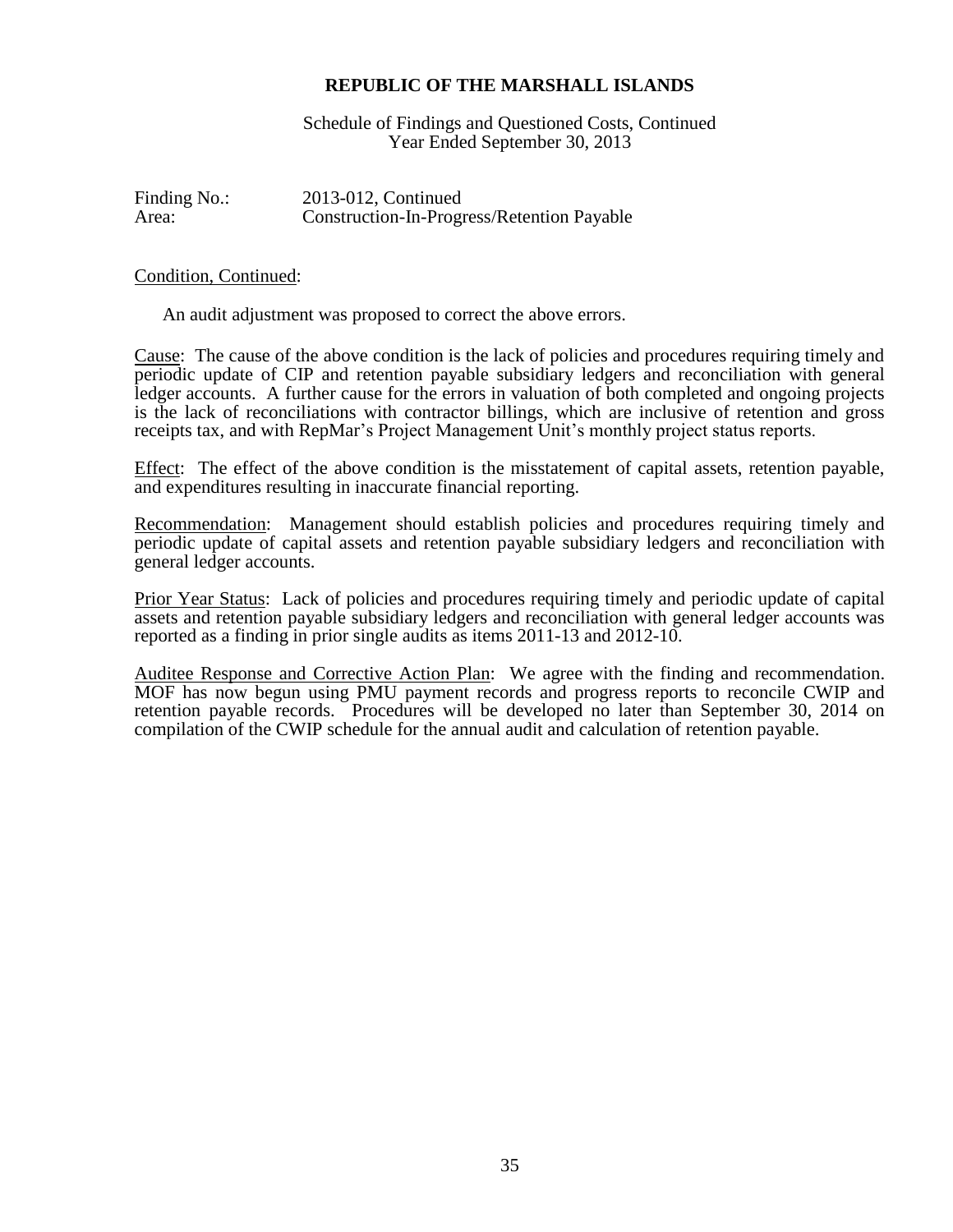**REPUBLIC OF THE MARSHALL ISLANDS**

Schedule of Findings and Questioned Costs, Continued
Year Ended September 30, 2013

Finding No.: 2013-012, Continued
Area: Construction-In-Progress/Retention Payable

Condition, Continued:

An audit adjustment was proposed to correct the above errors.

Cause: The cause of the above condition is the lack of policies and procedures requiring timely and periodic update of CIP and retention payable subsidiary ledgers and reconciliation with general ledger accounts. A further cause for the errors in valuation of both completed and ongoing projects is the lack of reconciliations with contractor billings, which are inclusive of retention and gross receipts tax, and with RepMar's Project Management Unit's monthly project status reports.

Effect: The effect of the above condition is the misstatement of capital assets, retention payable, and expenditures resulting in inaccurate financial reporting.

Recommendation: Management should establish policies and procedures requiring timely and periodic update of capital assets and retention payable subsidiary ledgers and reconciliation with general ledger accounts.

Prior Year Status: Lack of policies and procedures requiring timely and periodic update of capital assets and retention payable subsidiary ledgers and reconciliation with general ledger accounts was reported as a finding in prior single audits as items 2011-13 and 2012-10.

Auditee Response and Corrective Action Plan: We agree with the finding and recommendation. MOF has now begun using PMU payment records and progress reports to reconcile CWIP and retention payable records. Procedures will be developed no later than September 30, 2014 on compilation of the CWIP schedule for the annual audit and calculation of retention payable.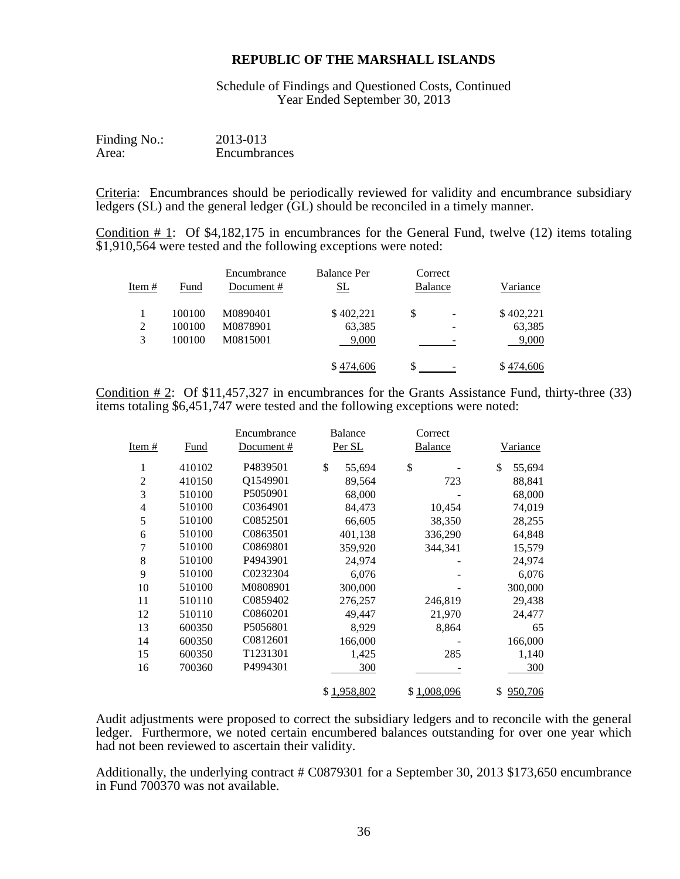**REPUBLIC OF THE MARSHALL ISLANDS**

Schedule of Findings and Questioned Costs, Continued
Year Ended September 30, 2013

Finding No.: 2013-013
Area: Encumbrances

Criteria: Encumbrances should be periodically reviewed for validity and encumbrance subsidiary ledgers (SL) and the general ledger (GL) should be reconciled in a timely manner.

Condition # 1: Of $4,182,175 in encumbrances for the General Fund, twelve (12) items totaling $1,910,564 were tested and the following exceptions were noted:

| Item # | Fund | Encumbrance Document # | Balance Per SL | Correct Balance | Variance |
|---|---|---|---|---|---|
| 1 | 100100 | M0890401 | $ 402,221 | $ - | $ 402,221 |
| 2 | 100100 | M0878901 | 63,385 | - | 63,385 |
| 3 | 100100 | M0815001 | 9,000 | - | 9,000 |
| | | | $ 474,606 | $ - | $ 474,606 |

Condition # 2: Of $11,457,327 in encumbrances for the Grants Assistance Fund, thirty-three (33) items totaling $6,451,747 were tested and the following exceptions were noted:

| Item # | Fund | Encumbrance Document # | Balance Per SL | Correct Balance | Variance |
|---|---|---|---|---|---|
| 1 | 410102 | P4839501 | $ 55,694 | $ - | $ 55,694 |
| 2 | 410150 | Q1549901 | 89,564 | 723 | 88,841 |
| 3 | 510100 | P5050901 | 68,000 | - | 68,000 |
| 4 | 510100 | C0364901 | 84,473 | 10,454 | 74,019 |
| 5 | 510100 | C0852501 | 66,605 | 38,350 | 28,255 |
| 6 | 510100 | C0863501 | 401,138 | 336,290 | 64,848 |
| 7 | 510100 | C0869801 | 359,920 | 344,341 | 15,579 |
| 8 | 510100 | P4943901 | 24,974 | - | 24,974 |
| 9 | 510100 | C0232304 | 6,076 | - | 6,076 |
| 10 | 510100 | M0808901 | 300,000 | - | 300,000 |
| 11 | 510110 | C0859402 | 276,257 | 246,819 | 29,438 |
| 12 | 510110 | C0860201 | 49,447 | 21,970 | 24,477 |
| 13 | 600350 | P5056801 | 8,929 | 8,864 | 65 |
| 14 | 600350 | C0812601 | 166,000 | - | 166,000 |
| 15 | 600350 | T1231301 | 1,425 | 285 | 1,140 |
| 16 | 700360 | P4994301 | 300 | - | 300 |
| | | | $ 1,958,802 | $ 1,008,096 | $ 950,706 |

Audit adjustments were proposed to correct the subsidiary ledgers and to reconcile with the general ledger. Furthermore, we noted certain encumbered balances outstanding for over one year which had not been reviewed to ascertain their validity.

Additionally, the underlying contract # C0879301 for a September 30, 2013 $173,650 encumbrance in Fund 700370 was not available.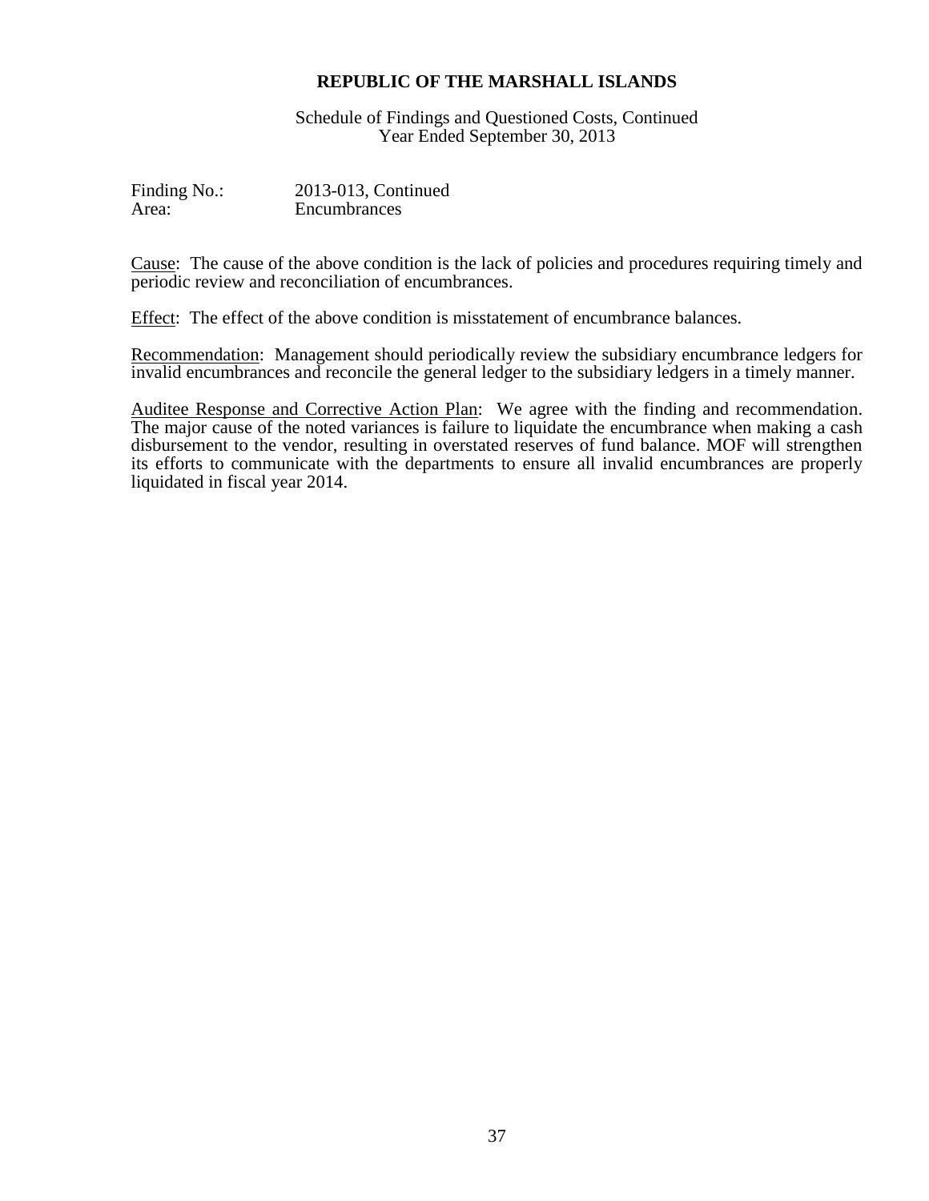# REPUBLIC OF THE MARSHALL ISLANDS

Schedule of Findings and Questioned Costs, Continued
Year Ended September 30, 2013

Finding No.: 2013-013, Continued
Area: Encumbrances

Cause: The cause of the above condition is the lack of policies and procedures requiring timely and periodic review and reconciliation of encumbrances.

Effect: The effect of the above condition is misstatement of encumbrance balances.

Recommendation: Management should periodically review the subsidiary encumbrance ledgers for invalid encumbrances and reconcile the general ledger to the subsidiary ledgers in a timely manner.

Auditee Response and Corrective Action Plan: We agree with the finding and recommendation. The major cause of the noted variances is failure to liquidate the encumbrance when making a cash disbursement to the vendor, resulting in overstated reserves of fund balance. MOF will strengthen its efforts to communicate with the departments to ensure all invalid encumbrances are properly liquidated in fiscal year 2014.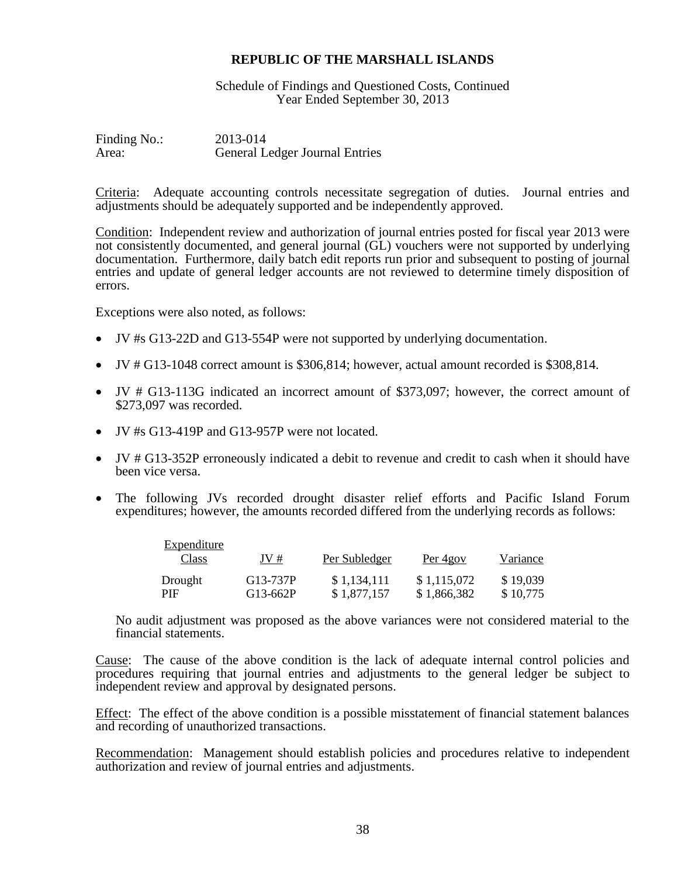**REPUBLIC OF THE MARSHALL ISLANDS**

Schedule of Findings and Questioned Costs, Continued
Year Ended September 30, 2013

Finding No.: 2013-014
Area: General Ledger Journal Entries

Criteria: Adequate accounting controls necessitate segregation of duties. Journal entries and adjustments should be adequately supported and be independently approved.

Condition: Independent review and authorization of journal entries posted for fiscal year 2013 were not consistently documented, and general journal (GL) vouchers were not supported by underlying documentation. Furthermore, daily batch edit reports run prior and subsequent to posting of journal entries and update of general ledger accounts are not reviewed to determine timely disposition of errors.

Exceptions were also noted, as follows:

- JV #s G13-22D and G13-554P were not supported by underlying documentation.
- JV # G13-1048 correct amount is $306,814; however, actual amount recorded is $308,814.
- JV # G13-113G indicated an incorrect amount of $373,097; however, the correct amount of $273,097 was recorded.
- JV #s G13-419P and G13-957P were not located.
- JV # G13-352P erroneously indicated a debit to revenue and credit to cash when it should have been vice versa.
- The following JVs recorded drought disaster relief efforts and Pacific Island Forum expenditures; however, the amounts recorded differed from the underlying records as follows:

| Expenditure Class | JV # | Per Subledger | Per 4gov | Variance |
|---|---|---|---|---|
| Drought | G13-737P | $ 1,134,111 | $ 1,115,072 | $ 19,039 |
| PIF | G13-662P | $ 1,877,157 | $ 1,866,382 | $ 10,775 |

No audit adjustment was proposed as the above variances were not considered material to the financial statements.

Cause: The cause of the above condition is the lack of adequate internal control policies and procedures requiring that journal entries and adjustments to the general ledger be subject to independent review and approval by designated persons.

Effect: The effect of the above condition is a possible misstatement of financial statement balances and recording of unauthorized transactions.

Recommendation: Management should establish policies and procedures relative to independent authorization and review of journal entries and adjustments.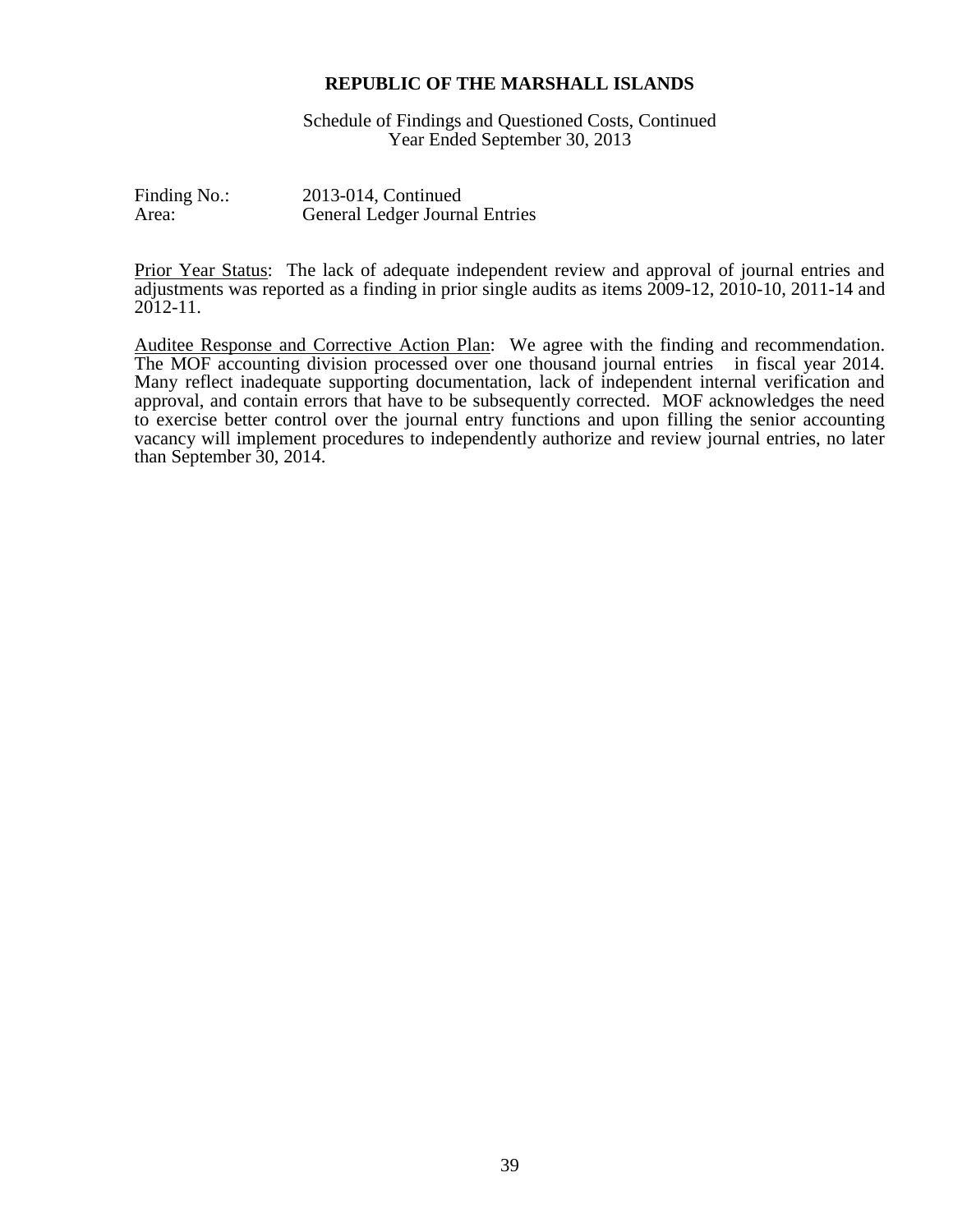**REPUBLIC OF THE MARSHALL ISLANDS**

Schedule of Findings and Questioned Costs, Continued
Year Ended September 30, 2013

Finding No.: 2013-014, Continued
Area: General Ledger Journal Entries

Prior Year Status: The lack of adequate independent review and approval of journal entries and adjustments was reported as a finding in prior single audits as items 2009-12, 2010-10, 2011-14 and 2012-11.

Auditee Response and Corrective Action Plan: We agree with the finding and recommendation. The MOF accounting division processed over one thousand journal entries in fiscal year 2014. Many reflect inadequate supporting documentation, lack of independent internal verification and approval, and contain errors that have to be subsequently corrected. MOF acknowledges the need to exercise better control over the journal entry functions and upon filling the senior accounting vacancy will implement procedures to independently authorize and review journal entries, no later than September 30, 2014.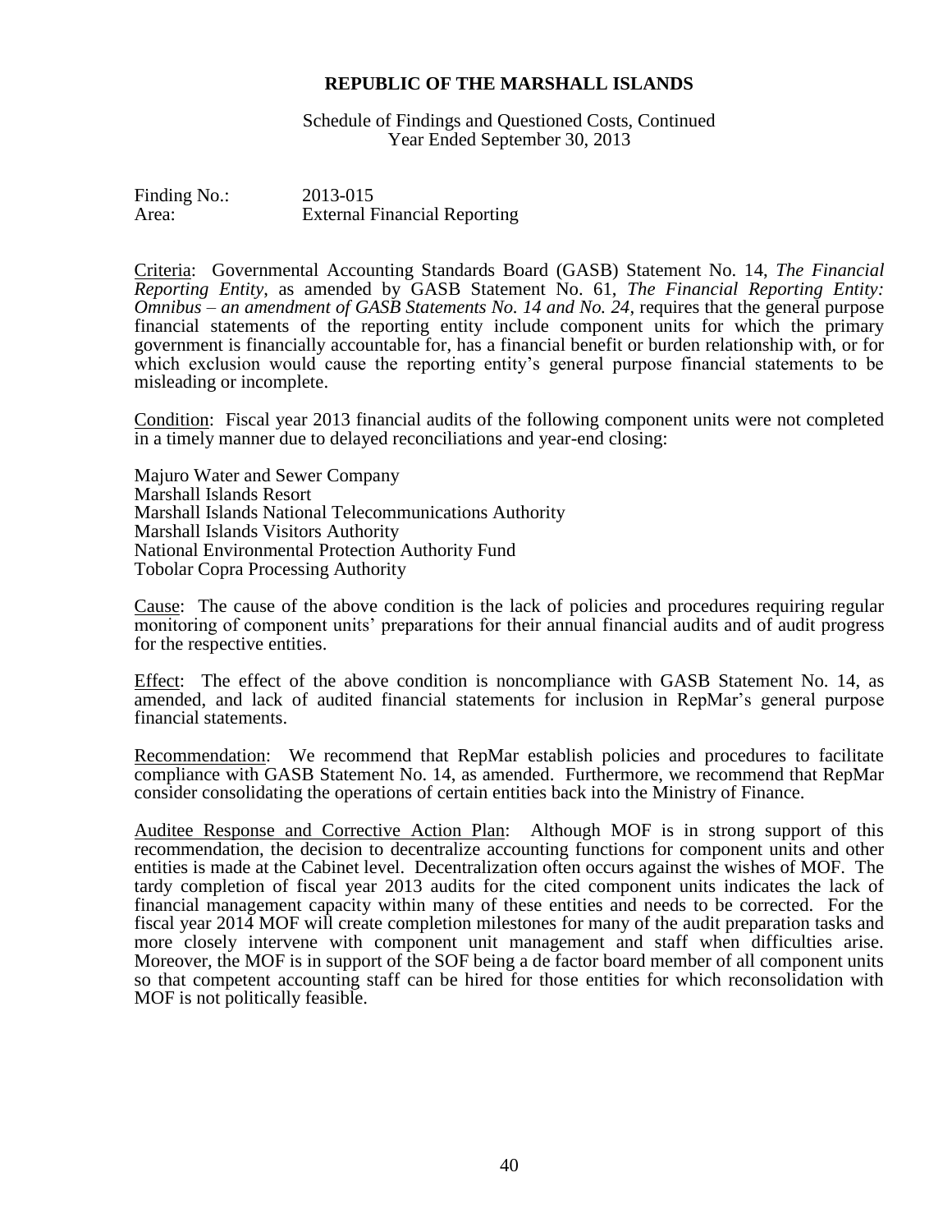**REPUBLIC OF THE MARSHALL ISLANDS**

Schedule of Findings and Questioned Costs, Continued
Year Ended September 30, 2013

Finding No.: 2013-015
Area: External Financial Reporting

Criteria: Governmental Accounting Standards Board (GASB) Statement No. 14, *The Financial Reporting Entity*, as amended by GASB Statement No. 61, *The Financial Reporting Entity: Omnibus – an amendment of GASB Statements No. 14 and No. 24*, requires that the general purpose financial statements of the reporting entity include component units for which the primary government is financially accountable for, has a financial benefit or burden relationship with, or for which exclusion would cause the reporting entity's general purpose financial statements to be misleading or incomplete.

Condition: Fiscal year 2013 financial audits of the following component units were not completed in a timely manner due to delayed reconciliations and year-end closing:

Majuro Water and Sewer Company
Marshall Islands Resort
Marshall Islands National Telecommunications Authority
Marshall Islands Visitors Authority
National Environmental Protection Authority Fund
Tobolar Copra Processing Authority

Cause: The cause of the above condition is the lack of policies and procedures requiring regular monitoring of component units' preparations for their annual financial audits and of audit progress for the respective entities.

Effect: The effect of the above condition is noncompliance with GASB Statement No. 14, as amended, and lack of audited financial statements for inclusion in RepMar's general purpose financial statements.

Recommendation: We recommend that RepMar establish policies and procedures to facilitate compliance with GASB Statement No. 14, as amended. Furthermore, we recommend that RepMar consider consolidating the operations of certain entities back into the Ministry of Finance.

Auditee Response and Corrective Action Plan: Although MOF is in strong support of this recommendation, the decision to decentralize accounting functions for component units and other entities is made at the Cabinet level. Decentralization often occurs against the wishes of MOF. The tardy completion of fiscal year 2013 audits for the cited component units indicates the lack of financial management capacity within many of these entities and needs to be corrected. For the fiscal year 2014 MOF will create completion milestones for many of the audit preparation tasks and more closely intervene with component unit management and staff when difficulties arise. Moreover, the MOF is in support of the SOF being a de factor board member of all component units so that competent accounting staff can be hired for those entities for which reconsolidation with MOF is not politically feasible.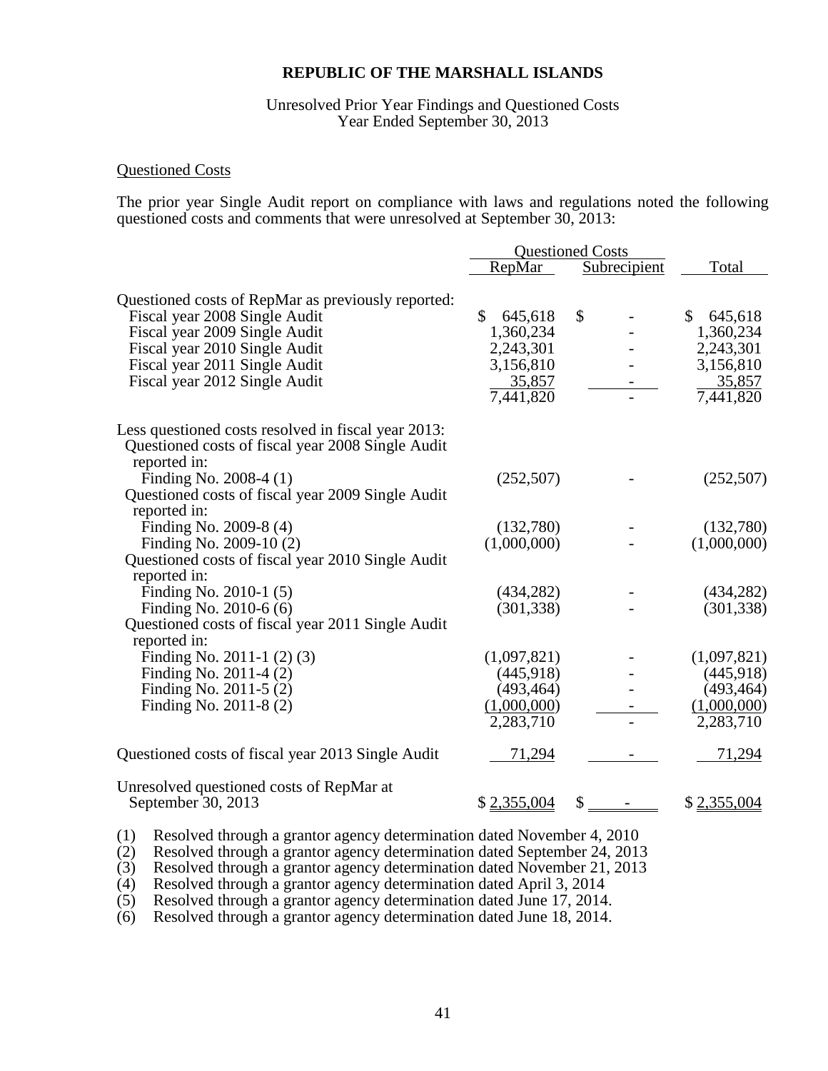# REPUBLIC OF THE MARSHALL ISLANDS

Unresolved Prior Year Findings and Questioned Costs
Year Ended September 30, 2013

## Questioned Costs

The prior year Single Audit report on compliance with laws and regulations noted the following questioned costs and comments that were unresolved at September 30, 2013:

| | Questioned Costs | | |
|---|---|---|---|
| | RepMar | Subrecipient | Total |
| Questioned costs of RepMar as previously reported: | | | |
| Fiscal year 2008 Single Audit | $ 645,618 | $ - | $ 645,618 |
| Fiscal year 2009 Single Audit | 1,360,234 | - | 1,360,234 |
| Fiscal year 2010 Single Audit | 2,243,301 | - | 2,243,301 |
| Fiscal year 2011 Single Audit | 3,156,810 | - | 3,156,810 |
| Fiscal year 2012 Single Audit | 35,857 | - | 35,857 |
| | 7,441,820 | - | 7,441,820 |
| Less questioned costs resolved in fiscal year 2013: | | | |
| Questioned costs of fiscal year 2008 Single Audit reported in: | | | |
| Finding No. 2008-4 (1) | (252,507) | - | (252,507) |
| Questioned costs of fiscal year 2009 Single Audit reported in: | | | |
| Finding No. 2009-8 (4) | (132,780) | - | (132,780) |
| Finding No. 2009-10 (2) | (1,000,000) | - | (1,000,000) |
| Questioned costs of fiscal year 2010 Single Audit reported in: | | | |
| Finding No. 2010-1 (5) | (434,282) | - | (434,282) |
| Finding No. 2010-6 (6) | (301,338) | - | (301,338) |
| Questioned costs of fiscal year 2011 Single Audit reported in: | | | |
| Finding No. 2011-1 (2) (3) | (1,097,821) | - | (1,097,821) |
| Finding No. 2011-4 (2) | (445,918) | - | (445,918) |
| Finding No. 2011-5 (2) | (493,464) | - | (493,464) |
| Finding No. 2011-8 (2) | (1,000,000) | - | (1,000,000) |
| | 2,283,710 | - | 2,283,710 |
| Questioned costs of fiscal year 2013 Single Audit | 71,294 | - | 71,294 |
| Unresolved questioned costs of RepMar at September 30, 2013 | $ 2,355,004 | $ - | $ 2,355,004 |

(1) Resolved through a grantor agency determination dated November 4, 2010
(2) Resolved through a grantor agency determination dated September 24, 2013
(3) Resolved through a grantor agency determination dated November 21, 2013
(4) Resolved through a grantor agency determination dated April 3, 2014
(5) Resolved through a grantor agency determination dated June 17, 2014.
(6) Resolved through a grantor agency determination dated June 18, 2014.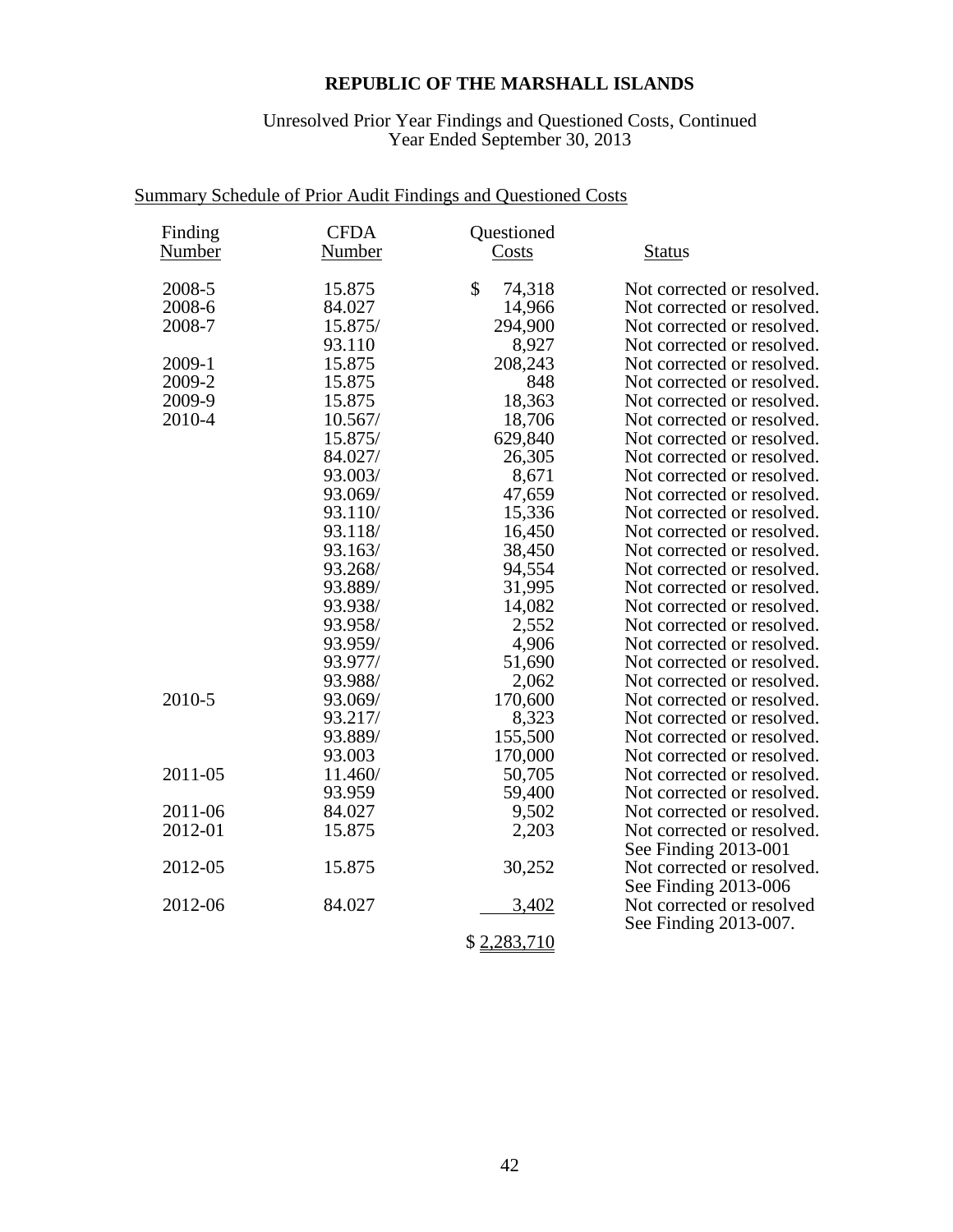# REPUBLIC OF THE MARSHALL ISLANDS

Unresolved Prior Year Findings and Questioned Costs, Continued
Year Ended September 30, 2013

## Summary Schedule of Prior Audit Findings and Questioned Costs

| Finding Number | CFDA Number | Questioned Costs | Status |
|---|---|---|---|
| 2008-5 | 15.875 | $ 74,318 | Not corrected or resolved. |
| 2008-6 | 84.027 | 14,966 | Not corrected or resolved. |
| 2008-7 | 15.875/ | 294,900 | Not corrected or resolved. |
| | 93.110 | 8,927 | Not corrected or resolved. |
| 2009-1 | 15.875 | 208,243 | Not corrected or resolved. |
| 2009-2 | 15.875 | 848 | Not corrected or resolved. |
| 2009-9 | 15.875 | 18,363 | Not corrected or resolved. |
| 2010-4 | 10.567/ | 18,706 | Not corrected or resolved. |
| | 15.875/ | 629,840 | Not corrected or resolved. |
| | 84.027/ | 26,305 | Not corrected or resolved. |
| | 93.003/ | 8,671 | Not corrected or resolved. |
| | 93.069/ | 47,659 | Not corrected or resolved. |
| | 93.110/ | 15,336 | Not corrected or resolved. |
| | 93.118/ | 16,450 | Not corrected or resolved. |
| | 93.163/ | 38,450 | Not corrected or resolved. |
| | 93.268/ | 94,554 | Not corrected or resolved. |
| | 93.889/ | 31,995 | Not corrected or resolved. |
| | 93.938/ | 14,082 | Not corrected or resolved. |
| | 93.958/ | 2,552 | Not corrected or resolved. |
| | 93.959/ | 4,906 | Not corrected or resolved. |
| | 93.977/ | 51,690 | Not corrected or resolved. |
| | 93.988/ | 2,062 | Not corrected or resolved. |
| 2010-5 | 93.069/ | 170,600 | Not corrected or resolved. |
| | 93.217/ | 8,323 | Not corrected or resolved. |
| | 93.889/ | 155,500 | Not corrected or resolved. |
| | 93.003 | 170,000 | Not corrected or resolved. |
| 2011-05 | 11.460/ | 50,705 | Not corrected or resolved. |
| | 93.959 | 59,400 | Not corrected or resolved. |
| 2011-06 | 84.027 | 9,502 | Not corrected or resolved. |
| 2012-01 | 15.875 | 2,203 | Not corrected or resolved. See Finding 2013-001 |
| 2012-05 | 15.875 | 30,252 | Not corrected or resolved. See Finding 2013-006 |
| 2012-06 | 84.027 | 3,402 | Not corrected or resolved See Finding 2013-007. |
| | | $ 2,283,710 | |